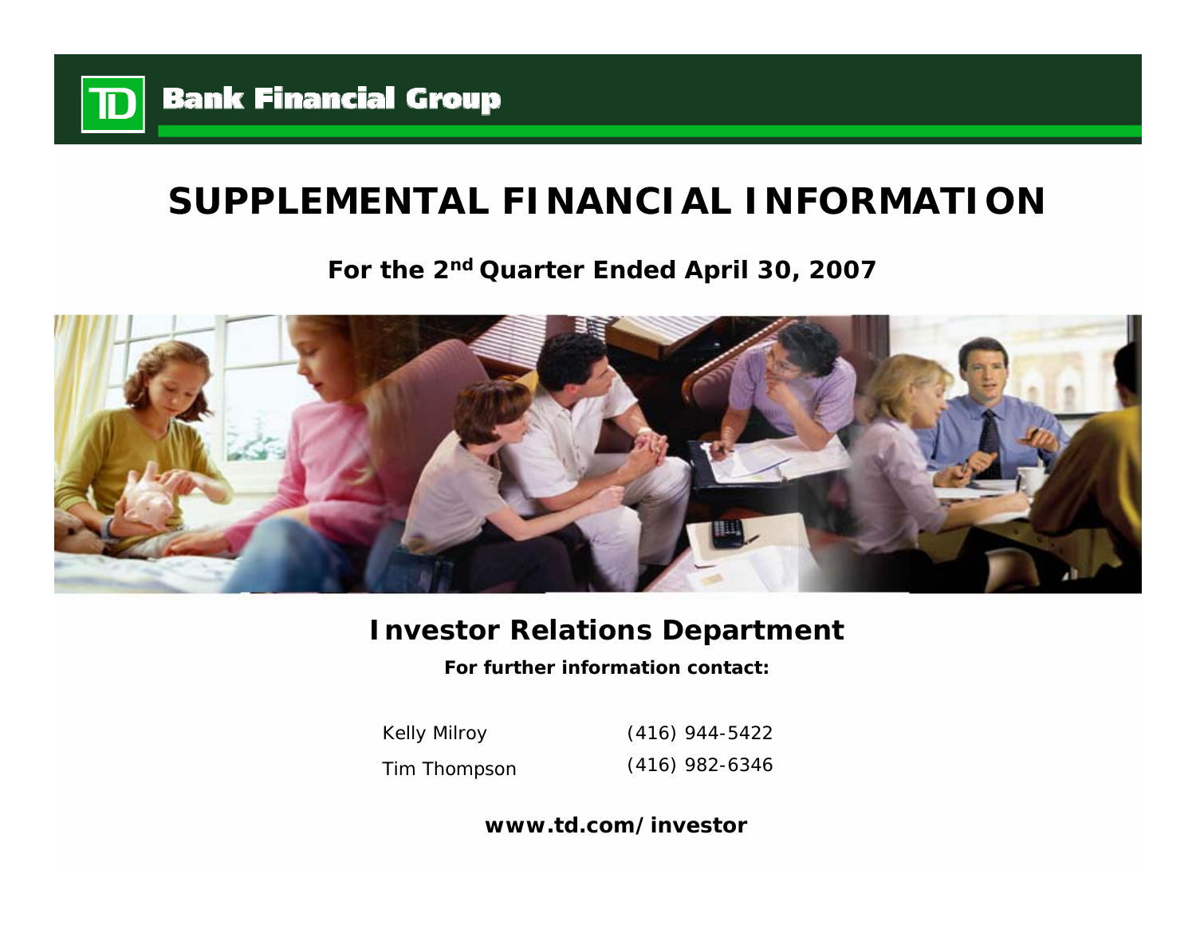**TD Bank Financial Group**

# SUPPLEMENTAL FINANCIAL INFORMATION

## For the 2nd Quarter Ended April 30, 2007

## Investor Relations Department

**For further information contact:**

| | |
|---|---|
| Kelly Milroy | (416) 944-5422 |
| Tim Thompson | (416) 982-6346 |

**www.td.com/investor**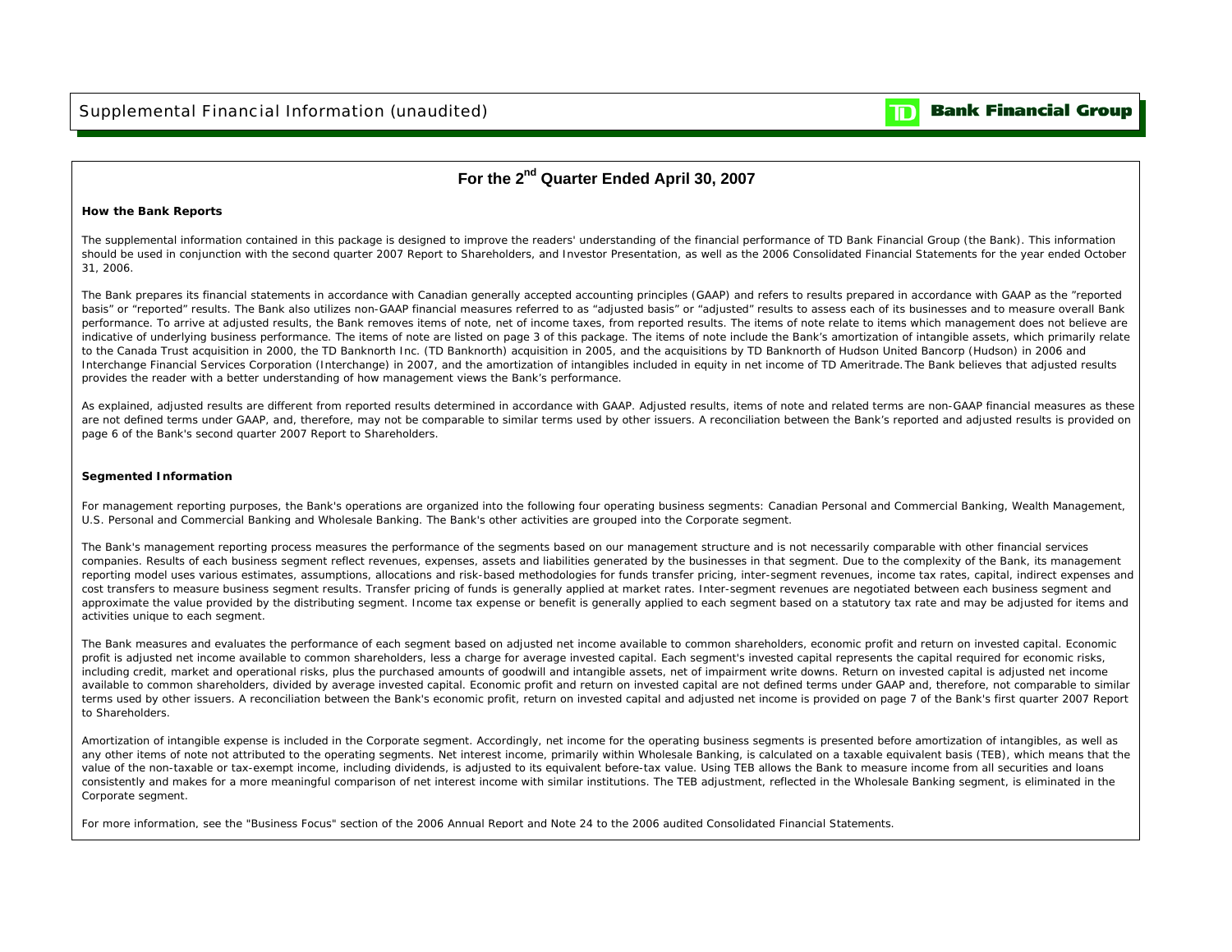# For the 2nd Quarter Ended April 30, 2007

### How the Bank Reports

The supplemental information contained in this package is designed to improve the readers' understanding of the financial performance of TD Bank Financial Group (the Bank). This information should be used in conjunction with the second quarter 2007 Report to Shareholders, and Investor Presentation, as well as the 2006 Consolidated Financial Statements for the year ended October 31, 2006.

The Bank prepares its financial statements in accordance with Canadian generally accepted accounting principles (GAAP) and refers to results prepared in accordance with GAAP as the "reported basis" or "reported" results. The Bank also utilizes non-GAAP financial measures referred to as "adjusted basis" or "adjusted" results to assess each of its businesses and to measure overall Bank performance. To arrive at adjusted results, the Bank removes items of note, net of income taxes, from reported results. The items of note relate to items which management does not believe are indicative of underlying business performance. The items of note are listed on page 3 of this package. The items of note include the Bank's amortization of intangible assets, which primarily relate to the Canada Trust acquisition in 2000, the TD Banknorth Inc. (TD Banknorth) acquisition in 2005, and the acquisitions by TD Banknorth of Hudson United Bancorp (Hudson) in 2006 and Interchange Financial Services Corporation (Interchange) in 2007, and the amortization of intangibles included in equity in net income of TD Ameritrade. The Bank believes that adjusted results provides the reader with a better understanding of how management views the Bank's performance.

As explained, adjusted results are different from reported results determined in accordance with GAAP. Adjusted results, items of note and related terms are non-GAAP financial measures as these are not defined terms under GAAP, and, therefore, may not be comparable to similar terms used by other issuers. A reconciliation between the Bank's reported and adjusted results is provided on page 6 of the Bank's second quarter 2007 Report to Shareholders.

### Segmented Information

For management reporting purposes, the Bank's operations are organized into the following four operating business segments: Canadian Personal and Commercial Banking, Wealth Management, U.S. Personal and Commercial Banking and Wholesale Banking. The Bank's other activities are grouped into the Corporate segment.

The Bank's management reporting process measures the performance of the segments based on our management structure and is not necessarily comparable with other financial services companies. Results of each business segment reflect revenues, expenses, assets and liabilities generated by the businesses in that segment. Due to the complexity of the Bank, its management reporting model uses various estimates, assumptions, allocations and risk-based methodologies for funds transfer pricing, inter-segment revenues, income tax rates, capital, indirect expenses and cost transfers to measure business segment results. Transfer pricing of funds is generally applied at market rates. Inter-segment revenues are negotiated between each business segment and approximate the value provided by the distributing segment. Income tax expense or benefit is generally applied to each segment based on a statutory tax rate and may be adjusted for items and activities unique to each segment.

The Bank measures and evaluates the performance of each segment based on adjusted net income available to common shareholders, economic profit and return on invested capital. Economic profit is adjusted net income available to common shareholders, less a charge for average invested capital. Each segment's invested capital represents the capital required for economic risks, including credit, market and operational risks, plus the purchased amounts of goodwill and intangible assets, net of impairment write downs. Return on invested capital is adjusted net income available to common shareholders, divided by average invested capital. Economic profit and return on invested capital are not defined terms under GAAP and, therefore, not comparable to similar terms used by other issuers. A reconciliation between the Bank's economic profit, return on invested capital and adjusted net income is provided on page 7 of the Bank's first quarter 2007 Report to Shareholders.

Amortization of intangible expense is included in the Corporate segment. Accordingly, net income for the operating business segments is presented before amortization of intangibles, as well as any other items of note not attributed to the operating segments. Net interest income, primarily within Wholesale Banking, is calculated on a taxable equivalent basis (TEB), which means that the value of the non-taxable or tax-exempt income, including dividends, is adjusted to its equivalent before-tax value. Using TEB allows the Bank to measure income from all securities and loans consistently and makes for a more meaningful comparison of net interest income with similar institutions. The TEB adjustment, reflected in the Wholesale Banking segment, is eliminated in the Corporate segment.

For more information, see the "Business Focus" section of the 2006 Annual Report and Note 24 to the 2006 audited Consolidated Financial Statements.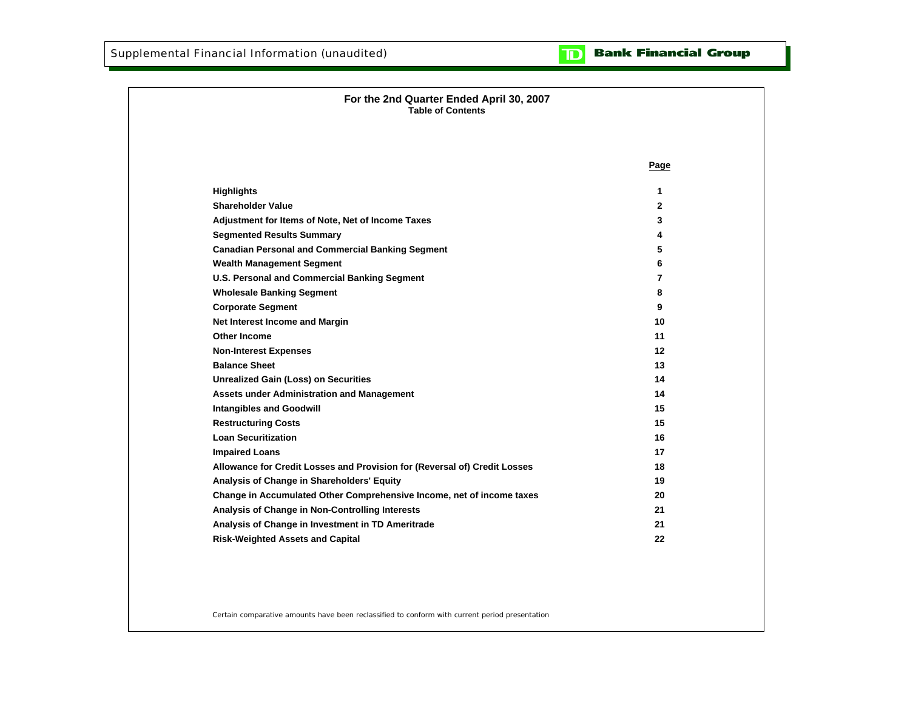Supplemental Financial Information (unaudited)

**Bank Financial Group**

## For the 2nd Quarter Ended April 30, 2007

### Table of Contents

| | Page |
|---|---|
| **Highlights** | 1 |
| **Shareholder Value** | 2 |
| **Adjustment for Items of Note, Net of Income Taxes** | 3 |
| **Segmented Results Summary** | 4 |
| **Canadian Personal and Commercial Banking Segment** | 5 |
| **Wealth Management Segment** | 6 |
| **U.S. Personal and Commercial Banking Segment** | 7 |
| **Wholesale Banking Segment** | 8 |
| **Corporate Segment** | 9 |
| **Net Interest Income and Margin** | 10 |
| **Other Income** | 11 |
| **Non-Interest Expenses** | 12 |
| **Balance Sheet** | 13 |
| **Unrealized Gain (Loss) on Securities** | 14 |
| **Assets under Administration and Management** | 14 |
| **Intangibles and Goodwill** | 15 |
| **Restructuring Costs** | 15 |
| **Loan Securitization** | 16 |
| **Impaired Loans** | 17 |
| **Allowance for Credit Losses and Provision for (Reversal of) Credit Losses** | 18 |
| **Analysis of Change in Shareholders' Equity** | 19 |
| **Change in Accumulated Other Comprehensive Income, net of income taxes** | 20 |
| **Analysis of Change in Non-Controlling Interests** | 21 |
| **Analysis of Change in Investment in TD Ameritrade** | 21 |
| **Risk-Weighted Assets and Capital** | 22 |

*Certain comparative amounts have been reclassified to conform with current period presentation*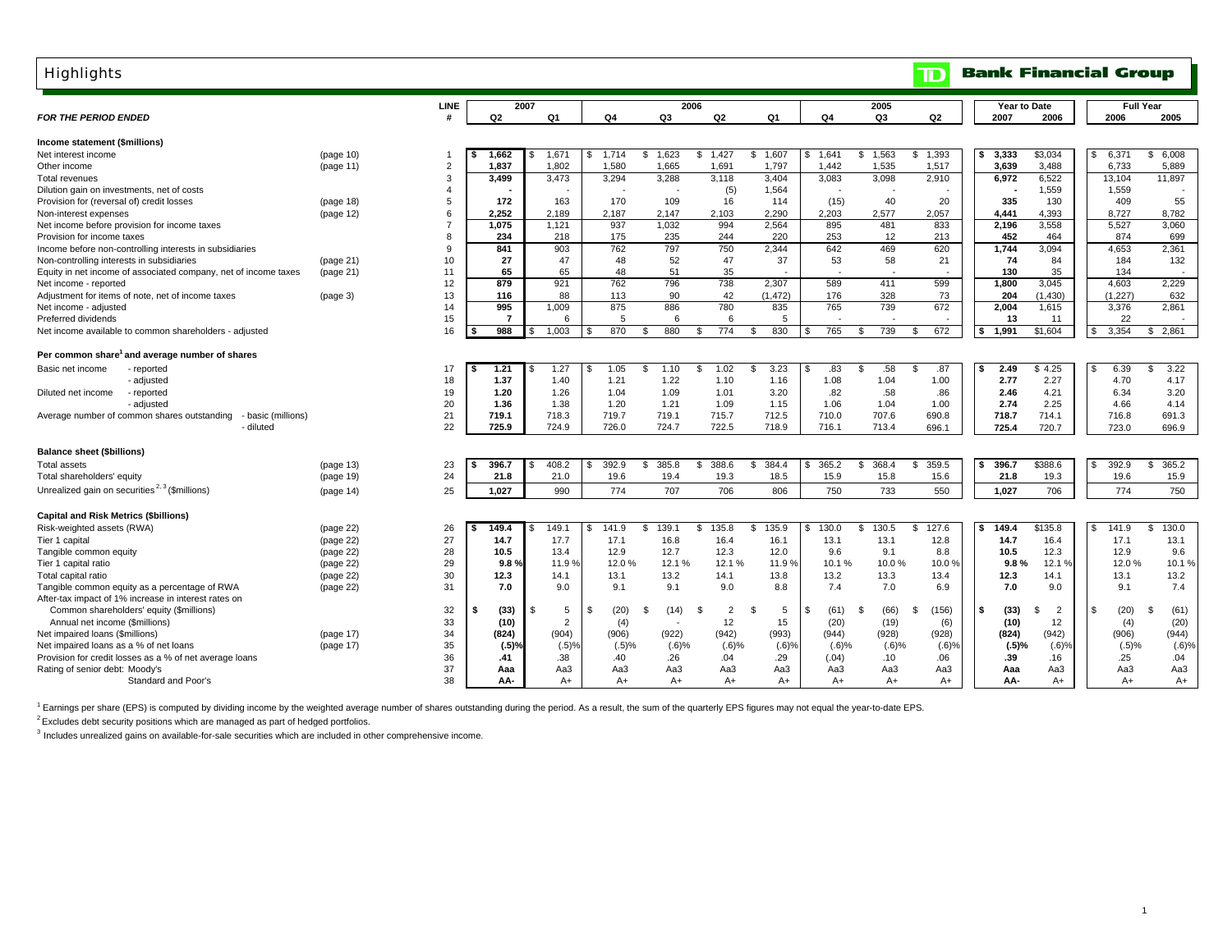# Highlights

TD Bank Financial Group

| FOR THE PERIOD ENDED | | LINE # | 2007 Q2 | 2007 Q1 | 2006 Q4 | 2006 Q3 | 2006 Q2 | 2006 Q1 | 2005 Q4 | 2005 Q3 | 2005 Q2 | Year to Date 2007 | Year to Date 2006 | Full Year 2006 | Full Year 2005 |
|---|---|---|---|---|---|---|---|---|---|---|---|---|---|---|---|
| **Income statement ($millions)** | | | | | | | | | | | | | | | |
| Net interest income | (page 10) | 1 | $ 1,662 | $ 1,671 | $ 1,714 | $ 1,623 | $ 1,427 | $ 1,607 | $ 1,641 | $ 1,563 | $ 1,393 | $ 3,333 | $3,034 | $ 6,371 | $ 6,008 |
| Other income | (page 11) | 2 | 1,837 | 1,802 | 1,580 | 1,665 | 1,691 | 1,797 | 1,442 | 1,535 | 1,517 | 3,639 | 3,488 | 6,733 | 5,889 |
| Total revenues | | 3 | 3,499 | 3,473 | 3,294 | 3,288 | 3,118 | 3,404 | 3,083 | 3,098 | 2,910 | 6,972 | 6,522 | 13,104 | 11,897 |
| Dilution gain on investments, net of costs | | 4 | - | - | - | - | (5) | 1,564 | - | - | - | - | 1,559 | 1,559 | - |
| Provision for (reversal of) credit losses | (page 18) | 5 | 172 | 163 | 170 | 109 | 16 | 114 | (15) | 40 | 20 | 335 | 130 | 409 | 55 |
| Non-interest expenses | (page 12) | 6 | 2,252 | 2,189 | 2,187 | 2,147 | 2,103 | 2,290 | 2,203 | 2,577 | 2,057 | 4,441 | 4,393 | 8,727 | 8,782 |
| Net income before provision for income taxes | | 7 | 1,075 | 1,121 | 937 | 1,032 | 994 | 2,564 | 895 | 481 | 833 | 2,196 | 3,558 | 5,527 | 3,060 |
| Provision for income taxes | | 8 | 234 | 218 | 175 | 235 | 244 | 220 | 253 | 12 | 213 | 452 | 464 | 874 | 699 |
| Income before non-controlling interests in subsidiaries | | 9 | 841 | 903 | 762 | 797 | 750 | 2,344 | 642 | 469 | 620 | 1,744 | 3,094 | 4,653 | 2,361 |
| Non-controlling interests in subsidiaries | (page 21) | 10 | 27 | 47 | 48 | 52 | 47 | 37 | 53 | 58 | 21 | 74 | 84 | 184 | 132 |
| Equity in net income of associated company, net of income taxes | (page 21) | 11 | 65 | 65 | 48 | 51 | 35 | - | - | - | - | 130 | 35 | 134 | - |
| Net income - reported | | 12 | 879 | 921 | 762 | 796 | 738 | 2,307 | 589 | 411 | 599 | 1,800 | 3,045 | 4,603 | 2,229 |
| Adjustment for items of note, net of income taxes | (page 3) | 13 | 116 | 88 | 113 | 90 | 42 | (1,472) | 176 | 328 | 73 | 204 | (1,430) | (1,227) | 632 |
| Net income - adjusted | | 14 | 995 | 1,009 | 875 | 886 | 780 | 835 | 765 | 739 | 672 | 2,004 | 1,615 | 3,376 | 2,861 |
| Preferred dividends | | 15 | 7 | 6 | 5 | 6 | 6 | 5 | - | - | - | 13 | 11 | 22 | - |
| Net income available to common shareholders - adjusted | | 16 | $ 988 | $ 1,003 | $ 870 | $ 880 | $ 774 | $ 830 | $ 765 | $ 739 | $ 672 | $ 1,991 | $1,604 | $ 3,354 | $ 2,861 |
| **Per common share[1] and average number of shares** | | | | | | | | | | | | | | | |
| Basic net income - reported | | 17 | $ 1.21 | $ 1.27 | $ 1.05 | $ 1.10 | $ 1.02 | $ 3.23 | $ .83 | $ .58 | $ .87 | $ 2.49 | $ 4.25 | $ 6.39 | $ 3.22 |
| - adjusted | | 18 | 1.37 | 1.40 | 1.21 | 1.22 | 1.10 | 1.16 | 1.08 | 1.04 | 1.00 | 2.77 | 2.27 | 4.70 | 4.17 |
| Diluted net income - reported | | 19 | 1.20 | 1.26 | 1.04 | 1.09 | 1.01 | 3.20 | .82 | .58 | .86 | 2.46 | 4.21 | 6.34 | 3.20 |
| - adjusted | | 20 | 1.36 | 1.38 | 1.20 | 1.21 | 1.09 | 1.15 | 1.06 | 1.04 | 1.00 | 2.74 | 2.25 | 4.66 | 4.14 |
| Average number of common shares outstanding - basic (millions) | | 21 | 719.1 | 718.3 | 719.7 | 719.1 | 715.7 | 712.5 | 710.0 | 707.6 | 690.8 | 718.7 | 714.1 | 716.8 | 691.3 |
| - diluted | | 22 | 725.9 | 724.9 | 726.0 | 724.7 | 722.5 | 718.9 | 716.1 | 713.4 | 696.1 | 725.4 | 720.7 | 723.0 | 696.9 |
| **Balance sheet ($billions)** | | | | | | | | | | | | | | | |
| Total assets | (page 13) | 23 | $ 396.7 | $ 408.2 | $ 392.9 | $ 385.8 | $ 388.6 | $ 384.4 | $ 365.2 | $ 368.4 | $ 359.5 | $ 396.7 | $388.6 | $ 392.9 | $ 365.2 |
| Total shareholders' equity | (page 19) | 24 | 21.8 | 21.0 | 19.6 | 19.4 | 19.3 | 18.5 | 15.9 | 15.8 | 15.6 | 21.8 | 19.3 | 19.6 | 15.9 |
| Unrealized gain on securities[2, 3] ($millions) | (page 14) | 25 | 1,027 | 990 | 774 | 707 | 706 | 806 | 750 | 733 | 550 | 1,027 | 706 | 774 | 750 |
| **Capital and Risk Metrics ($billions)** | | | | | | | | | | | | | | | |
| Risk-weighted assets (RWA) | (page 22) | 26 | $ 149.4 | $ 149.1 | $ 141.9 | $ 139.1 | $ 135.8 | $ 135.9 | $ 130.0 | $ 130.5 | $ 127.6 | $ 149.4 | $135.8 | $ 141.9 | $ 130.0 |
| Tier 1 capital | (page 22) | 27 | 14.7 | 17.7 | 17.1 | 16.8 | 16.4 | 16.1 | 13.1 | 13.1 | 12.8 | 14.7 | 16.4 | 17.1 | 13.1 |
| Tangible common equity | (page 22) | 28 | 10.5 | 13.4 | 12.9 | 12.7 | 12.3 | 12.0 | 9.6 | 9.1 | 8.8 | 10.5 | 12.3 | 12.9 | 9.6 |
| Tier 1 capital ratio | (page 22) | 29 | 9.8 % | 11.9 % | 12.0 % | 12.1 % | 12.1 % | 11.9 % | 10.1 % | 10.0 % | 10.0 % | 9.8 % | 12.1 % | 12.0 % | 10.1 % |
| Total capital ratio | (page 22) | 30 | 12.3 | 14.1 | 13.1 | 13.2 | 14.1 | 13.8 | 13.2 | 13.3 | 13.4 | 12.3 | 14.1 | 13.1 | 13.2 |
| Tangible common equity as a percentage of RWA | (page 22) | 31 | 7.0 | 9.0 | 9.1 | 9.1 | 9.0 | 8.8 | 7.4 | 7.0 | 6.9 | 7.0 | 9.0 | 9.1 | 7.4 |
| After-tax impact of 1% increase in interest rates on | | | | | | | | | | | | | | | |
| Common shareholders' equity ($millions) | | 32 | $ (33) | $ 5 | $ (20) | $ (14) | $ 2 | $ 5 | $ (61) | $ (66) | $ (156) | $ (33) | $ 2 | $ (20) | $ (61) |
| Annual net income ($millions) | | 33 | (10) | 2 | (4) | - | 12 | 15 | (20) | (19) | (6) | (10) | 12 | (4) | (20) |
| Net impaired loans ($millions) | (page 17) | 34 | (824) | (904) | (906) | (922) | (942) | (993) | (944) | (928) | (928) | (824) | (942) | (906) | (944) |
| Net impaired loans as a % of net loans | (page 17) | 35 | (.5)% | (.5)% | (.5)% | (.6)% | (.6)% | (.6)% | (.6)% | (.6)% | (.6)% | (.5)% | (.6)% | (.5)% | (.6)% |
| Provision for credit losses as a % of net average loans | | 36 | .41 | .38 | .40 | .26 | .04 | .29 | (.04) | .10 | .06 | .39 | .16 | .25 | .04 |
| Rating of senior debt: Moody's | | 37 | Aaa | Aa3 | Aa3 | Aa3 | Aa3 | Aa3 | Aa3 | Aa3 | Aa3 | Aaa | Aa3 | Aa3 | Aa3 |
| Standard and Poor's | | 38 | AA- | A+ | A+ | A+ | A+ | A+ | A+ | A+ | A+ | AA- | A+ | A+ | A+ |

[1] Earnings per share (EPS) is computed by dividing income by the weighted average number of shares outstanding during the period. As a result, the sum of the quarterly EPS figures may not equal the year-to-date EPS.

[2] Excludes debt security positions which are managed as part of hedged portfolios.

[3] Includes unrealized gains on available-for-sale securities which are included in other comprehensive income.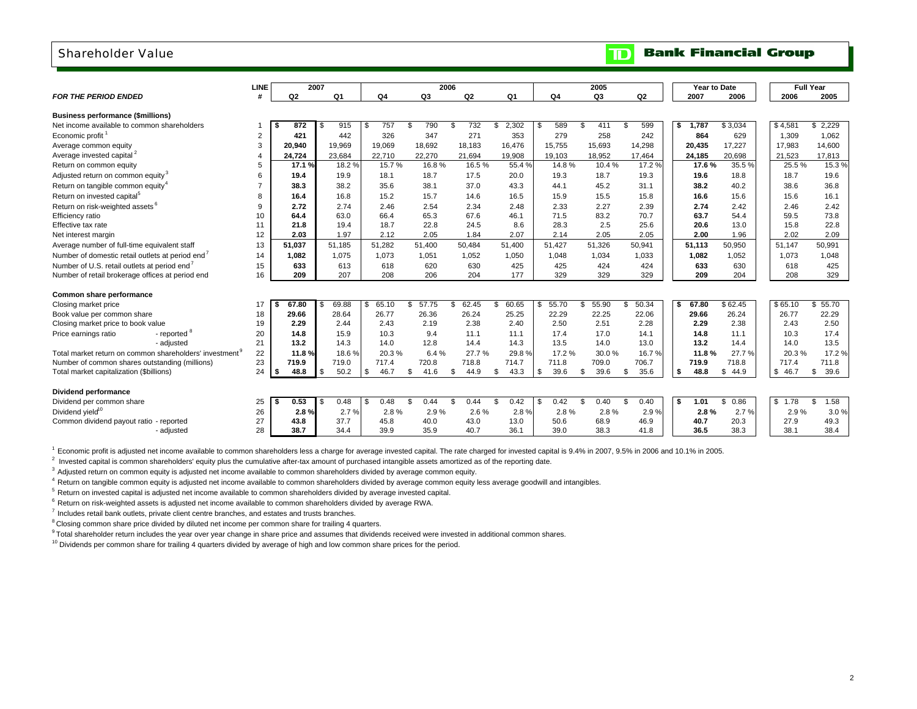# Shareholder Value

**TD Bank Financial Group**

| FOR THE PERIOD ENDED | LINE # | 2007 Q2 | 2007 Q1 | 2006 Q4 | 2006 Q3 | 2006 Q2 | 2006 Q1 | 2005 Q4 | 2005 Q3 | 2005 Q2 | Year to Date 2007 | Year to Date 2006 | Full Year 2006 | Full Year 2005 |
|---|---|---|---|---|---|---|---|---|---|---|---|---|---|---|
| **Business performance ($millions)** | | | | | | | | | | | | | | |
| Net income available to common shareholders | 1 | $ 872 | $ 915 | $ 757 | $ 790 | $ 732 | $ 2,302 | $ 589 | $ 411 | $ 599 | $ 1,787 | $ 3,034 | $ 4,581 | $ 2,229 |
| Economic profit [1] | 2 | 421 | 442 | 326 | 347 | 271 | 353 | 279 | 258 | 242 | 864 | 629 | 1,309 | 1,062 |
| Average common equity | 3 | 20,940 | 19,969 | 19,069 | 18,692 | 18,183 | 16,476 | 15,755 | 15,693 | 14,298 | 20,435 | 17,227 | 17,983 | 14,600 |
| Average invested capital [2] | 4 | 24,724 | 23,684 | 22,710 | 22,270 | 21,694 | 19,908 | 19,103 | 18,952 | 17,464 | 24,185 | 20,698 | 21,523 | 17,813 |
| Return on common equity | 5 | 17.1 % | 18.2 % | 15.7 % | 16.8 % | 16.5 % | 55.4 % | 14.8 % | 10.4 % | 17.2 % | 17.6 % | 35.5 % | 25.5 % | 15.3 % |
| Adjusted return on common equity [3] | 6 | 19.4 | 19.9 | 18.1 | 18.7 | 17.5 | 20.0 | 19.3 | 18.7 | 19.3 | 19.6 | 18.8 | 18.7 | 19.6 |
| Return on tangible common equity [4] | 7 | 38.3 | 38.2 | 35.6 | 38.1 | 37.0 | 43.3 | 44.1 | 45.2 | 31.1 | 38.2 | 40.2 | 38.6 | 36.8 |
| Return on invested capital [5] | 8 | 16.4 | 16.8 | 15.2 | 15.7 | 14.6 | 16.5 | 15.9 | 15.5 | 15.8 | 16.6 | 15.6 | 15.6 | 16.1 |
| Return on risk-weighted assets [6] | 9 | 2.72 | 2.74 | 2.46 | 2.54 | 2.34 | 2.48 | 2.33 | 2.27 | 2.39 | 2.74 | 2.42 | 2.46 | 2.42 |
| Efficiency ratio | 10 | 64.4 | 63.0 | 66.4 | 65.3 | 67.6 | 46.1 | 71.5 | 83.2 | 70.7 | 63.7 | 54.4 | 59.5 | 73.8 |
| Effective tax rate | 11 | 21.8 | 19.4 | 18.7 | 22.8 | 24.5 | 8.6 | 28.3 | 2.5 | 25.6 | 20.6 | 13.0 | 15.8 | 22.8 |
| Net interest margin | 12 | 2.03 | 1.97 | 2.12 | 2.05 | 1.84 | 2.07 | 2.14 | 2.05 | 2.05 | 2.00 | 1.96 | 2.02 | 2.09 |
| Average number of full-time equivalent staff | 13 | 51,037 | 51,185 | 51,282 | 51,400 | 50,484 | 51,400 | 51,427 | 51,326 | 50,941 | 51,113 | 50,950 | 51,147 | 50,991 |
| Number of domestic retail outlets at period end [7] | 14 | 1,082 | 1,075 | 1,073 | 1,051 | 1,052 | 1,050 | 1,048 | 1,034 | 1,033 | 1,082 | 1,052 | 1,073 | 1,048 |
| Number of U.S. retail outlets at period end [7] | 15 | 633 | 613 | 618 | 620 | 630 | 425 | 425 | 424 | 424 | 633 | 630 | 618 | 425 |
| Number of retail brokerage offices at period end | 16 | 209 | 207 | 208 | 206 | 204 | 177 | 329 | 329 | 329 | 209 | 204 | 208 | 329 |
| **Common share performance** | | | | | | | | | | | | | | |
| Closing market price | 17 | $ 67.80 | $ 69.88 | $ 65.10 | $ 57.75 | $ 62.45 | $ 60.65 | $ 55.70 | $ 55.90 | $ 50.34 | $ 67.80 | $ 62.45 | $ 65.10 | $ 55.70 |
| Book value per common share | 18 | 29.66 | 28.64 | 26.77 | 26.36 | 26.24 | 25.25 | 22.29 | 22.25 | 22.06 | 29.66 | 26.24 | 26.77 | 22.29 |
| Closing market price to book value | 19 | 2.29 | 2.44 | 2.43 | 2.19 | 2.38 | 2.40 | 2.50 | 2.51 | 2.28 | 2.29 | 2.38 | 2.43 | 2.50 |
| Price earnings ratio - reported [8] | 20 | 14.8 | 15.9 | 10.3 | 9.4 | 11.1 | 11.1 | 17.4 | 17.0 | 14.1 | 14.8 | 11.1 | 10.3 | 17.4 |
| Price earnings ratio - adjusted | 21 | 13.2 | 14.3 | 14.0 | 12.8 | 14.4 | 14.3 | 13.5 | 14.0 | 13.0 | 13.2 | 14.4 | 14.0 | 13.5 |
| Total market return on common shareholders' investment [9] | 22 | 11.8 % | 18.6 % | 20.3 % | 6.4 % | 27.7 % | 29.8 % | 17.2 % | 30.0 % | 16.7 % | 11.8 % | 27.7 % | 20.3 % | 17.2 % |
| Number of common shares outstanding (millions) | 23 | 719.9 | 719.0 | 717.4 | 720.8 | 718.8 | 714.7 | 711.8 | 709.0 | 706.7 | 719.9 | 718.8 | 717.4 | 711.8 |
| Total market capitalization ($billions) | 24 | $ 48.8 | $ 50.2 | $ 46.7 | $ 41.6 | $ 44.9 | $ 43.3 | $ 39.6 | $ 39.6 | $ 35.6 | $ 48.8 | $ 44.9 | $ 46.7 | $ 39.6 |
| **Dividend performance** | | | | | | | | | | | | | | |
| Dividend per common share | 25 | $ 0.53 | $ 0.48 | $ 0.48 | $ 0.44 | $ 0.44 | $ 0.42 | $ 0.42 | $ 0.40 | $ 0.40 | $ 1.01 | $ 0.86 | $ 1.78 | $ 1.58 |
| Dividend yield [10] | 26 | 2.8 % | 2.7 % | 2.8 % | 2.9 % | 2.6 % | 2.8 % | 2.8 % | 2.8 % | 2.9 % | 2.8 % | 2.7 % | 2.9 % | 3.0 % |
| Common dividend payout ratio - reported | 27 | 43.8 | 37.7 | 45.8 | 40.0 | 43.0 | 13.0 | 50.6 | 68.9 | 46.9 | 40.7 | 20.3 | 27.9 | 49.3 |
| Common dividend payout ratio - adjusted | 28 | 38.7 | 34.4 | 39.9 | 35.9 | 40.7 | 36.1 | 39.0 | 38.3 | 41.8 | 36.5 | 38.3 | 38.1 | 38.4 |

[1] Economic profit is adjusted net income available to common shareholders less a charge for average invested capital. The rate charged for invested capital is 9.4% in 2007, 9.5% in 2006 and 10.1% in 2005.

[2] Invested capital is common shareholders' equity plus the cumulative after-tax amount of purchased intangible assets amortized as of the reporting date.

[3] Adjusted return on common equity is adjusted net income available to common shareholders divided by average common equity.

[4] Return on tangible common equity is adjusted net income available to common shareholders divided by average common equity less average goodwill and intangibles.

[5] Return on invested capital is adjusted net income available to common shareholders divided by average invested capital.

[6] Return on risk-weighted assets is adjusted net income available to common shareholders divided by average RWA.

[7] Includes retail bank outlets, private client centre branches, and estates and trusts branches.

[8] Closing common share price divided by diluted net income per common share for trailing 4 quarters.

[9] Total shareholder return includes the year over year change in share price and assumes that dividends received were invested in additional common shares.

[10] Dividends per common share for trailing 4 quarters divided by average of high and low common share prices for the period.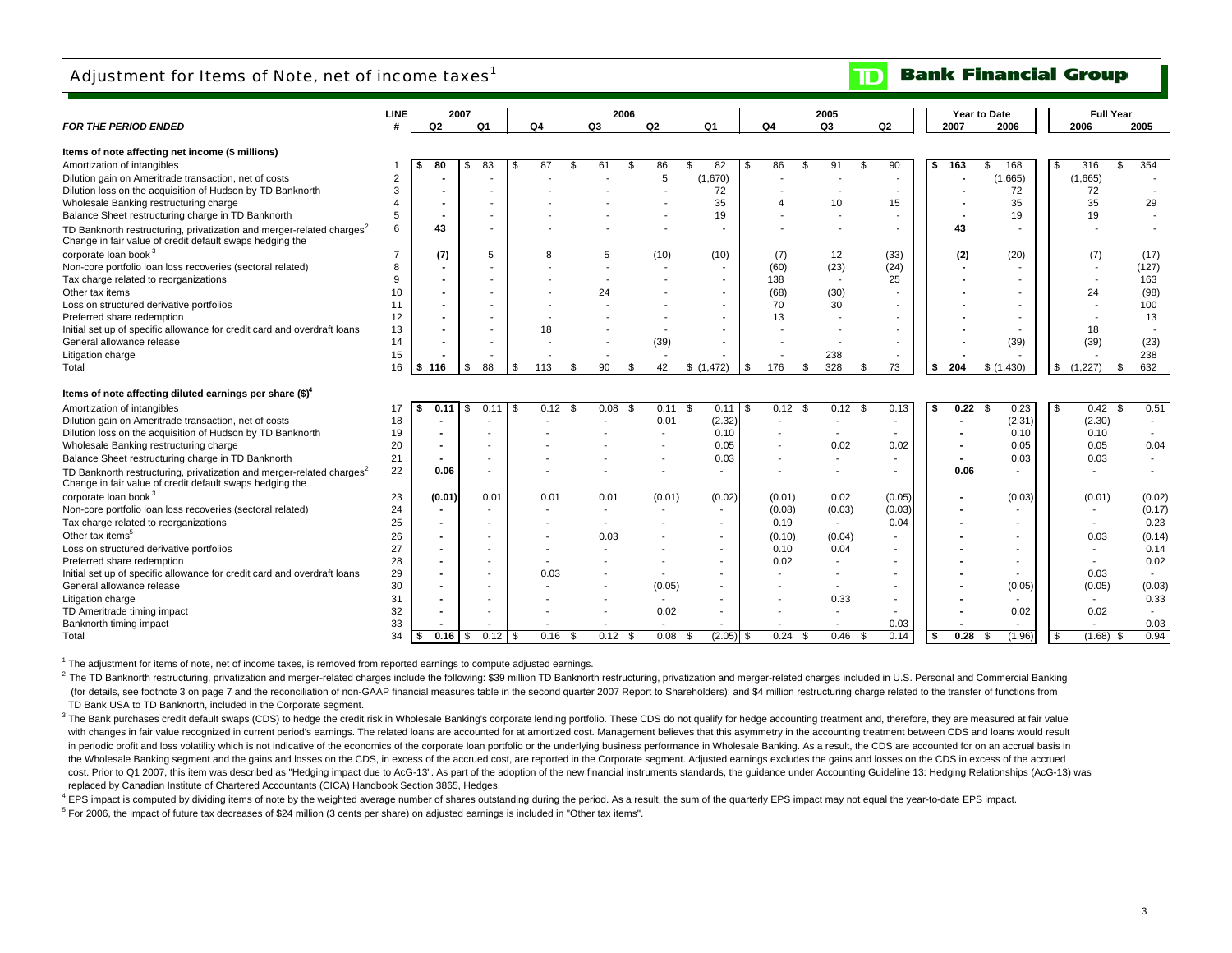# Adjustment for Items of Note, net of income taxes[1]

**TD Bank Financial Group**

| *FOR THE PERIOD ENDED* | LINE # | 2007 Q2 | 2007 Q1 | 2006 Q4 | 2006 Q3 | 2006 Q2 | 2006 Q1 | 2005 Q4 | 2005 Q3 | 2005 Q2 | Year to Date 2007 | Year to Date 2006 | Full Year 2006 | Full Year 2005 |
|---|---|---|---|---|---|---|---|---|---|---|---|---|---|---|
| **Items of note affecting net income ($ millions)** | | | | | | | | | | | | | | |
| Amortization of intangibles | 1 | **$ 80** | $ 83 | $ 87 | $ 61 | $ 86 | $ 82 | $ 86 | $ 91 | $ 90 | **$ 163** | $ 168 | $ 316 | $ 354 |
| Dilution gain on Ameritrade transaction, net of costs | 2 | **-** | - | - | - | 5 | (1,670) | - | - | - | **-** | (1,665) | (1,665) | - |
| Dilution loss on the acquisition of Hudson by TD Banknorth | 3 | **-** | - | - | - | - | 72 | - | - | - | **-** | 72 | 72 | - |
| Wholesale Banking restructuring charge | 4 | **-** | - | - | - | - | 35 | 4 | 10 | 15 | **-** | 35 | 35 | 29 |
| Balance Sheet restructuring charge in TD Banknorth | 5 | **-** | - | - | - | - | 19 | - | - | - | **-** | 19 | 19 | - |
| TD Banknorth restructuring, privatization and merger-related charges[2] | 6 | **43** | - | - | - | - | - | - | - | - | **43** | - | - | - |
| Change in fair value of credit default swaps hedging the corporate loan book[3] | 7 | **(7)** | 5 | 8 | 5 | (10) | (10) | (7) | 12 | (33) | **(2)** | (20) | (7) | (17) |
| Non-core portfolio loan loss recoveries (sectoral related) | 8 | **-** | - | - | - | - | - | (60) | (23) | (24) | **-** | - | - | (127) |
| Tax charge related to reorganizations | 9 | **-** | - | - | - | - | - | 138 | - | 25 | **-** | - | - | 163 |
| Other tax items | 10 | **-** | - | - | 24 | - | - | (68) | (30) | - | **-** | - | 24 | (98) |
| Loss on structured derivative portfolios | 11 | **-** | - | - | - | - | - | 70 | 30 | - | **-** | - | - | 100 |
| Preferred share redemption | 12 | **-** | - | - | - | - | - | 13 | - | - | **-** | - | - | 13 |
| Initial set up of specific allowance for credit card and overdraft loans | 13 | **-** | - | 18 | - | - | - | - | - | - | **-** | - | 18 | - |
| General allowance release | 14 | **-** | - | - | - | (39) | - | - | - | - | **-** | (39) | (39) | (23) |
| Litigation charge | 15 | **-** | - | - | - | - | - | - | 238 | - | **-** | - | - | 238 |
| Total | 16 | **$ 116** | $ 88 | $ 113 | $ 90 | $ 42 | $ (1,472) | $ 176 | $ 328 | $ 73 | **$ 204** | $ (1,430) | $ (1,227) | $ 632 |
| **Items of note affecting diluted earnings per share ($)[4]** | | | | | | | | | | | | | | |
| Amortization of intangibles | 17 | **$ 0.11** | $ 0.11 | $ 0.12 | $ 0.08 | $ 0.11 | $ 0.11 | $ 0.12 | $ 0.12 | $ 0.13 | **$ 0.22** | $ 0.23 | $ 0.42 | $ 0.51 |
| Dilution gain on Ameritrade transaction, net of costs | 18 | **-** | - | - | - | 0.01 | (2.32) | - | - | - | **-** | (2.31) | (2.30) | - |
| Dilution loss on the acquisition of Hudson by TD Banknorth | 19 | **-** | - | - | - | - | 0.10 | - | - | - | **-** | 0.10 | 0.10 | - |
| Wholesale Banking restructuring charge | 20 | **-** | - | - | - | - | 0.05 | - | 0.02 | 0.02 | **-** | 0.05 | 0.05 | 0.04 |
| Balance Sheet restructuring charge in TD Banknorth | 21 | **-** | - | - | - | - | 0.03 | - | - | - | **-** | 0.03 | 0.03 | - |
| TD Banknorth restructuring, privatization and merger-related charges[2] | 22 | **0.06** | - | - | - | - | - | - | - | - | **0.06** | - | - | - |
| Change in fair value of credit default swaps hedging the corporate loan book[3] | 23 | **(0.01)** | 0.01 | 0.01 | 0.01 | (0.01) | (0.02) | (0.01) | 0.02 | (0.05) | **-** | (0.03) | (0.01) | (0.02) |
| Non-core portfolio loan loss recoveries (sectoral related) | 24 | **-** | - | - | - | - | - | (0.08) | (0.03) | (0.03) | **-** | - | - | (0.17) |
| Tax charge related to reorganizations | 25 | **-** | - | - | - | - | - | 0.19 | - | 0.04 | **-** | - | - | 0.23 |
| Other tax items[5] | 26 | **-** | - | - | 0.03 | - | - | (0.10) | (0.04) | - | **-** | - | 0.03 | (0.14) |
| Loss on structured derivative portfolios | 27 | **-** | - | - | - | - | - | 0.10 | 0.04 | - | **-** | - | - | 0.14 |
| Preferred share redemption | 28 | **-** | - | - | - | - | - | 0.02 | - | - | **-** | - | - | 0.02 |
| Initial set up of specific allowance for credit card and overdraft loans | 29 | **-** | - | 0.03 | - | - | - | - | - | - | **-** | - | 0.03 | - |
| General allowance release | 30 | **-** | - | - | - | (0.05) | - | - | - | - | **-** | (0.05) | (0.05) | (0.03) |
| Litigation charge | 31 | **-** | - | - | - | - | - | - | 0.33 | - | **-** | - | - | 0.33 |
| TD Ameritrade timing impact | 32 | **-** | - | - | - | 0.02 | - | - | - | - | **-** | 0.02 | 0.02 | - |
| Banknorth timing impact | 33 | **-** | - | - | - | - | - | - | - | 0.03 | **-** | - | - | 0.03 |
| Total | 34 | **$ 0.16** | $ 0.12 | $ 0.16 | $ 0.12 | $ 0.08 | $ (2.05) | $ 0.24 | $ 0.46 | $ 0.14 | **$ 0.28** | $ (1.96) | $ (1.68) | $ 0.94 |

[1] The adjustment for items of note, net of income taxes, is removed from reported earnings to compute adjusted earnings.

[2] The TD Banknorth restructuring, privatization and merger-related charges include the following: $39 million TD Banknorth restructuring, privatization and merger-related charges included in U.S. Personal and Commercial Banking (for details, see footnote 3 on page 7 and the reconciliation of non-GAAP financial measures table in the second quarter 2007 Report to Shareholders); and $4 million restructuring charge related to the transfer of functions from TD Bank USA to TD Banknorth, included in the Corporate segment.

[3] The Bank purchases credit default swaps (CDS) to hedge the credit risk in Wholesale Banking's corporate lending portfolio. These CDS do not qualify for hedge accounting treatment and, therefore, they are measured at fair value with changes in fair value recognized in current period's earnings. The related loans are accounted for at amortized cost. Management believes that this asymmetry in the accounting treatment between CDS and loans would result in periodic profit and loss volatility which is not indicative of the economics of the corporate loan portfolio or the underlying business performance in Wholesale Banking. As a result, the CDS are accounted for on an accrual basis in the Wholesale Banking segment and the gains and losses on the CDS, in excess of the accrued cost, are reported in the Corporate segment. Adjusted earnings excludes the gains and losses on the CDS in excess of the accrued cost. Prior to Q1 2007, this item was described as "Hedging impact due to AcG-13". As part of the adoption of the new financial instruments standards, the guidance under Accounting Guideline 13: Hedging Relationships (AcG-13) was replaced by Canadian Institute of Chartered Accountants (CICA) Handbook Section 3865, Hedges.

[4] EPS impact is computed by dividing items of note by the weighted average number of shares outstanding during the period. As a result, the sum of the quarterly EPS impact may not equal the year-to-date EPS impact.

[5] For 2006, the impact of future tax decreases of $24 million (3 cents per share) on adjusted earnings is included in "Other tax items".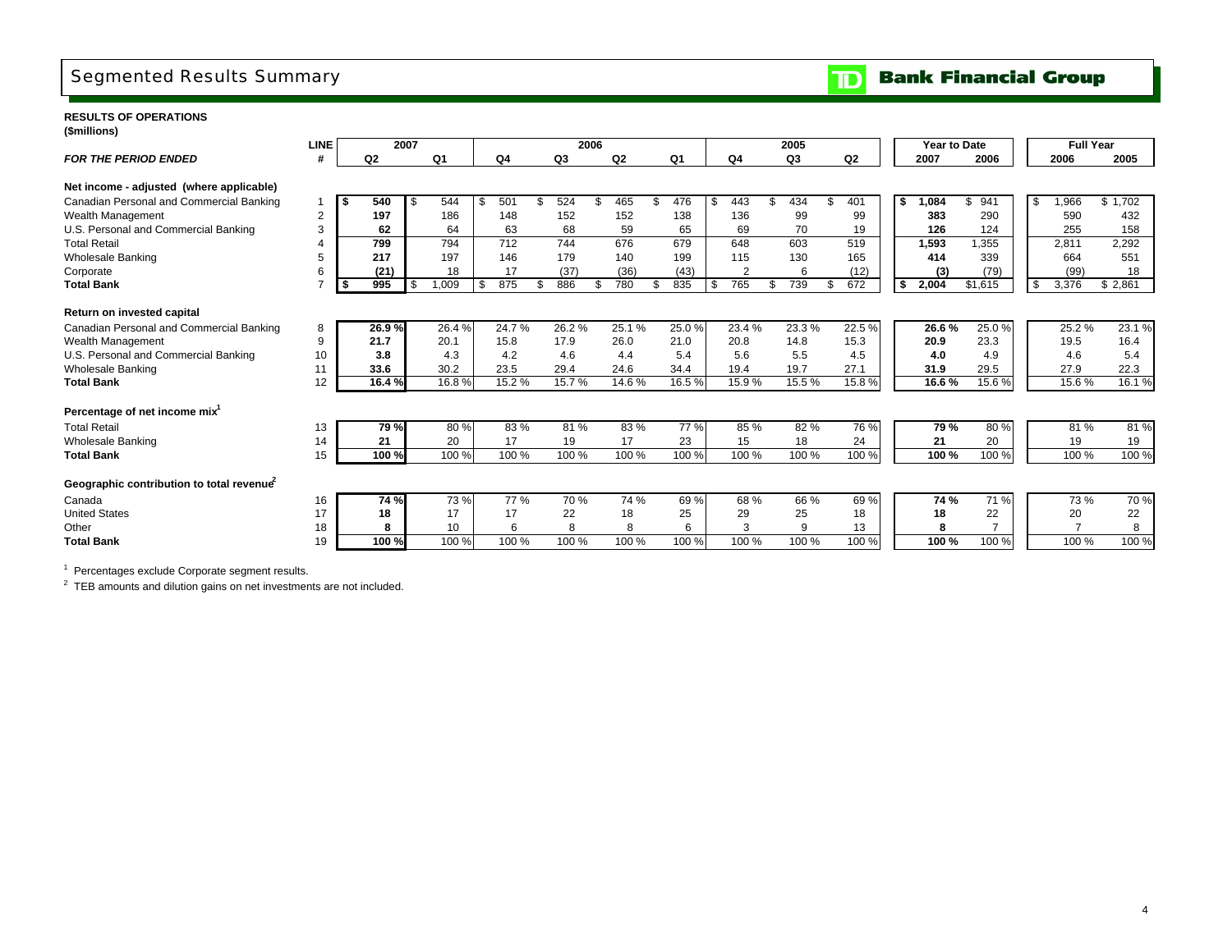# Segmented Results Summary

**Bank Financial Group**

**RESULTS OF OPERATIONS**
**($millions)**

| | LINE | 2007 | | 2006 | | | | 2005 | | | Year to Date | | Full Year | |
|---|---|---|---|---|---|---|---|---|---|---|---|---|---|---|
| ***FOR THE PERIOD ENDED*** | **#** | **Q2** | **Q1** | **Q4** | **Q3** | **Q2** | **Q1** | **Q4** | **Q3** | **Q2** | **2007** | **2006** | **2006** | **2005** |
| **Net income - adjusted (where applicable)** | | | | | | | | | | | | | | |
| Canadian Personal and Commercial Banking | 1 | **$ 540** | $ 544 | $ 501 | $ 524 | $ 465 | $ 476 | $ 443 | $ 434 | $ 401 | **$ 1,084** | $ 941 | $ 1,966 | $ 1,702 |
| Wealth Management | 2 | **197** | 186 | 148 | 152 | 152 | 138 | 136 | 99 | 99 | **383** | 290 | 590 | 432 |
| U.S. Personal and Commercial Banking | 3 | **62** | 64 | 63 | 68 | 59 | 65 | 69 | 70 | 19 | **126** | 124 | 255 | 158 |
| Total Retail | 4 | **799** | 794 | 712 | 744 | 676 | 679 | 648 | 603 | 519 | **1,593** | 1,355 | 2,811 | 2,292 |
| Wholesale Banking | 5 | **217** | 197 | 146 | 179 | 140 | 199 | 115 | 130 | 165 | **414** | 339 | 664 | 551 |
| Corporate | 6 | **(21)** | 18 | 17 | (37) | (36) | (43) | 2 | 6 | (12) | **(3)** | (79) | (99) | 18 |
| **Total Bank** | 7 | **$ 995** | $ 1,009 | $ 875 | $ 886 | $ 780 | $ 835 | $ 765 | $ 739 | $ 672 | **$ 2,004** | $1,615 | $ 3,376 | $ 2,861 |
| **Return on invested capital** | | | | | | | | | | | | | | |
| Canadian Personal and Commercial Banking | 8 | **26.9 %** | 26.4 % | 24.7 % | 26.2 % | 25.1 % | 25.0 % | 23.4 % | 23.3 % | 22.5 % | **26.6 %** | 25.0 % | 25.2 % | 23.1 % |
| Wealth Management | 9 | **21.7** | 20.1 | 15.8 | 17.9 | 26.0 | 21.0 | 20.8 | 14.8 | 15.3 | **20.9** | 23.3 | 19.5 | 16.4 |
| U.S. Personal and Commercial Banking | 10 | **3.8** | 4.3 | 4.2 | 4.6 | 4.4 | 5.4 | 5.6 | 5.5 | 4.5 | **4.0** | 4.9 | 4.6 | 5.4 |
| Wholesale Banking | 11 | **33.6** | 30.2 | 23.5 | 29.4 | 24.6 | 34.4 | 19.4 | 19.7 | 27.1 | **31.9** | 29.5 | 27.9 | 22.3 |
| **Total Bank** | 12 | **16.4 %** | 16.8 % | 15.2 % | 15.7 % | 14.6 % | 16.5 % | 15.9 % | 15.5 % | 15.8 % | **16.6 %** | 15.6 % | 15.6 % | 16.1 % |
| **Percentage of net income mix[1]** | | | | | | | | | | | | | | |
| Total Retail | 13 | **79 %** | 80 % | 83 % | 81 % | 83 % | 77 % | 85 % | 82 % | 76 % | **79 %** | 80 % | 81 % | 81 % |
| Wholesale Banking | 14 | **21** | 20 | 17 | 19 | 17 | 23 | 15 | 18 | 24 | **21** | 20 | 19 | 19 |
| **Total Bank** | 15 | **100 %** | 100 % | 100 % | 100 % | 100 % | 100 % | 100 % | 100 % | 100 % | **100 %** | 100 % | 100 % | 100 % |
| **Geographic contribution to total revenue[2]** | | | | | | | | | | | | | | |
| Canada | 16 | **74 %** | 73 % | 77 % | 70 % | 74 % | 69 % | 68 % | 66 % | 69 % | **74 %** | 71 % | 73 % | 70 % |
| United States | 17 | **18** | 17 | 17 | 22 | 18 | 25 | 29 | 25 | 18 | **18** | 22 | 20 | 22 |
| Other | 18 | **8** | 10 | 6 | 8 | 8 | 6 | 3 | 9 | 13 | **8** | 7 | 7 | 8 |
| **Total Bank** | 19 | **100 %** | 100 % | 100 % | 100 % | 100 % | 100 % | 100 % | 100 % | 100 % | **100 %** | 100 % | 100 % | 100 % |

[1] Percentages exclude Corporate segment results.

[2] TEB amounts and dilution gains on net investments are not included.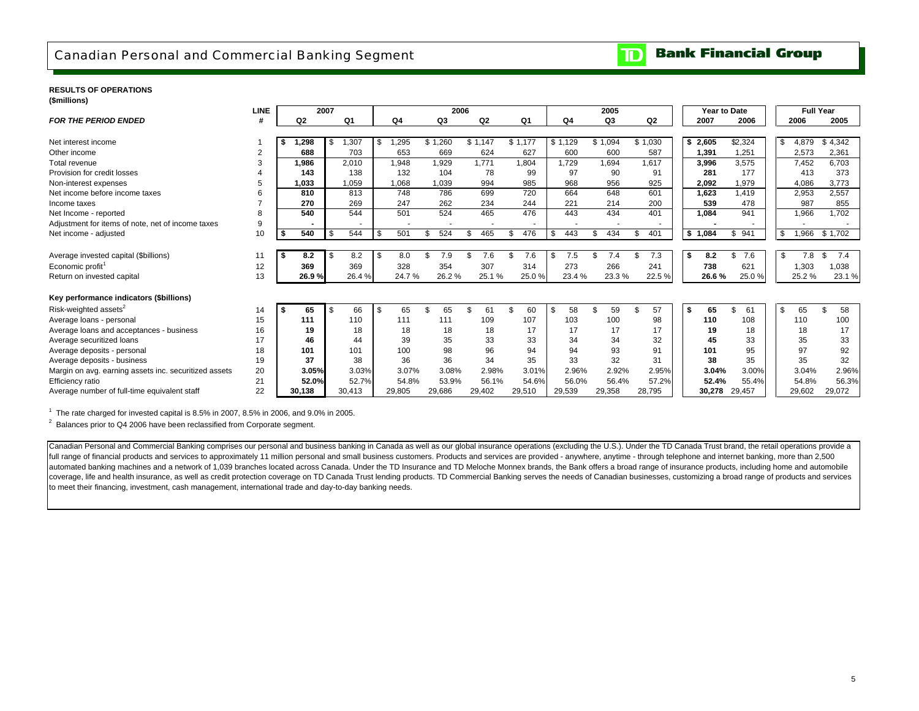# Canadian Personal and Commercial Banking Segment

**Bank Financial Group**

**RESULTS OF OPERATIONS**
**($millions)**

| *FOR THE PERIOD ENDED* | LINE # | 2007 Q2 | 2007 Q1 | 2006 Q4 | 2006 Q3 | 2006 Q2 | 2006 Q1 | 2005 Q4 | 2005 Q3 | 2005 Q2 | Year to Date 2007 | Year to Date 2006 | Full Year 2006 | Full Year 2005 |
|---|---|---|---|---|---|---|---|---|---|---|---|---|---|---|
| Net interest income | 1 | **$ 1,298** | $ 1,307 | $ 1,295 | $ 1,260 | $ 1,147 | $ 1,177 | $ 1,129 | $ 1,094 | $ 1,030 | **$ 2,605** | $2,324 | $ 4,879 | $ 4,342 |
| Other income | 2 | **688** | 703 | 653 | 669 | 624 | 627 | 600 | 600 | 587 | **1,391** | 1,251 | 2,573 | 2,361 |
| Total revenue | 3 | **1,986** | 2,010 | 1,948 | 1,929 | 1,771 | 1,804 | 1,729 | 1,694 | 1,617 | **3,996** | 3,575 | 7,452 | 6,703 |
| Provision for credit losses | 4 | **143** | 138 | 132 | 104 | 78 | 99 | 97 | 90 | 91 | **281** | 177 | 413 | 373 |
| Non-interest expenses | 5 | **1,033** | 1,059 | 1,068 | 1,039 | 994 | 985 | 968 | 956 | 925 | **2,092** | 1,979 | 4,086 | 3,773 |
| Net income before income taxes | 6 | **810** | 813 | 748 | 786 | 699 | 720 | 664 | 648 | 601 | **1,623** | 1,419 | 2,953 | 2,557 |
| Income taxes | 7 | **270** | 269 | 247 | 262 | 234 | 244 | 221 | 214 | 200 | **539** | 478 | 987 | 855 |
| Net Income - reported | 8 | **540** | 544 | 501 | 524 | 465 | 476 | 443 | 434 | 401 | **1,084** | 941 | 1,966 | 1,702 |
| Adjustment for items of note, net of income taxes | 9 | **-** | - | - | - | - | - | - | - | - | **-** | - | - | - |
| Net income - adjusted | 10 | **$ 540** | $ 544 | $ 501 | $ 524 | $ 465 | $ 476 | $ 443 | $ 434 | $ 401 | **$ 1,084** | $ 941 | $ 1,966 | $ 1,702 |
| | | | | | | | | | | | | | | |
| Average invested capital ($billions) | 11 | **$ 8.2** | $ 8.2 | $ 8.0 | $ 7.9 | $ 7.6 | $ 7.6 | $ 7.5 | $ 7.4 | $ 7.3 | **$ 8.2** | $ 7.6 | $ 7.8 | $ 7.4 |
| Economic profit[1] | 12 | **369** | 369 | 328 | 354 | 307 | 314 | 273 | 266 | 241 | **738** | 621 | 1,303 | 1,038 |
| Return on invested capital | 13 | **26.9 %** | 26.4 % | 24.7 % | 26.2 % | 25.1 % | 25.0 % | 23.4 % | 23.3 % | 22.5 % | **26.6 %** | 25.0 % | 25.2 % | 23.1 % |
| | | | | | | | | | | | | | | |
| **Key performance indicators ($billions)** | | | | | | | | | | | | | | |
| Risk-weighted assets[2] | 14 | **$ 65** | $ 66 | $ 65 | $ 65 | $ 61 | $ 60 | $ 58 | $ 59 | $ 57 | **$ 65** | $ 61 | $ 65 | $ 58 |
| Average loans - personal | 15 | **111** | 110 | 111 | 111 | 109 | 107 | 103 | 100 | 98 | **110** | 108 | 110 | 100 |
| Average loans and acceptances - business | 16 | **19** | 18 | 18 | 18 | 18 | 17 | 17 | 17 | 17 | **19** | 18 | 18 | 17 |
| Average securitized loans | 17 | **46** | 44 | 39 | 35 | 33 | 33 | 34 | 34 | 32 | **45** | 33 | 35 | 33 |
| Average deposits - personal | 18 | **101** | 101 | 100 | 98 | 96 | 94 | 94 | 93 | 91 | **101** | 95 | 97 | 92 |
| Average deposits - business | 19 | **37** | 38 | 36 | 36 | 34 | 35 | 33 | 32 | 31 | **38** | 35 | 35 | 32 |
| Margin on avg. earning assets inc. securitized assets | 20 | **3.05%** | 3.03% | 3.07% | 3.08% | 2.98% | 3.01% | 2.96% | 2.92% | 2.95% | **3.04%** | 3.00% | 3.04% | 2.96% |
| Efficiency ratio | 21 | **52.0%** | 52.7% | 54.8% | 53.9% | 56.1% | 54.6% | 56.0% | 56.4% | 57.2% | **52.4%** | 55.4% | 54.8% | 56.3% |
| Average number of full-time equivalent staff | 22 | **30,138** | 30,413 | 29,805 | 29,686 | 29,402 | 29,510 | 29,539 | 29,358 | 28,795 | **30,278** | 29,457 | 29,602 | 29,072 |

[1] The rate charged for invested capital is 8.5% in 2007, 8.5% in 2006, and 9.0% in 2005.

[2] Balances prior to Q4 2006 have been reclassified from Corporate segment.

Canadian Personal and Commercial Banking comprises our personal and business banking in Canada as well as our global insurance operations (excluding the U.S.). Under the TD Canada Trust brand, the retail operations provide a full range of financial products and services to approximately 11 million personal and small business customers. Products and services are provided - anywhere, anytime - through telephone and internet banking, more than 2,500 automated banking machines and a network of 1,039 branches located across Canada. Under the TD Insurance and TD Meloche Monnex brands, the Bank offers a broad range of insurance products, including home and automobile coverage, life and health insurance, as well as credit protection coverage on TD Canada Trust lending products. TD Commercial Banking serves the needs of Canadian businesses, customizing a broad range of products and services to meet their financing, investment, cash management, international trade and day-to-day banking needs.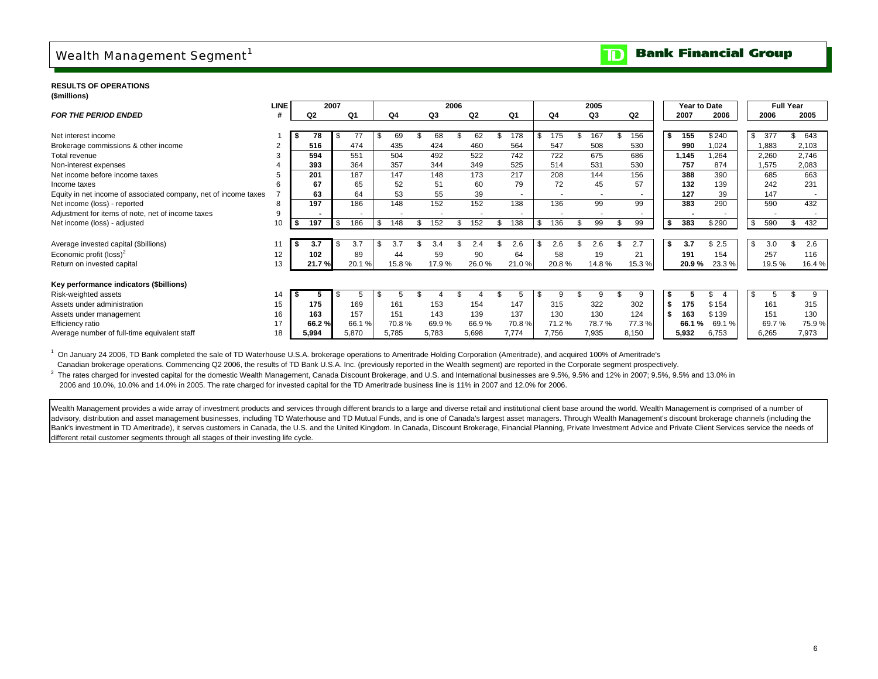# Wealth Management Segment[1]

**RESULTS OF OPERATIONS**
**($millions)**

| *FOR THE PERIOD ENDED* | LINE # | 2007 Q2 | 2007 Q1 | 2006 Q4 | 2006 Q3 | 2006 Q2 | 2006 Q1 | 2005 Q4 | 2005 Q3 | 2005 Q2 | Year to Date 2007 | Year to Date 2006 | Full Year 2006 | Full Year 2005 |
|---|---|---|---|---|---|---|---|---|---|---|---|---|---|---|
| Net interest income | 1 | **$ 78** | $ 77 | $ 69 | $ 68 | $ 62 | $ 178 | $ 175 | $ 167 | $ 156 | **$ 155** | $ 240 | $ 377 | $ 643 |
| Brokerage commissions & other income | 2 | **516** | 474 | 435 | 424 | 460 | 564 | 547 | 508 | 530 | **990** | 1,024 | 1,883 | 2,103 |
| Total revenue | 3 | **594** | 551 | 504 | 492 | 522 | 742 | 722 | 675 | 686 | **1,145** | 1,264 | 2,260 | 2,746 |
| Non-interest expenses | 4 | **393** | 364 | 357 | 344 | 349 | 525 | 514 | 531 | 530 | **757** | 874 | 1,575 | 2,083 |
| Net income before income taxes | 5 | **201** | 187 | 147 | 148 | 173 | 217 | 208 | 144 | 156 | **388** | 390 | 685 | 663 |
| Income taxes | 6 | **67** | 65 | 52 | 51 | 60 | 79 | 72 | 45 | 57 | **132** | 139 | 242 | 231 |
| Equity in net income of associated company, net of income taxes | 7 | **63** | 64 | 53 | 55 | 39 | - | - | - | - | **127** | 39 | 147 | - |
| Net income (loss) - reported | 8 | **197** | 186 | 148 | 152 | 152 | 138 | 136 | 99 | 99 | **383** | 290 | 590 | 432 |
| Adjustment for items of note, net of income taxes | 9 | **-** | - | - | - | - | - | - | - | - | **-** | - | - | - |
| Net income (loss) - adjusted | 10 | **$ 197** | $ 186 | $ 148 | $ 152 | $ 152 | $ 138 | $ 136 | $ 99 | $ 99 | **$ 383** | $ 290 | $ 590 | $ 432 |
| Average invested capital ($billions) | 11 | **$ 3.7** | $ 3.7 | $ 3.7 | $ 3.4 | $ 2.4 | $ 2.6 | $ 2.6 | $ 2.6 | $ 2.7 | **$ 3.7** | $ 2.5 | $ 3.0 | $ 2.6 |
| Economic profit (loss)[2] | 12 | **102** | 89 | 44 | 59 | 90 | 64 | 58 | 19 | 21 | **191** | 154 | 257 | 116 |
| Return on invested capital | 13 | **21.7 %** | 20.1 % | 15.8 % | 17.9 % | 26.0 % | 21.0 % | 20.8 % | 14.8 % | 15.3 % | **20.9 %** | 23.3 % | 19.5 % | 16.4 % |
| **Key performance indicators ($billions)** | | | | | | | | | | | | | | |
| Risk-weighted assets | 14 | **$ 5** | $ 5 | $ 5 | $ 4 | $ 4 | $ 5 | $ 9 | $ 9 | $ 9 | **$ 5** | $ 4 | $ 5 | $ 9 |
| Assets under administration | 15 | **175** | 169 | 161 | 153 | 154 | 147 | 315 | 322 | 302 | **$ 175** | $ 154 | 161 | 315 |
| Assets under management | 16 | **163** | 157 | 151 | 143 | 139 | 137 | 130 | 130 | 124 | **$ 163** | $ 139 | 151 | 130 |
| Efficiency ratio | 17 | **66.2 %** | 66.1 % | 70.8 % | 69.9 % | 66.9 % | 70.8 % | 71.2 % | 78.7 % | 77.3 % | **66.1 %** | 69.1 % | 69.7 % | 75.9 % |
| Average number of full-time equivalent staff | 18 | **5,994** | 5,870 | 5,785 | 5,783 | 5,698 | 7,774 | 7,756 | 7,935 | 8,150 | **5,932** | 6,753 | 6,265 | 7,973 |

[1] On January 24 2006, TD Bank completed the sale of TD Waterhouse U.S.A. brokerage operations to Ameritrade Holding Corporation (Ameritrade), and acquired 100% of Ameritrade's Canadian brokerage operations. Commencing Q2 2006, the results of TD Bank U.S.A. Inc. (previously reported in the Wealth segment) are reported in the Corporate segment prospectively.

[2] The rates charged for invested capital for the domestic Wealth Management, Canada Discount Brokerage, and U.S. and International businesses are 9.5%, 9.5% and 12% in 2007; 9.5%, 9.5% and 13.0% in 2006 and 10.0%, 10.0% and 14.0% in 2005. The rate charged for invested capital for the TD Ameritrade business line is 11% in 2007 and 12.0% for 2006.

Wealth Management provides a wide array of investment products and services through different brands to a large and diverse retail and institutional client base around the world. Wealth Management is comprised of a number of advisory, distribution and asset management businesses, including TD Waterhouse and TD Mutual Funds, and is one of Canada's largest asset managers. Through Wealth Management's discount brokerage channels (including the Bank's investment in TD Ameritrade), it serves customers in Canada, the U.S. and the United Kingdom. In Canada, Discount Brokerage, Financial Planning, Private Investment Advice and Private Client Services service the needs of different retail customer segments through all stages of their investing life cycle.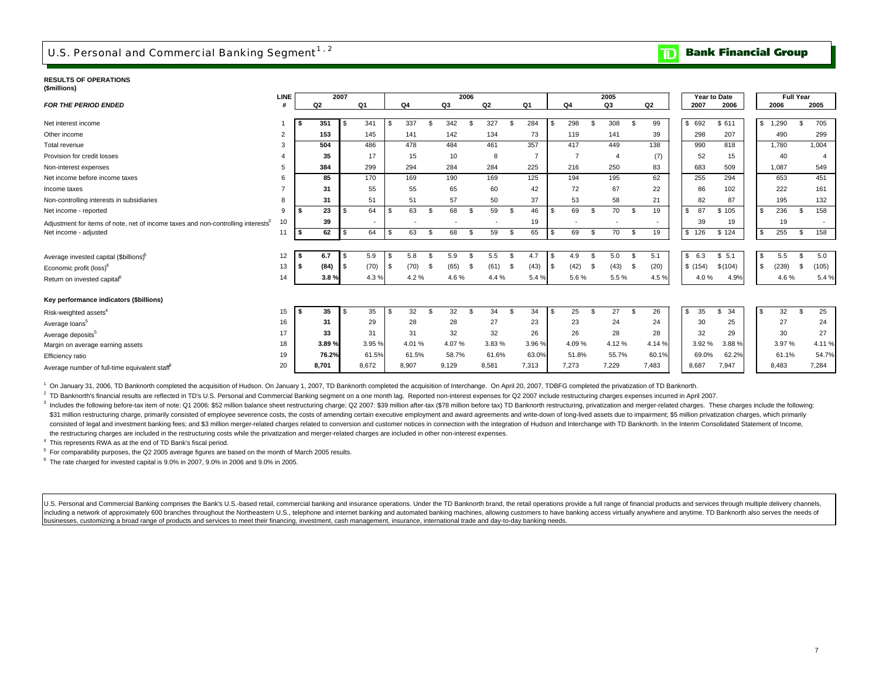# U.S. Personal and Commercial Banking Segment[1, 2]

**TD Bank Financial Group**

**RESULTS OF OPERATIONS**
**($millions)**

| *FOR THE PERIOD ENDED* | LINE # | 2007 Q2 | 2007 Q1 | 2006 Q4 | 2006 Q3 | 2006 Q2 | 2006 Q1 | 2005 Q4 | 2005 Q3 | 2005 Q2 | Year to Date 2007 | Year to Date 2006 | Full Year 2006 | Full Year 2005 |
|---|---|---|---|---|---|---|---|---|---|---|---|---|---|---|
| Net interest income | 1 | **$ 351** | $ 341 | $ 337 | $ 342 | $ 327 | $ 284 | $ 298 | $ 308 | $ 99 | $ 692 | $ 611 | $ 1,290 | $ 705 |
| Other income | 2 | **153** | 145 | 141 | 142 | 134 | 73 | 119 | 141 | 39 | 298 | 207 | 490 | 299 |
| Total revenue | 3 | **504** | 486 | 478 | 484 | 461 | 357 | 417 | 449 | 138 | 990 | 818 | 1,780 | 1,004 |
| Provision for credit losses | 4 | **35** | 17 | 15 | 10 | 8 | 7 | 7 | 4 | (7) | 52 | 15 | 40 | 4 |
| Non-interest expenses | 5 | **384** | 299 | 294 | 284 | 284 | 225 | 216 | 250 | 83 | 683 | 509 | 1,087 | 549 |
| Net income before income taxes | 6 | **85** | 170 | 169 | 190 | 169 | 125 | 194 | 195 | 62 | 255 | 294 | 653 | 451 |
| Income taxes | 7 | **31** | 55 | 55 | 65 | 60 | 42 | 72 | 67 | 22 | 86 | 102 | 222 | 161 |
| Non-controlling interests in subsidiaries | 8 | **31** | 51 | 51 | 57 | 50 | 37 | 53 | 58 | 21 | 82 | 87 | 195 | 132 |
| Net income - reported | 9 | **$ 23** | $ 64 | $ 63 | $ 68 | $ 59 | $ 46 | $ 69 | $ 70 | $ 19 | $ 87 | $ 105 | $ 236 | $ 158 |
| Adjustment for items of note, net of income taxes and non-controlling interests[3] | 10 | **39** | - | - | - | - | 19 | - | - | - | 39 | 19 | 19 | - |
| Net income - adjusted | 11 | **$ 62** | $ 64 | $ 63 | $ 68 | $ 59 | $ 65 | $ 69 | $ 70 | $ 19 | $ 126 | $ 124 | $ 255 | $ 158 |
| Average invested capital ($billions)[6] | 12 | **$ 6.7** | $ 5.9 | $ 5.8 | $ 5.9 | $ 5.5 | $ 4.7 | $ 4.9 | $ 5.0 | $ 5.1 | $ 6.3 | $ 5.1 | $ 5.5 | $ 5.0 |
| Economic profit (loss)[6] | 13 | **$ (84)** | $ (70) | $ (70) | $ (65) | $ (61) | $ (43) | $ (42) | $ (43) | $ (20) | $ (154) | $ (104) | $ (239) | $ (105) |
| Return on invested capital[6] | 14 | **3.8 %** | 4.3 % | 4.2 % | 4.6 % | 4.4 % | 5.4 % | 5.6 % | 5.5 % | 4.5 % | 4.0 % | 4.9% | 4.6 % | 5.4 % |
| **Key performance indicators ($billions)** | | | | | | | | | | | | | | |
| Risk-weighted assets[4] | 15 | **$ 35** | $ 35 | $ 32 | $ 32 | $ 34 | $ 34 | $ 25 | $ 27 | $ 26 | $ 35 | $ 34 | $ 32 | $ 25 |
| Average loans[5] | 16 | **31** | 29 | 28 | 28 | 27 | 23 | 23 | 24 | 24 | 30 | 25 | 27 | 24 |
| Average deposits[5] | 17 | **33** | 31 | 31 | 32 | 32 | 26 | 26 | 28 | 28 | 32 | 29 | 30 | 27 |
| Margin on average earning assets | 18 | **3.89 %** | 3.95 % | 4.01 % | 4.07 % | 3.83 % | 3.96 % | 4.09 % | 4.12 % | 4.14 % | 3.92 % | 3.88 % | 3.97 % | 4.11 % |
| Efficiency ratio | 19 | **76.2%** | 61.5% | 61.5% | 58.7% | 61.6% | 63.0% | 51.8% | 55.7% | 60.1% | 69.0% | 62.2% | 61.1% | 54.7% |
| Average number of full-time equivalent staff[5] | 20 | **8,701** | 8,672 | 8,907 | 9,129 | 8,581 | 7,313 | 7,273 | 7,229 | 7,483 | 8,687 | 7,947 | 8,483 | 7,284 |

[1] On January 31, 2006, TD Banknorth completed the acquisition of Hudson. On January 1, 2007, TD Banknorth completed the acquisition of Interchange. On April 20, 2007, TDBFG completed the privatization of TD Banknorth.

[2] TD Banknorth's financial results are reflected in TD's U.S. Personal and Commercial Banking segment on a one month lag. Reported non-interest expenses for Q2 2007 include restructuring charges expenses incurred in April 2007.

[3] Includes the following before-tax item of note: Q1 2006: $52 million balance sheet restructuring charge; Q2 2007: $39 million after-tax ($78 million before tax) TD Banknorth restructuring, privatization and merger-related charges. These charges include the following: $31 million restructuring charge, primarily consisted of employee severence costs, the costs of amending certain executive employment and award agreements and write-down of long-lived assets due to impairment; $5 million privatization charges, which primarily consisted of legal and investment banking fees; and $3 million merger-related charges related to conversion and customer notices in connection with the integration of Hudson and Interchange with TD Banknorth. In the Interim Consolidated Statement of Income, the restructuring charges are included in the restructuring costs while the privatization and merger-related charges are included in other non-interest expenses.

[4] This represents RWA as at the end of TD Bank's fiscal period.

[5] For comparability purposes, the Q2 2005 average figures are based on the month of March 2005 results.

[6] The rate charged for invested capital is 9.0% in 2007, 9.0% in 2006 and 9.0% in 2005.

U.S. Personal and Commercial Banking comprises the Bank's U.S.-based retail, commercial banking and insurance operations. Under the TD Banknorth brand, the retail operations provide a full range of financial products and services through multiple delivery channels, including a network of approximately 600 branches throughout the Northeastern U.S., telephone and internet banking and automated banking machines, allowing customers to have banking access virtually anywhere and anytime. TD Banknorth also serves the needs of businesses, customizing a broad range of products and services to meet their financing, investment, cash management, insurance, international trade and day-to-day banking needs.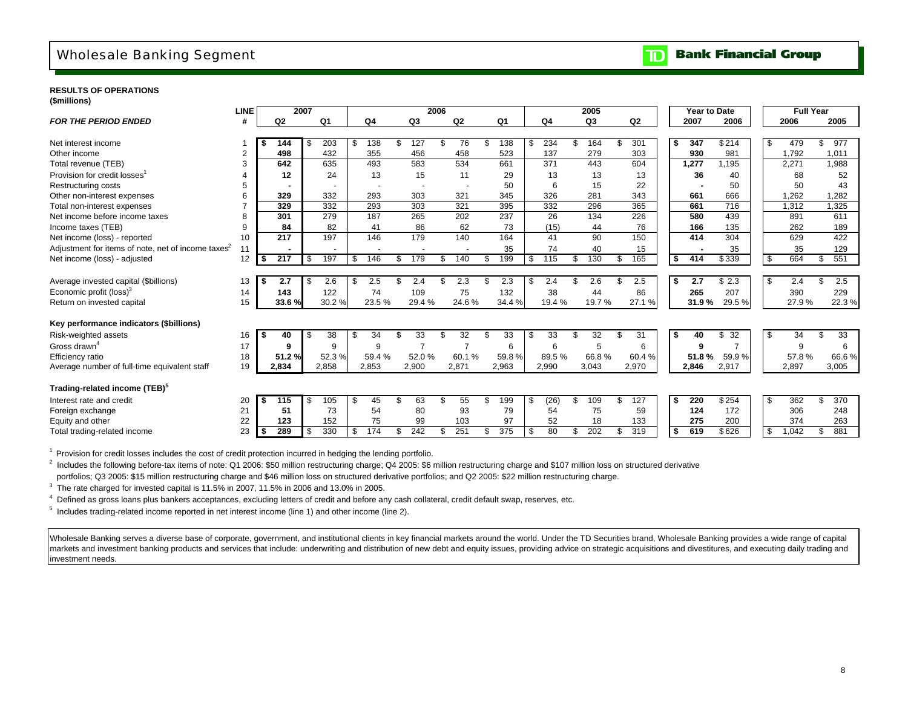# Wholesale Banking Segment

**TD Bank Financial Group**

**RESULTS OF OPERATIONS**
**($millions)**

| *FOR THE PERIOD ENDED* | LINE # | 2007 Q2 | 2007 Q1 | 2006 Q4 | 2006 Q3 | 2006 Q2 | 2006 Q1 | 2005 Q4 | 2005 Q3 | 2005 Q2 | Year to Date 2007 | Year to Date 2006 | Full Year 2006 | Full Year 2005 |
|---|---|---|---|---|---|---|---|---|---|---|---|---|---|---|
| Net interest income | 1 | **$ 144** | $ 203 | $ 138 | $ 127 | $ 76 | $ 138 | $ 234 | $ 164 | $ 301 | **$ 347** | $ 214 | $ 479 | $ 977 |
| Other income | 2 | **498** | 432 | 355 | 456 | 458 | 523 | 137 | 279 | 303 | **930** | 981 | 1,792 | 1,011 |
| Total revenue (TEB) | 3 | **642** | 635 | 493 | 583 | 534 | 661 | 371 | 443 | 604 | **1,277** | 1,195 | 2,271 | 1,988 |
| Provision for credit losses[1] | 4 | **12** | 24 | 13 | 15 | 11 | 29 | 13 | 13 | 13 | **36** | 40 | 68 | 52 |
| Restructuring costs | 5 | **-** | - | - | - | - | 50 | 6 | 15 | 22 | **-** | 50 | 50 | 43 |
| Other non-interest expenses | 6 | **329** | 332 | 293 | 303 | 321 | 345 | 326 | 281 | 343 | **661** | 666 | 1,262 | 1,282 |
| Total non-interest expenses | 7 | **329** | 332 | 293 | 303 | 321 | 395 | 332 | 296 | 365 | **661** | 716 | 1,312 | 1,325 |
| Net income before income taxes | 8 | **301** | 279 | 187 | 265 | 202 | 237 | 26 | 134 | 226 | **580** | 439 | 891 | 611 |
| Income taxes (TEB) | 9 | **84** | 82 | 41 | 86 | 62 | 73 | (15) | 44 | 76 | **166** | 135 | 262 | 189 |
| Net income (loss) - reported | 10 | **217** | 197 | 146 | 179 | 140 | 164 | 41 | 90 | 150 | **414** | 304 | 629 | 422 |
| Adjustment for items of note, net of income taxes[2] | 11 | **-** | - | - | - | - | 35 | 74 | 40 | 15 | **-** | 35 | 35 | 129 |
| Net income (loss) - adjusted | 12 | **$ 217** | $ 197 | $ 146 | $ 179 | $ 140 | $ 199 | $ 115 | $ 130 | $ 165 | **$ 414** | $ 339 | $ 664 | $ 551 |
| | | | | | | | | | | | | | | |
| Average invested capital ($billions) | 13 | **$ 2.7** | $ 2.6 | $ 2.5 | $ 2.4 | $ 2.3 | $ 2.3 | $ 2.4 | $ 2.6 | $ 2.5 | **$ 2.7** | $ 2.3 | $ 2.4 | $ 2.5 |
| Economic profit (loss)[3] | 14 | **143** | 122 | 74 | 109 | 75 | 132 | 38 | 44 | 86 | **265** | 207 | 390 | 229 |
| Return on invested capital | 15 | **33.6 %** | 30.2 % | 23.5 % | 29.4 % | 24.6 % | 34.4 % | 19.4 % | 19.7 % | 27.1 % | **31.9 %** | 29.5 % | 27.9 % | 22.3 % |
| **Key performance indicators ($billions)** | | | | | | | | | | | | | | |
| Risk-weighted assets | 16 | **$ 40** | $ 38 | $ 34 | $ 33 | $ 32 | $ 33 | $ 33 | $ 32 | $ 31 | **$ 40** | $ 32 | $ 34 | $ 33 |
| Gross drawn[4] | 17 | **9** | 9 | 9 | 7 | 7 | 6 | 6 | 5 | 6 | **9** | 7 | 9 | 6 |
| Efficiency ratio | 18 | **51.2 %** | 52.3 % | 59.4 % | 52.0 % | 60.1 % | 59.8 % | 89.5 % | 66.8 % | 60.4 % | **51.8 %** | 59.9 % | 57.8 % | 66.6 % |
| Average number of full-time equivalent staff | 19 | **2,834** | 2,858 | 2,853 | 2,900 | 2,871 | 2,963 | 2,990 | 3,043 | 2,970 | **2,846** | 2,917 | 2,897 | 3,005 |
| **Trading-related income (TEB)[5]** | | | | | | | | | | | | | | |
| Interest rate and credit | 20 | **$ 115** | $ 105 | $ 45 | $ 63 | $ 55 | $ 199 | $ (26) | $ 109 | $ 127 | **$ 220** | $ 254 | $ 362 | $ 370 |
| Foreign exchange | 21 | **51** | 73 | 54 | 80 | 93 | 79 | 54 | 75 | 59 | **124** | 172 | 306 | 248 |
| Equity and other | 22 | **123** | 152 | 75 | 99 | 103 | 97 | 52 | 18 | 133 | **275** | 200 | 374 | 263 |
| Total trading-related income | 23 | **$ 289** | $ 330 | $ 174 | $ 242 | $ 251 | $ 375 | $ 80 | $ 202 | $ 319 | **$ 619** | $ 626 | $ 1,042 | $ 881 |

[1] Provision for credit losses includes the cost of credit protection incurred in hedging the lending portfolio.

[2] Includes the following before-tax items of note: Q1 2006: $50 million restructuring charge; Q4 2005: $6 million restructuring charge and $107 million loss on structured derivative portfolios; Q3 2005: $15 million restructuring charge and $46 million loss on structured derivative portfolios; and Q2 2005: $22 million restructuring charge.

[3] The rate charged for invested capital is 11.5% in 2007, 11.5% in 2006 and 13.0% in 2005.

[4] Defined as gross loans plus bankers acceptances, excluding letters of credit and before any cash collateral, credit default swap, reserves, etc.

[5] Includes trading-related income reported in net interest income (line 1) and other income (line 2).

Wholesale Banking serves a diverse base of corporate, government, and institutional clients in key financial markets around the world. Under the TD Securities brand, Wholesale Banking provides a wide range of capital markets and investment banking products and services that include: underwriting and distribution of new debt and equity issues, providing advice on strategic acquisitions and divestitures, and executing daily trading and investment needs.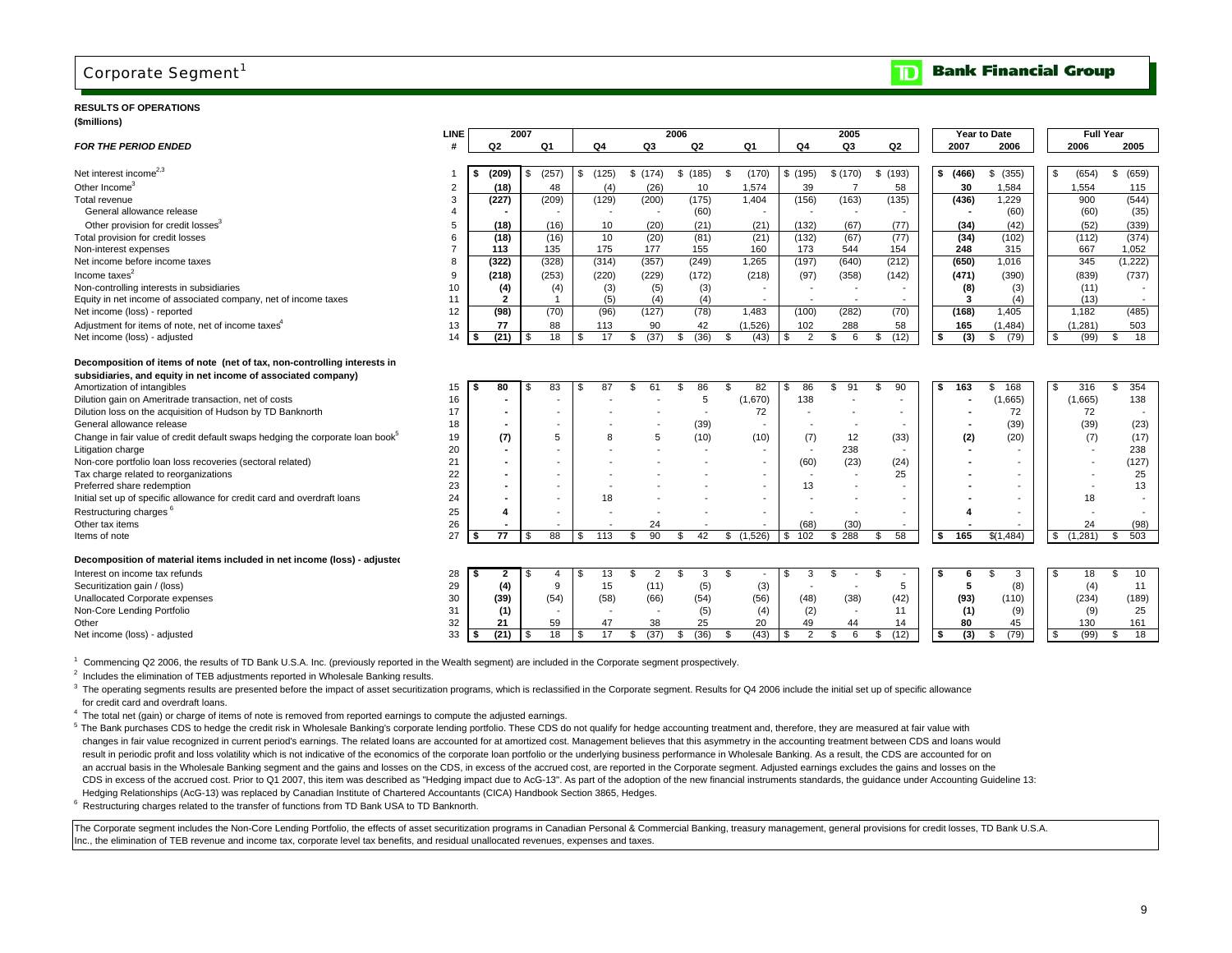# Corporate Segment[1]

**Bank Financial Group**

**RESULTS OF OPERATIONS**
**($millions)**

| *FOR THE PERIOD ENDED* | LINE # | 2007 Q2 | 2007 Q1 | 2006 Q4 | 2006 Q3 | 2006 Q2 | 2006 Q1 | 2005 Q4 | 2005 Q3 | 2005 Q2 | Year to Date 2007 | Year to Date 2006 | Full Year 2006 | Full Year 2005 |
|---|---|---|---|---|---|---|---|---|---|---|---|---|---|---|
| Net interest income[2,3] | 1 | $ (209) | $ (257) | $ (125) | $ (174) | $ (185) | $ (170) | $ (195) | $ (170) | $ (193) | $ (466) | $ (355) | $ (654) | $ (659) |
| Other Income[3] | 2 | (18) | 48 | (4) | (26) | 10 | 1,574 | 39 | 7 | 58 | 30 | 1,584 | 1,554 | 115 |
| Total revenue | 3 | (227) | (209) | (129) | (200) | (175) | 1,404 | (156) | (163) | (135) | (436) | 1,229 | 900 | (544) |
| General allowance release | 4 | - | - | - | - | (60) | - | - | - | - | - | (60) | (60) | (35) |
| Other provision for credit losses[3] | 5 | (18) | (16) | 10 | (20) | (21) | (21) | (132) | (67) | (77) | (34) | (42) | (52) | (339) |
| Total provision for credit losses | 6 | (18) | (16) | 10 | (20) | (81) | (21) | (132) | (67) | (77) | (34) | (102) | (112) | (374) |
| Non-interest expenses | 7 | 113 | 135 | 175 | 177 | 155 | 160 | 173 | 544 | 154 | 248 | 315 | 667 | 1,052 |
| Net income before income taxes | 8 | (322) | (328) | (314) | (357) | (249) | 1,265 | (197) | (640) | (212) | (650) | 1,016 | 345 | (1,222) |
| Income taxes[2] | 9 | (218) | (253) | (220) | (229) | (172) | (218) | (97) | (358) | (142) | (471) | (390) | (839) | (737) |
| Non-controlling interests in subsidiaries | 10 | (4) | (4) | (3) | (5) | (3) | - | - | - | - | (8) | (3) | (11) | - |
| Equity in net income of associated company, net of income taxes | 11 | 2 | 1 | (5) | (4) | (4) | - | - | - | - | 3 | (4) | (13) | - |
| Net income (loss) - reported | 12 | (98) | (70) | (96) | (127) | (78) | 1,483 | (100) | (282) | (70) | (168) | 1,405 | 1,182 | (485) |
| Adjustment for items of note, net of income taxes[4] | 13 | 77 | 88 | 113 | 90 | 42 | (1,526) | 102 | 288 | 58 | 165 | (1,484) | (1,281) | 503 |
| Net income (loss) - adjusted | 14 | $ (21) | $ 18 | $ 17 | $ (37) | $ (36) | $ (43) | $ 2 | $ 6 | $ (12) | $ (3) | $ (79) | $ (99) | $ 18 |
| **Decomposition of items of note (net of tax, non-controlling interests in subsidiaries, and equity in net income of associated company)** | | | | | | | | | | | | | | |
| Amortization of intangibles | 15 | $ 80 | $ 83 | $ 87 | $ 61 | $ 86 | $ 82 | $ 86 | $ 91 | $ 90 | $ 163 | $ 168 | $ 316 | $ 354 |
| Dilution gain on Ameritrade transaction, net of costs | 16 | - | - | - | - | 5 | (1,670) | 138 | - | - | - | (1,665) | (1,665) | 138 |
| Dilution loss on the acquisition of Hudson by TD Banknorth | 17 | - | - | - | - | - | 72 | - | - | - | - | 72 | 72 | - |
| General allowance release | 18 | - | - | - | - | (39) | - | - | - | - | - | (39) | (39) | (23) |
| Change in fair value of credit default swaps hedging the corporate loan book[5] | 19 | (7) | 5 | 8 | 5 | (10) | (10) | (7) | 12 | (33) | (2) | (20) | (7) | (17) |
| Litigation charge | 20 | - | - | - | - | - | - | - | 238 | - | - | - | - | 238 |
| Non-core portfolio loan loss recoveries (sectoral related) | 21 | - | - | - | - | - | - | (60) | (23) | (24) | - | - | - | (127) |
| Tax charge related to reorganizations | 22 | - | - | - | - | - | - | - | - | 25 | - | - | - | 25 |
| Preferred share redemption | 23 | - | - | - | - | - | - | 13 | - | - | - | - | - | 13 |
| Initial set up of specific allowance for credit card and overdraft loans | 24 | - | - | 18 | - | - | - | - | - | - | - | - | 18 | - |
| Restructuring charges[6] | 25 | 4 | - | - | - | - | - | - | - | - | 4 | - | - | - |
| Other tax items | 26 | - | - | - | 24 | - | - | (68) | (30) | - | - | - | 24 | (98) |
| Items of note | 27 | $ 77 | $ 88 | $ 113 | $ 90 | $ 42 | $ (1,526) | $ 102 | $ 288 | $ 58 | $ 165 | $(1,484) | $ (1,281) | $ 503 |
| **Decomposition of material items included in net income (loss) - adjusted** | | | | | | | | | | | | | | |
| Interest on income tax refunds | 28 | $ 2 | $ 4 | $ 13 | $ 2 | $ 3 | $ - | $ 3 | $ - | $ - | $ 6 | $ 3 | $ 18 | $ 10 |
| Securitization gain / (loss) | 29 | (4) | 9 | 15 | (11) | (5) | (3) | - | - | 5 | 5 | (8) | (4) | 11 |
| Unallocated Corporate expenses | 30 | (39) | (54) | (58) | (66) | (54) | (56) | (48) | (38) | (42) | (93) | (110) | (234) | (189) |
| Non-Core Lending Portfolio | 31 | (1) | - | - | - | (5) | (4) | (2) | - | 11 | (1) | (9) | (9) | 25 |
| Other | 32 | 21 | 59 | 47 | 38 | 25 | 20 | 49 | 44 | 14 | 80 | 45 | 130 | 161 |
| Net income (loss) - adjusted | 33 | $ (21) | $ 18 | $ 17 | $ (37) | $ (36) | $ (43) | $ 2 | $ 6 | $ (12) | $ (3) | $ (79) | $ (99) | $ 18 |

[1] Commencing Q2 2006, the results of TD Bank U.S.A. Inc. (previously reported in the Wealth segment) are included in the Corporate segment prospectively.

[2] Includes the elimination of TEB adjustments reported in Wholesale Banking results.

[3] The operating segments results are presented before the impact of asset securitization programs, which is reclassified in the Corporate segment. Results for Q4 2006 include the initial set up of specific allowance for credit card and overdraft loans.

[4] The total net (gain) or charge of items of note is removed from reported earnings to compute the adjusted earnings.

[5] The Bank purchases CDS to hedge the credit risk in Wholesale Banking's corporate lending portfolio. These CDS do not qualify for hedge accounting treatment and, therefore, they are measured at fair value with changes in fair value recognized in current period's earnings. The related loans are accounted for at amortized cost. Management believes that this asymmetry in the accounting treatment between CDS and loans would result in periodic profit and loss volatility which is not indicative of the economics of the corporate loan portfolio or the underlying business performance in Wholesale Banking. As a result, the CDS are accounted for on an accrual basis in the Wholesale Banking segment and the gains and losses on the CDS, in excess of the accrued cost, are reported in the Corporate segment. Adjusted earnings excludes the gains and losses on the CDS in excess of the accrued cost. Prior to Q1 2007, this item was described as "Hedging impact due to AcG-13". As part of the adoption of the new financial instruments standards, the guidance under Accounting Guideline 13: Hedging Relationships (AcG-13) was replaced by Canadian Institute of Chartered Accountants (CICA) Handbook Section 3865, Hedges.

[6] Restructuring charges related to the transfer of functions from TD Bank USA to TD Banknorth.

The Corporate segment includes the Non-Core Lending Portfolio, the effects of asset securitization programs in Canadian Personal & Commercial Banking, treasury management, general provisions for credit losses, TD Bank U.S.A. Inc., the elimination of TEB revenue and income tax, corporate level tax benefits, and residual unallocated revenues, expenses and taxes.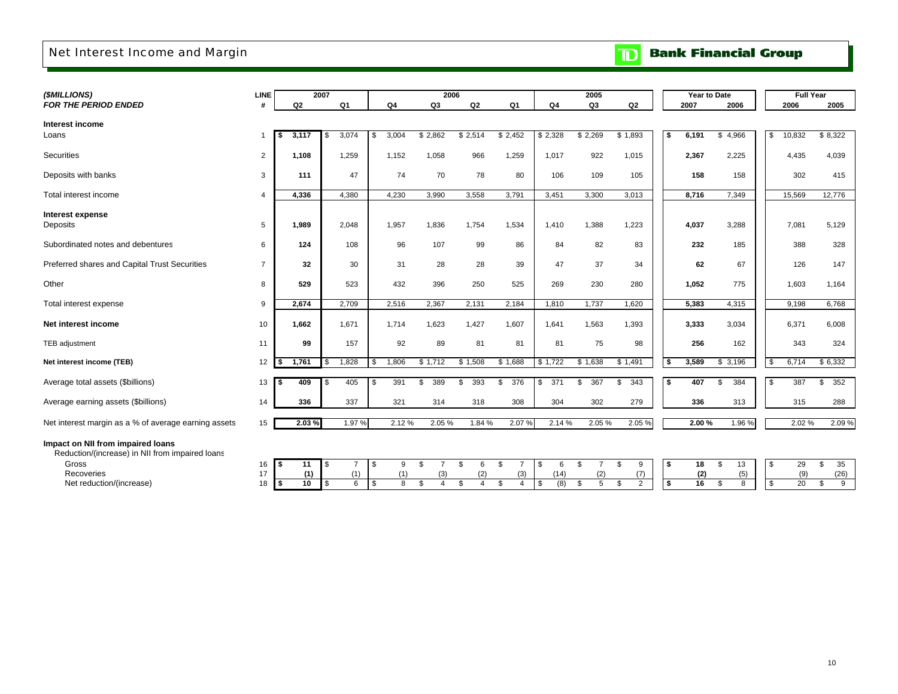# Net Interest Income and Margin

**TD Bank Financial Group**

| *($MILLIONS)* *FOR THE PERIOD ENDED* | LINE # | 2007 Q2 | 2007 Q1 | 2006 Q4 | 2006 Q3 | 2006 Q2 | 2006 Q1 | 2005 Q4 | 2005 Q3 | 2005 Q2 | Year to Date 2007 | Year to Date 2006 | Full Year 2006 | Full Year 2005 |
|---|---|---|---|---|---|---|---|---|---|---|---|---|---|---|
| **Interest income** | | | | | | | | | | | | | | |
| Loans | 1 | **$ 3,117** | $ 3,074 | $ 3,004 | $ 2,862 | $ 2,514 | $ 2,452 | $ 2,328 | $ 2,269 | $ 1,893 | **$ 6,191** | $ 4,966 | $ 10,832 | $ 8,322 |
| Securities | 2 | **1,108** | 1,259 | 1,152 | 1,058 | 966 | 1,259 | 1,017 | 922 | 1,015 | **2,367** | 2,225 | 4,435 | 4,039 |
| Deposits with banks | 3 | **111** | 47 | 74 | 70 | 78 | 80 | 106 | 109 | 105 | **158** | 158 | 302 | 415 |
| Total interest income | 4 | **4,336** | 4,380 | 4,230 | 3,990 | 3,558 | 3,791 | 3,451 | 3,300 | 3,013 | **8,716** | 7,349 | 15,569 | 12,776 |
| **Interest expense** | | | | | | | | | | | | | | |
| Deposits | 5 | **1,989** | 2,048 | 1,957 | 1,836 | 1,754 | 1,534 | 1,410 | 1,388 | 1,223 | **4,037** | 3,288 | 7,081 | 5,129 |
| Subordinated notes and debentures | 6 | **124** | 108 | 96 | 107 | 99 | 86 | 84 | 82 | 83 | **232** | 185 | 388 | 328 |
| Preferred shares and Capital Trust Securities | 7 | **32** | 30 | 31 | 28 | 28 | 39 | 47 | 37 | 34 | **62** | 67 | 126 | 147 |
| Other | 8 | **529** | 523 | 432 | 396 | 250 | 525 | 269 | 230 | 280 | **1,052** | 775 | 1,603 | 1,164 |
| Total interest expense | 9 | **2,674** | 2,709 | 2,516 | 2,367 | 2,131 | 2,184 | 1,810 | 1,737 | 1,620 | **5,383** | 4,315 | 9,198 | 6,768 |
| **Net interest income** | 10 | **1,662** | 1,671 | 1,714 | 1,623 | 1,427 | 1,607 | 1,641 | 1,563 | 1,393 | **3,333** | 3,034 | 6,371 | 6,008 |
| TEB adjustment | 11 | **99** | 157 | 92 | 89 | 81 | 81 | 81 | 75 | 98 | **256** | 162 | 343 | 324 |
| **Net interest income (TEB)** | 12 | **$ 1,761** | $ 1,828 | $ 1,806 | $ 1,712 | $ 1,508 | $ 1,688 | $ 1,722 | $ 1,638 | $ 1,491 | **$ 3,589** | $ 3,196 | $ 6,714 | $ 6,332 |
| Average total assets ($billions) | 13 | **$ 409** | $ 405 | $ 391 | $ 389 | $ 393 | $ 376 | $ 371 | $ 367 | $ 343 | **$ 407** | $ 384 | $ 387 | $ 352 |
| Average earning assets ($billions) | 14 | **336** | 337 | 321 | 314 | 318 | 308 | 304 | 302 | 279 | **336** | 313 | 315 | 288 |
| Net interest margin as a % of average earning assets | 15 | **2.03 %** | 1.97 % | 2.12 % | 2.05 % | 1.84 % | 2.07 % | 2.14 % | 2.05 % | 2.05 % | **2.00 %** | 1.96 % | 2.02 % | 2.09 % |
| **Impact on NII from impaired loans** | | | | | | | | | | | | | | |
| Reduction/(increase) in NII from impaired loans | | | | | | | | | | | | | | |
| Gross | 16 | **$ 11** | $ 7 | $ 9 | $ 7 | $ 6 | $ 7 | $ 6 | $ 7 | $ 9 | **$ 18** | $ 13 | $ 29 | $ 35 |
| Recoveries | 17 | **(1)** | (1) | (1) | (3) | (2) | (3) | (14) | (2) | (7) | **(2)** | (5) | (9) | (26) |
| Net reduction/(increase) | 18 | **$ 10** | $ 6 | $ 8 | $ 4 | $ 4 | $ 4 | $ (8) | $ 5 | $ 2 | **$ 16** | $ 8 | $ 20 | $ 9 |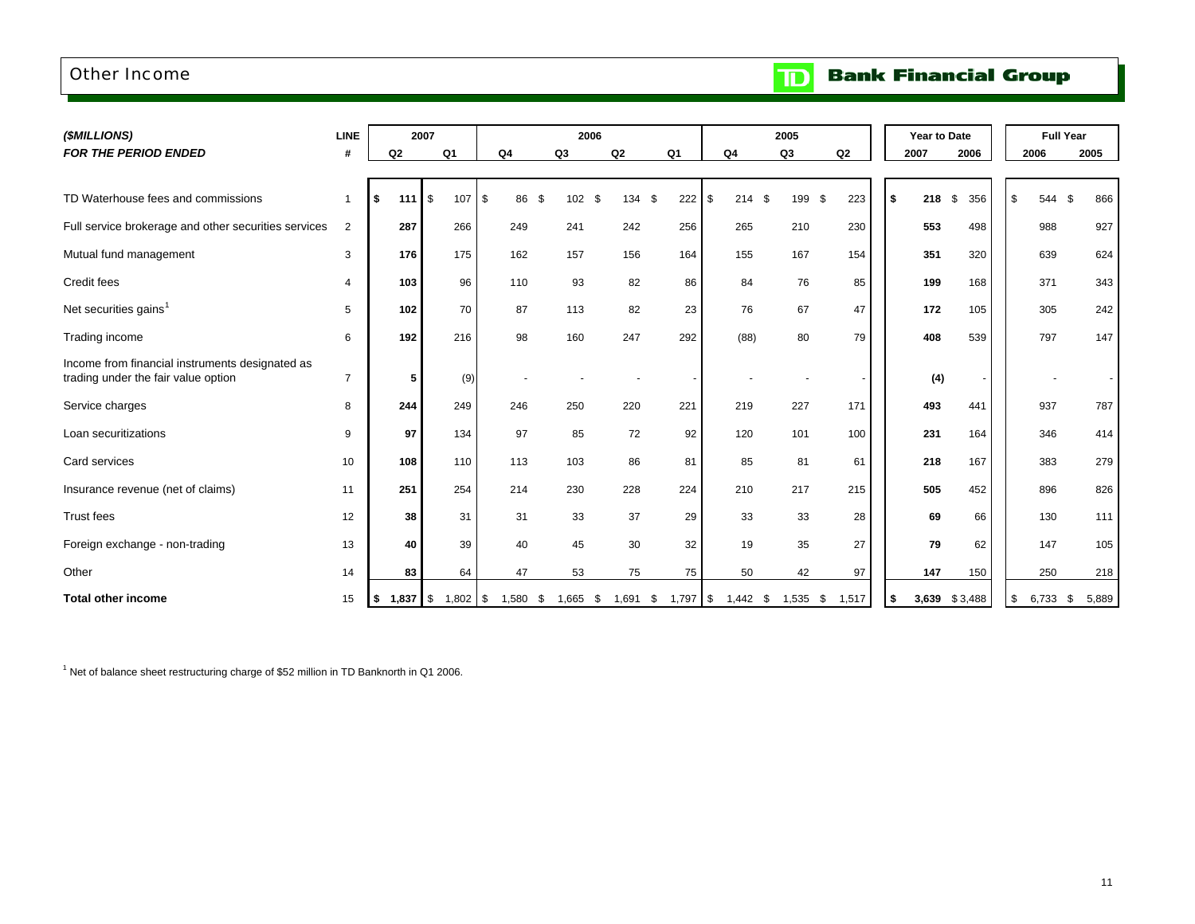# Other Income

**TD Bank Financial Group**

| *(\$MILLIONS)* | LINE | 2007 | | 2006 | | | | 2005 | | | Year to Date | | Full Year | |
|---|---|---|---|---|---|---|---|---|---|---|---|---|---|---|
| ***FOR THE PERIOD ENDED*** | **#** | **Q2** | **Q1** | **Q4** | **Q3** | **Q2** | **Q1** | **Q4** | **Q3** | **Q2** | **2007** | **2006** | **2006** | **2005** |
| TD Waterhouse fees and commissions | 1 | **$ 111** | $ 107 | $ 86 | $ 102 | $ 134 | $ 222 | $ 214 | $ 199 | $ 223 | **$ 218** | $ 356 | $ 544 | $ 866 |
| Full service brokerage and other securities services | 2 | **287** | 266 | 249 | 241 | 242 | 256 | 265 | 210 | 230 | **553** | 498 | 988 | 927 |
| Mutual fund management | 3 | **176** | 175 | 162 | 157 | 156 | 164 | 155 | 167 | 154 | **351** | 320 | 639 | 624 |
| Credit fees | 4 | **103** | 96 | 110 | 93 | 82 | 86 | 84 | 76 | 85 | **199** | 168 | 371 | 343 |
| Net securities gains[1] | 5 | **102** | 70 | 87 | 113 | 82 | 23 | 76 | 67 | 47 | **172** | 105 | 305 | 242 |
| Trading income | 6 | **192** | 216 | 98 | 160 | 247 | 292 | (88) | 80 | 79 | **408** | 539 | 797 | 147 |
| Income from financial instruments designated as trading under the fair value option | 7 | **5** | (9) | - | - | - | - | - | - | - | **(4)** | - | - | - |
| Service charges | 8 | **244** | 249 | 246 | 250 | 220 | 221 | 219 | 227 | 171 | **493** | 441 | 937 | 787 |
| Loan securitizations | 9 | **97** | 134 | 97 | 85 | 72 | 92 | 120 | 101 | 100 | **231** | 164 | 346 | 414 |
| Card services | 10 | **108** | 110 | 113 | 103 | 86 | 81 | 85 | 81 | 61 | **218** | 167 | 383 | 279 |
| Insurance revenue (net of claims) | 11 | **251** | 254 | 214 | 230 | 228 | 224 | 210 | 217 | 215 | **505** | 452 | 896 | 826 |
| Trust fees | 12 | **38** | 31 | 31 | 33 | 37 | 29 | 33 | 33 | 28 | **69** | 66 | 130 | 111 |
| Foreign exchange - non-trading | 13 | **40** | 39 | 40 | 45 | 30 | 32 | 19 | 35 | 27 | **79** | 62 | 147 | 105 |
| Other | 14 | **83** | 64 | 47 | 53 | 75 | 75 | 50 | 42 | 97 | **147** | 150 | 250 | 218 |
| **Total other income** | 15 | **$ 1,837** | $ 1,802 | $ 1,580 | $ 1,665 | $ 1,691 | $ 1,797 | $ 1,442 | $ 1,535 | $ 1,517 | **$ 3,639** | $ 3,488 | $ 6,733 | $ 5,889 |

[1] Net of balance sheet restructuring charge of $52 million in TD Banknorth in Q1 2006.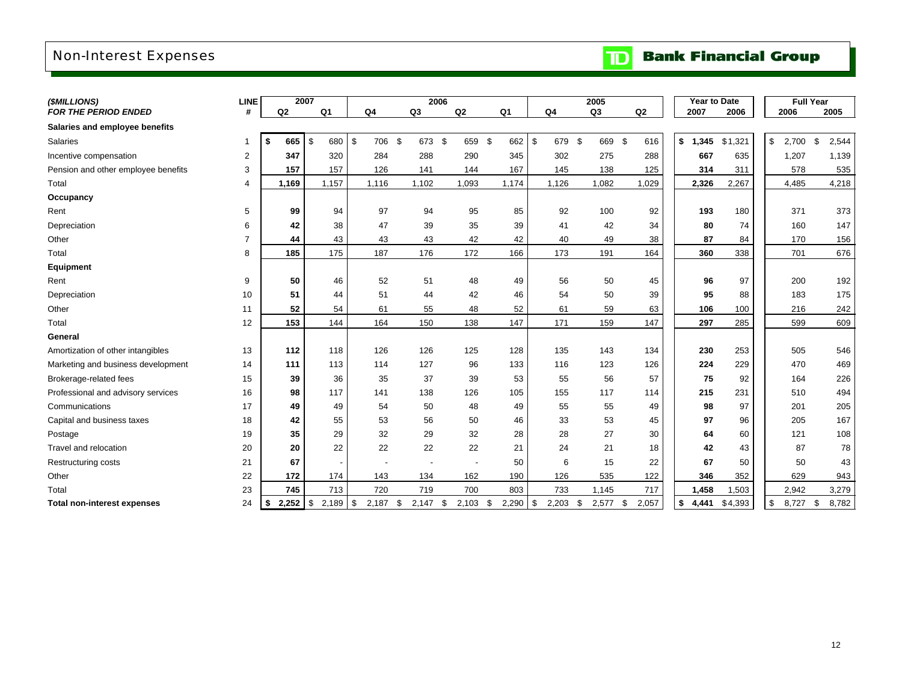# Non-Interest Expenses

**TD Bank Financial Group**

| *($MILLIONS)* *FOR THE PERIOD ENDED* | LINE # | 2007 Q2 | 2007 Q1 | 2006 Q4 | 2006 Q3 | 2006 Q2 | 2006 Q1 | 2005 Q4 | 2005 Q3 | 2005 Q2 | Year to Date 2007 | Year to Date 2006 | Full Year 2006 | Full Year 2005 |
|---|---|---|---|---|---|---|---|---|---|---|---|---|---|---|
| **Salaries and employee benefits** | | | | | | | | | | | | | | |
| Salaries | 1 | **$ 665** | $ 680 | $ 706 | $ 673 | $ 659 | $ 662 | $ 679 | $ 669 | $ 616 | **$ 1,345** | $1,321 | $ 2,700 | $ 2,544 |
| Incentive compensation | 2 | **347** | 320 | 284 | 288 | 290 | 345 | 302 | 275 | 288 | **667** | 635 | 1,207 | 1,139 |
| Pension and other employee benefits | 3 | **157** | 157 | 126 | 141 | 144 | 167 | 145 | 138 | 125 | **314** | 311 | 578 | 535 |
| Total | 4 | **1,169** | 1,157 | 1,116 | 1,102 | 1,093 | 1,174 | 1,126 | 1,082 | 1,029 | **2,326** | 2,267 | 4,485 | 4,218 |
| **Occupancy** | | | | | | | | | | | | | | |
| Rent | 5 | **99** | 94 | 97 | 94 | 95 | 85 | 92 | 100 | 92 | **193** | 180 | 371 | 373 |
| Depreciation | 6 | **42** | 38 | 47 | 39 | 35 | 39 | 41 | 42 | 34 | **80** | 74 | 160 | 147 |
| Other | 7 | **44** | 43 | 43 | 43 | 42 | 42 | 40 | 49 | 38 | **87** | 84 | 170 | 156 |
| Total | 8 | **185** | 175 | 187 | 176 | 172 | 166 | 173 | 191 | 164 | **360** | 338 | 701 | 676 |
| **Equipment** | | | | | | | | | | | | | | |
| Rent | 9 | **50** | 46 | 52 | 51 | 48 | 49 | 56 | 50 | 45 | **96** | 97 | 200 | 192 |
| Depreciation | 10 | **51** | 44 | 51 | 44 | 42 | 46 | 54 | 50 | 39 | **95** | 88 | 183 | 175 |
| Other | 11 | **52** | 54 | 61 | 55 | 48 | 52 | 61 | 59 | 63 | **106** | 100 | 216 | 242 |
| Total | 12 | **153** | 144 | 164 | 150 | 138 | 147 | 171 | 159 | 147 | **297** | 285 | 599 | 609 |
| **General** | | | | | | | | | | | | | | |
| Amortization of other intangibles | 13 | **112** | 118 | 126 | 126 | 125 | 128 | 135 | 143 | 134 | **230** | 253 | 505 | 546 |
| Marketing and business development | 14 | **111** | 113 | 114 | 127 | 96 | 133 | 116 | 123 | 126 | **224** | 229 | 470 | 469 |
| Brokerage-related fees | 15 | **39** | 36 | 35 | 37 | 39 | 53 | 55 | 56 | 57 | **75** | 92 | 164 | 226 |
| Professional and advisory services | 16 | **98** | 117 | 141 | 138 | 126 | 105 | 155 | 117 | 114 | **215** | 231 | 510 | 494 |
| Communications | 17 | **49** | 49 | 54 | 50 | 48 | 49 | 55 | 55 | 49 | **98** | 97 | 201 | 205 |
| Capital and business taxes | 18 | **42** | 55 | 53 | 56 | 50 | 46 | 33 | 53 | 45 | **97** | 96 | 205 | 167 |
| Postage | 19 | **35** | 29 | 32 | 29 | 32 | 28 | 28 | 27 | 30 | **64** | 60 | 121 | 108 |
| Travel and relocation | 20 | **20** | 22 | 22 | 22 | 22 | 21 | 24 | 21 | 18 | **42** | 43 | 87 | 78 |
| Restructuring costs | 21 | **67** | - | - | - | - | 50 | 6 | 15 | 22 | **67** | 50 | 50 | 43 |
| Other | 22 | **172** | 174 | 143 | 134 | 162 | 190 | 126 | 535 | 122 | **346** | 352 | 629 | 943 |
| Total | 23 | **745** | 713 | 720 | 719 | 700 | 803 | 733 | 1,145 | 717 | **1,458** | 1,503 | 2,942 | 3,279 |
| **Total non-interest expenses** | 24 | **$ 2,252** | $ 2,189 | $ 2,187 | $ 2,147 | $ 2,103 | $ 2,290 | $ 2,203 | $ 2,577 | $ 2,057 | **$ 4,441** | $4,393 | $ 8,727 | $ 8,782 |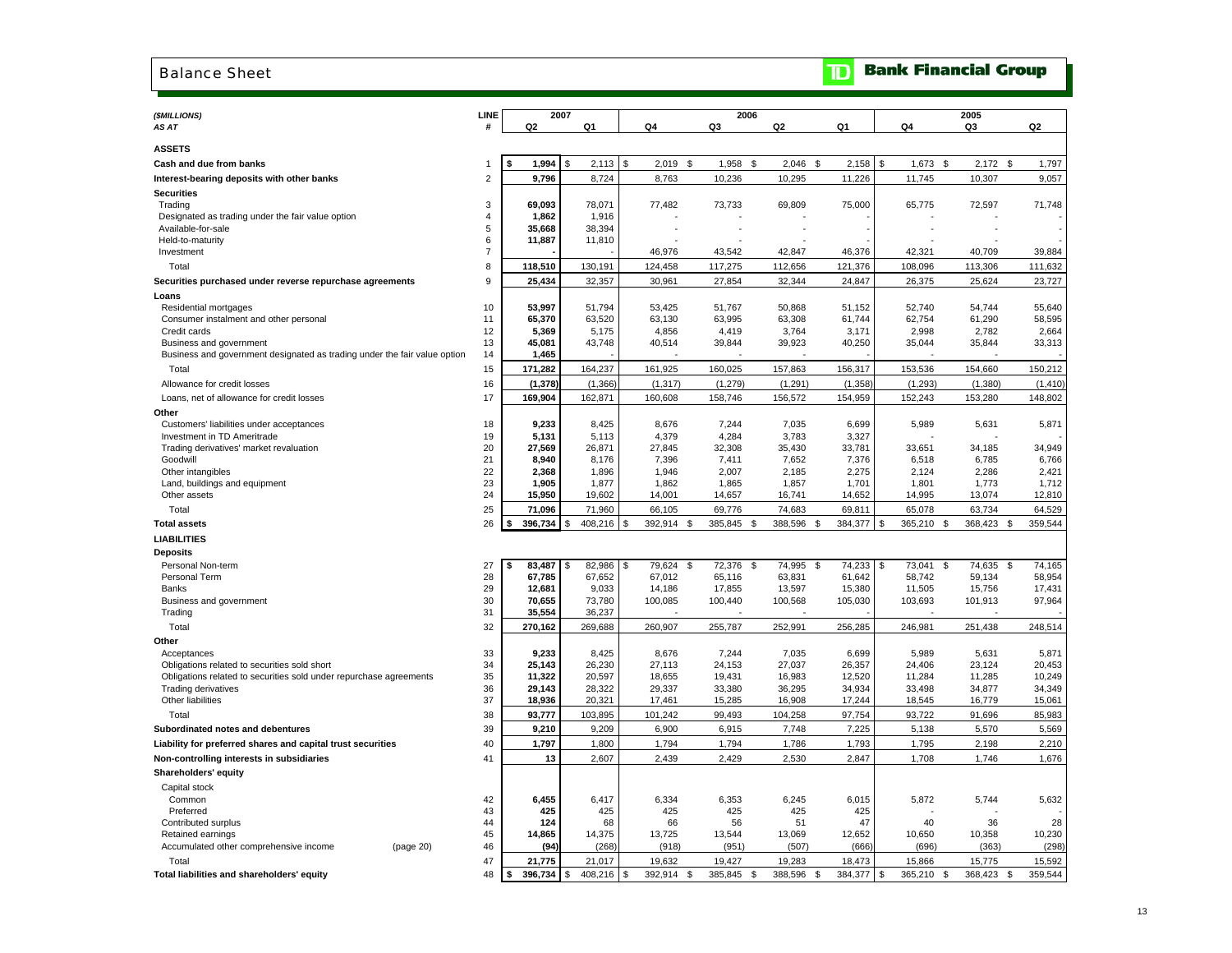# Balance Sheet

**Bank Financial Group**

| ($MILLIONS) AS AT | LINE # | 2007 Q2 | 2007 Q1 | 2006 Q4 | 2006 Q3 | 2006 Q2 | 2006 Q1 | 2005 Q4 | 2005 Q3 | 2005 Q2 |
|---|---|---|---|---|---|---|---|---|---|---|
| **ASSETS** | | | | | | | | | | |
| **Cash and due from banks** | 1 | $ 1,994 | $ 2,113 | $ 2,019 | $ 1,958 | $ 2,046 | $ 2,158 | $ 1,673 | $ 2,172 | $ 1,797 |
| **Interest-bearing deposits with other banks** | 2 | 9,796 | 8,724 | 8,763 | 10,236 | 10,295 | 11,226 | 11,745 | 10,307 | 9,057 |
| **Securities** | | | | | | | | | | |
| Trading | 3 | 69,093 | 78,071 | 77,482 | 73,733 | 69,809 | 75,000 | 65,775 | 72,597 | 71,748 |
| Designated as trading under the fair value option | 4 | 1,862 | 1,916 | - | - | - | - | - | - | - |
| Available-for-sale | 5 | 35,668 | 38,394 | - | - | - | - | - | - | - |
| Held-to-maturity | 6 | 11,887 | 11,810 | - | - | - | - | - | - | - |
| Investment | 7 | - | - | 46,976 | 43,542 | 42,847 | 46,376 | 42,321 | 40,709 | 39,884 |
| Total | 8 | 118,510 | 130,191 | 124,458 | 117,275 | 112,656 | 121,376 | 108,096 | 113,306 | 111,632 |
| **Securities purchased under reverse repurchase agreements** | 9 | 25,434 | 32,357 | 30,961 | 27,854 | 32,344 | 24,847 | 26,375 | 25,624 | 23,727 |
| **Loans** | | | | | | | | | | |
| Residential mortgages | 10 | 53,997 | 51,794 | 53,425 | 51,767 | 50,868 | 51,152 | 52,740 | 54,744 | 55,640 |
| Consumer instalment and other personal | 11 | 65,370 | 63,520 | 63,130 | 63,995 | 63,308 | 61,744 | 62,754 | 61,290 | 58,595 |
| Credit cards | 12 | 5,369 | 5,175 | 4,856 | 4,419 | 3,764 | 3,171 | 2,998 | 2,782 | 2,664 |
| Business and government | 13 | 45,081 | 43,748 | 40,514 | 39,844 | 39,923 | 40,250 | 35,044 | 35,844 | 33,313 |
| Business and government designated as trading under the fair value option | 14 | 1,465 | - | - | - | - | - | - | - | - |
| Total | 15 | 171,282 | 164,237 | 161,925 | 160,025 | 157,863 | 156,317 | 153,536 | 154,660 | 150,212 |
| Allowance for credit losses | 16 | (1,378) | (1,366) | (1,317) | (1,279) | (1,291) | (1,358) | (1,293) | (1,380) | (1,410) |
| Loans, net of allowance for credit losses | 17 | 169,904 | 162,871 | 160,608 | 158,746 | 156,572 | 154,959 | 152,243 | 153,280 | 148,802 |
| **Other** | | | | | | | | | | |
| Customers' liabilities under acceptances | 18 | 9,233 | 8,425 | 8,676 | 7,244 | 7,035 | 6,699 | 5,989 | 5,631 | 5,871 |
| Investment in TD Ameritrade | 19 | 5,131 | 5,113 | 4,379 | 4,284 | 3,783 | 3,327 | - | - | - |
| Trading derivatives' market revaluation | 20 | 27,569 | 26,871 | 27,845 | 32,308 | 35,430 | 33,781 | 33,651 | 34,185 | 34,949 |
| Goodwill | 21 | 8,940 | 8,176 | 7,396 | 7,411 | 7,652 | 7,376 | 6,518 | 6,785 | 6,766 |
| Other intangibles | 22 | 2,368 | 1,896 | 1,946 | 2,007 | 2,185 | 2,275 | 2,124 | 2,286 | 2,421 |
| Land, buildings and equipment | 23 | 1,905 | 1,877 | 1,862 | 1,865 | 1,857 | 1,701 | 1,801 | 1,773 | 1,712 |
| Other assets | 24 | 15,950 | 19,602 | 14,001 | 14,657 | 16,741 | 14,652 | 14,995 | 13,074 | 12,810 |
| Total | 25 | 71,096 | 71,960 | 66,105 | 69,776 | 74,683 | 69,811 | 65,078 | 63,734 | 64,529 |
| **Total assets** | 26 | $ 396,734 | $ 408,216 | $ 392,914 | $ 385,845 | $ 388,596 | $ 384,377 | $ 365,210 | $ 368,423 | $ 359,544 |
| **LIABILITIES** | | | | | | | | | | |
| **Deposits** | | | | | | | | | | |
| Personal Non-term | 27 | $ 83,487 | $ 82,986 | $ 79,624 | $ 72,376 | $ 74,995 | $ 74,233 | $ 73,041 | $ 74,635 | $ 74,165 |
| Personal Term | 28 | 67,785 | 67,652 | 67,012 | 65,116 | 63,831 | 61,642 | 58,742 | 59,134 | 58,954 |
| Banks | 29 | 12,681 | 9,033 | 14,186 | 17,855 | 13,597 | 15,380 | 11,505 | 15,756 | 17,431 |
| Business and government | 30 | 70,655 | 73,780 | 100,085 | 100,440 | 100,568 | 105,030 | 103,693 | 101,913 | 97,964 |
| Trading | 31 | 35,554 | 36,237 | - | - | - | - | - | - | - |
| Total | 32 | 270,162 | 269,688 | 260,907 | 255,787 | 252,991 | 256,285 | 246,981 | 251,438 | 248,514 |
| **Other** | | | | | | | | | | |
| Acceptances | 33 | 9,233 | 8,425 | 8,676 | 7,244 | 7,035 | 6,699 | 5,989 | 5,631 | 5,871 |
| Obligations related to securities sold short | 34 | 25,143 | 26,230 | 27,113 | 24,153 | 27,037 | 26,357 | 24,406 | 23,124 | 20,453 |
| Obligations related to securities sold under repurchase agreements | 35 | 11,322 | 20,597 | 18,655 | 19,431 | 16,983 | 12,520 | 11,284 | 11,285 | 10,249 |
| Trading derivatives | 36 | 29,143 | 28,322 | 29,337 | 33,380 | 36,295 | 34,934 | 33,498 | 34,877 | 34,349 |
| Other liabilities | 37 | 18,936 | 20,321 | 17,461 | 15,285 | 16,908 | 17,244 | 18,545 | 16,779 | 15,061 |
| Total | 38 | 93,777 | 103,895 | 101,242 | 99,493 | 104,258 | 97,754 | 93,722 | 91,696 | 85,983 |
| **Subordinated notes and debentures** | 39 | 9,210 | 9,209 | 6,900 | 6,915 | 7,748 | 7,225 | 5,138 | 5,570 | 5,569 |
| **Liability for preferred shares and capital trust securities** | 40 | 1,797 | 1,800 | 1,794 | 1,794 | 1,786 | 1,793 | 1,795 | 2,198 | 2,210 |
| **Non-controlling interests in subsidiaries** | 41 | 13 | 2,607 | 2,439 | 2,429 | 2,530 | 2,847 | 1,708 | 1,746 | 1,676 |
| **Shareholders' equity** | | | | | | | | | | |
| Capital stock | | | | | | | | | | |
| Common | 42 | 6,455 | 6,417 | 6,334 | 6,353 | 6,245 | 6,015 | 5,872 | 5,744 | 5,632 |
| Preferred | 43 | 425 | 425 | 425 | 425 | 425 | 425 | - | - | - |
| Contributed surplus | 44 | 124 | 68 | 66 | 56 | 51 | 47 | 40 | 36 | 28 |
| Retained earnings | 45 | 14,865 | 14,375 | 13,725 | 13,544 | 13,069 | 12,652 | 10,650 | 10,358 | 10,230 |
| Accumulated other comprehensive income (page 20) | 46 | (94) | (268) | (918) | (951) | (507) | (666) | (696) | (363) | (298) |
| Total | 47 | 21,775 | 21,017 | 19,632 | 19,427 | 19,283 | 18,473 | 15,866 | 15,775 | 15,592 |
| **Total liabilities and shareholders' equity** | 48 | $ 396,734 | $ 408,216 | $ 392,914 | $ 385,845 | $ 388,596 | $ 384,377 | $ 365,210 | $ 368,423 | $ 359,544 |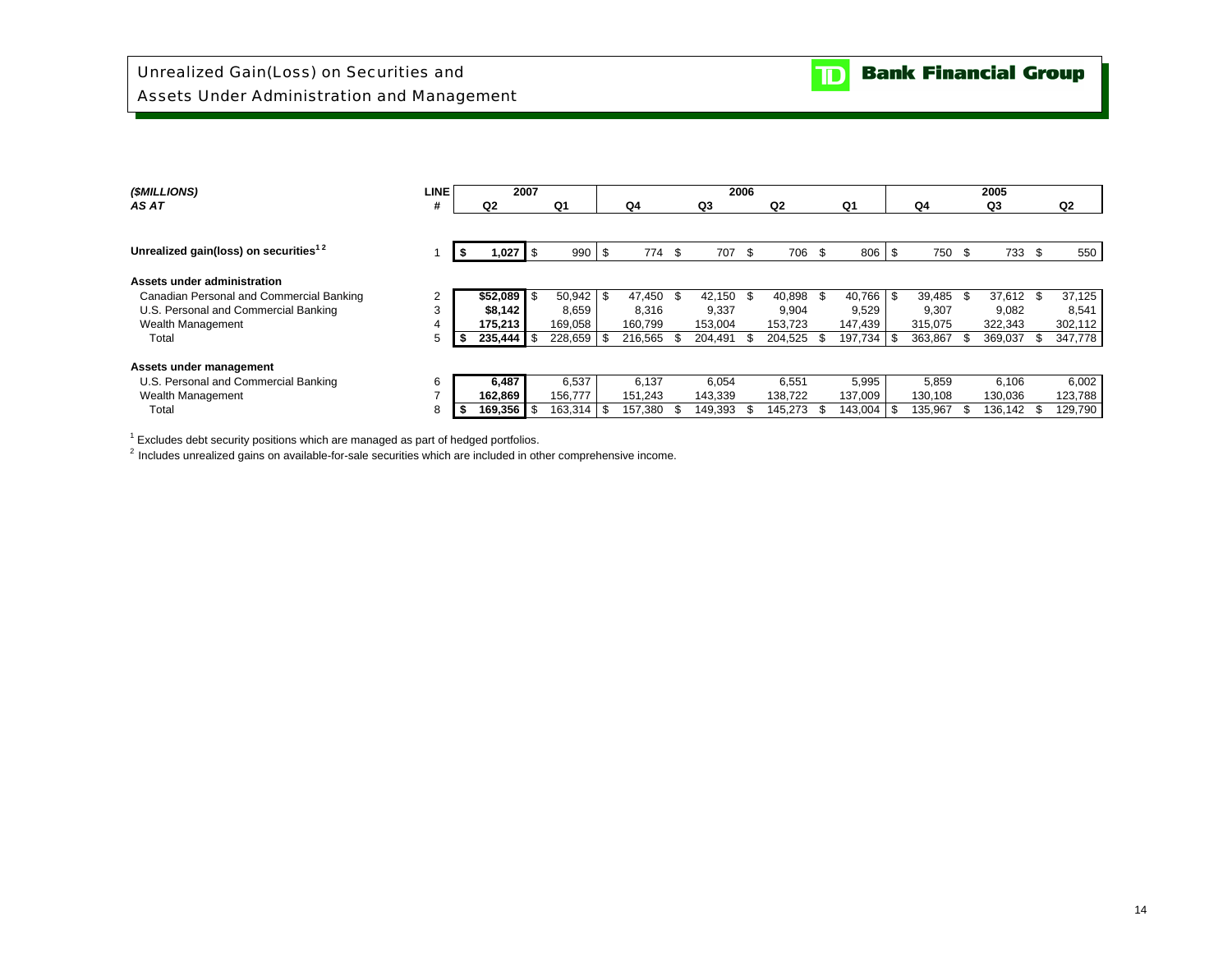# Unrealized Gain(Loss) on Securities and Assets Under Administration and Management

TD Bank Financial Group

| (\$MILLIONS) AS AT | LINE # | 2007 Q2 | 2007 Q1 | 2006 Q4 | 2006 Q3 | 2006 Q2 | 2006 Q1 | 2005 Q4 | 2005 Q3 | 2005 Q2 |
|---|---|---|---|---|---|---|---|---|---|---|
| **Unrealized gain(loss) on securities[1,2]** | 1 | **$ 1,027** | $ 990 | $ 774 | $ 707 | $ 706 | $ 806 | $ 750 | $ 733 | $ 550 |
| **Assets under administration** | | | | | | | | | | |
| Canadian Personal and Commercial Banking | 2 | **$52,089** | $ 50,942 | $ 47,450 | $ 42,150 | $ 40,898 | $ 40,766 | $ 39,485 | $ 37,612 | $ 37,125 |
| U.S. Personal and Commercial Banking | 3 | **$8,142** | 8,659 | 8,316 | 9,337 | 9,904 | 9,529 | 9,307 | 9,082 | 8,541 |
| Wealth Management | 4 | **175,213** | 169,058 | 160,799 | 153,004 | 153,723 | 147,439 | 315,075 | 322,343 | 302,112 |
| Total | 5 | **$ 235,444** | $ 228,659 | $ 216,565 | $ 204,491 | $ 204,525 | $ 197,734 | $ 363,867 | $ 369,037 | $ 347,778 |
| **Assets under management** | | | | | | | | | | |
| U.S. Personal and Commercial Banking | 6 | **6,487** | 6,537 | 6,137 | 6,054 | 6,551 | 5,995 | 5,859 | 6,106 | 6,002 |
| Wealth Management | 7 | **162,869** | 156,777 | 151,243 | 143,339 | 138,722 | 137,009 | 130,108 | 130,036 | 123,788 |
| Total | 8 | **$ 169,356** | $ 163,314 | $ 157,380 | $ 149,393 | $ 145,273 | $ 143,004 | $ 135,967 | $ 136,142 | $ 129,790 |

[1] Excludes debt security positions which are managed as part of hedged portfolios.

[2] Includes unrealized gains on available-for-sale securities which are included in other comprehensive income.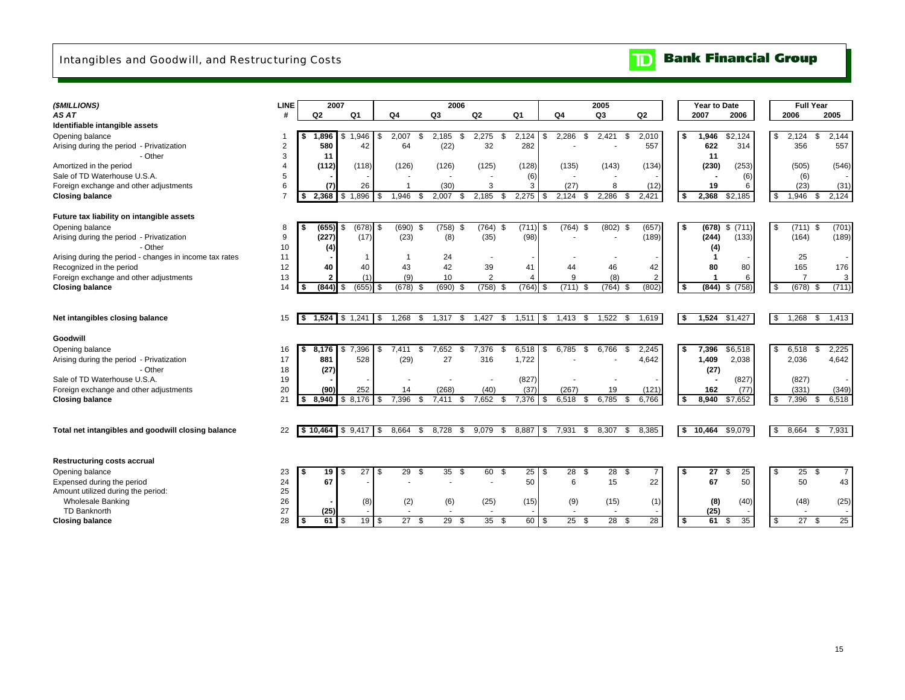# Intangibles and Goodwill, and Restructuring Costs

**Bank Financial Group**

| *($MILLIONS)* | LINE | 2007 | | 2006 | | | | 2005 | | | Year to Date | | Full Year | |
|---|---|---|---|---|---|---|---|---|---|---|---|---|---|---|
| *AS AT* | # | Q2 | Q1 | Q4 | Q3 | Q2 | Q1 | Q4 | Q3 | Q2 | 2007 | 2006 | 2006 | 2005 |
| **Identifiable intangible assets** | | | | | | | | | | | | | | |
| Opening balance | 1 | **$ 1,896** | $ 1,946 | $ 2,007 | $ 2,185 | $ 2,275 | $ 2,124 | $ 2,286 | $ 2,421 | $ 2,010 | **$ 1,946** | $2,124 | $ 2,124 | $ 2,144 |
| Arising during the period - Privatization | 2 | **580** | 42 | 64 | (22) | 32 | 282 | - | - | 557 | **622** | 314 | 356 | 557 |
| - Other | 3 | **11** | | | | | | | | | **11** | | | |
| Amortized in the period | 4 | **(112)** | (118) | (126) | (126) | (125) | (128) | (135) | (143) | (134) | **(230)** | (253) | (505) | (546) |
| Sale of TD Waterhouse U.S.A. | 5 | **-** | - | - | - | - | (6) | - | - | - | **-** | (6) | (6) | - |
| Foreign exchange and other adjustments | 6 | **(7)** | 26 | 1 | (30) | 3 | 3 | (27) | 8 | (12) | **19** | 6 | (23) | (31) |
| **Closing balance** | 7 | **$ 2,368** | $ 1,896 | $ 1,946 | $ 2,007 | $ 2,185 | $ 2,275 | $ 2,124 | $ 2,286 | $ 2,421 | **$ 2,368** | $2,185 | $ 1,946 | $ 2,124 |
| **Future tax liability on intangible assets** | | | | | | | | | | | | | | |
| Opening balance | 8 | **$ (655)** | $ (678) | $ (690) | $ (758) | $ (764) | $ (711) | $ (764) | $ (802) | $ (657) | **$ (678)** | $ (711) | $ (711) | $ (701) |
| Arising during the period - Privatization | 9 | **(227)** | (17) | (23) | (8) | (35) | (98) | - | - | (189) | **(244)** | (133) | (164) | (189) |
| - Other | 10 | **(4)** | | | | | | | | | **(4)** | | | |
| Arising during the period - changes in income tax rates | 11 | **-** | 1 | 1 | 24 | - | - | - | - | - | **1** | - | 25 | - |
| Recognized in the period | 12 | **40** | 40 | 43 | 42 | 39 | 41 | 44 | 46 | 42 | **80** | 80 | 165 | 176 |
| Foreign exchange and other adjustments | 13 | **2** | (1) | (9) | 10 | 2 | 4 | 9 | (8) | 2 | **1** | 6 | 7 | 3 |
| **Closing balance** | 14 | **$ (844)** | $ (655) | $ (678) | $ (690) | $ (758) | $ (764) | $ (711) | $ (764) | $ (802) | **$ (844)** | $ (758) | $ (678) | $ (711) |
| **Net intangibles closing balance** | 15 | **$ 1,524** | $ 1,241 | $ 1,268 | $ 1,317 | $ 1,427 | $ 1,511 | $ 1,413 | $ 1,522 | $ 1,619 | **$ 1,524** | $1,427 | $ 1,268 | $ 1,413 |
| **Goodwill** | | | | | | | | | | | | | | |
| Opening balance | 16 | **$ 8,176** | $ 7,396 | $ 7,411 | $ 7,652 | $ 7,376 | $ 6,518 | $ 6,785 | $ 6,766 | $ 2,245 | **$ 7,396** | $6,518 | $ 6,518 | $ 2,225 |
| Arising during the period - Privatization | 17 | **881** | 528 | (29) | 27 | 316 | 1,722 | - | - | 4,642 | **1,409** | 2,038 | 2,036 | 4,642 |
| - Other | 18 | **(27)** | | | | | | | | | **(27)** | | | |
| Sale of TD Waterhouse U.S.A. | 19 | **-** | - | - | - | - | (827) | - | - | - | **-** | (827) | (827) | - |
| Foreign exchange and other adjustments | 20 | **(90)** | 252 | 14 | (268) | (40) | (37) | (267) | 19 | (121) | **162** | (77) | (331) | (349) |
| **Closing balance** | 21 | **$ 8,940** | $ 8,176 | $ 7,396 | $ 7,411 | $ 7,652 | $ 7,376 | $ 6,518 | $ 6,785 | $ 6,766 | **$ 8,940** | $7,652 | $ 7,396 | $ 6,518 |
| **Total net intangibles and goodwill closing balance** | 22 | **$ 10,464** | $ 9,417 | $ 8,664 | $ 8,728 | $ 9,079 | $ 8,887 | $ 7,931 | $ 8,307 | $ 8,385 | **$ 10,464** | $9,079 | $ 8,664 | $ 7,931 |
| **Restructuring costs accrual** | | | | | | | | | | | | | | |
| Opening balance | 23 | **$ 19** | $ 27 | $ 29 | $ 35 | $ 60 | $ 25 | $ 28 | $ 28 | $ 7 | **$ 27** | $ 25 | $ 25 | $ 7 |
| Expensed during the period | 24 | **67** | - | - | - | - | 50 | 6 | 15 | 22 | **67** | 50 | 50 | 43 |
| Amount utilized during the period: | 25 | | | | | | | | | | | | | |
| Wholesale Banking | 26 | **-** | (8) | (2) | (6) | (25) | (15) | (9) | (15) | (1) | **(8)** | (40) | (48) | (25) |
| TD Banknorth | 27 | **(25)** | - | - | - | - | - | - | - | - | **(25)** | - | - | - |
| **Closing balance** | 28 | **$ 61** | $ 19 | $ 27 | $ 29 | $ 35 | $ 60 | $ 25 | $ 28 | $ 28 | **$ 61** | $ 35 | $ 27 | $ 25 |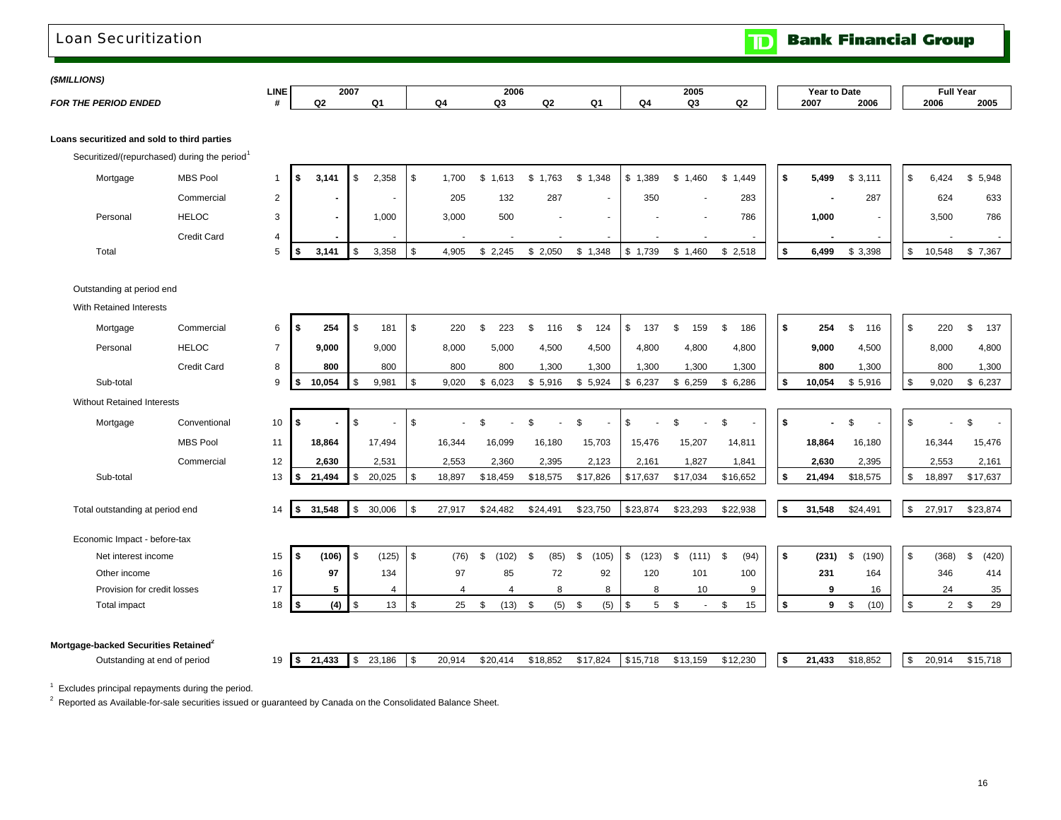# Loan Securitization

**($MILLIONS)**

| *FOR THE PERIOD ENDED* | | LINE # | 2007 Q2 | 2007 Q1 | 2006 Q4 | 2006 Q3 | 2006 Q2 | 2006 Q1 | 2005 Q4 | 2005 Q3 | 2005 Q2 | Year to Date 2007 | Year to Date 2006 | Full Year 2006 | Full Year 2005 |
|---|---|---|---|---|---|---|---|---|---|---|---|---|---|---|---|
| **Loans securitized and sold to third parties** | | | | | | | | | | | | | | | |
| Securitized/(repurchased) during the period[1] | | | | | | | | | | | | | | | |
| Mortgage | MBS Pool | 1 | $ 3,141 | $ 2,358 | $ 1,700 | $ 1,613 | $ 1,763 | $ 1,348 | $ 1,389 | $ 1,460 | $ 1,449 | $ 5,499 | $ 3,111 | $ 6,424 | $ 5,948 |
| | Commercial | 2 | - | - | 205 | 132 | 287 | - | 350 | - | 283 | - | 287 | 624 | 633 |
| Personal | HELOC | 3 | - | 1,000 | 3,000 | 500 | - | - | - | - | 786 | 1,000 | - | 3,500 | 786 |
| | Credit Card | 4 | - | - | - | - | - | - | - | - | - | - | - | - | - |
| Total | | 5 | $ 3,141 | $ 3,358 | $ 4,905 | $ 2,245 | $ 2,050 | $ 1,348 | $ 1,739 | $ 1,460 | $ 2,518 | $ 6,499 | $ 3,398 | $ 10,548 | $ 7,367 |
| Outstanding at period end | | | | | | | | | | | | | | | |
| With Retained Interests | | | | | | | | | | | | | | | |
| Mortgage | Commercial | 6 | $ 254 | $ 181 | $ 220 | $ 223 | $ 116 | $ 124 | $ 137 | $ 159 | $ 186 | $ 254 | $ 116 | $ 220 | $ 137 |
| Personal | HELOC | 7 | 9,000 | 9,000 | 8,000 | 5,000 | 4,500 | 4,500 | 4,800 | 4,800 | 4,800 | 9,000 | 4,500 | 8,000 | 4,800 |
| | Credit Card | 8 | 800 | 800 | 800 | 800 | 1,300 | 1,300 | 1,300 | 1,300 | 1,300 | 800 | 1,300 | 800 | 1,300 |
| Sub-total | | 9 | $ 10,054 | $ 9,981 | $ 9,020 | $ 6,023 | $ 5,916 | $ 5,924 | $ 6,237 | $ 6,259 | $ 6,286 | $ 10,054 | $ 5,916 | $ 9,020 | $ 6,237 |
| Without Retained Interests | | | | | | | | | | | | | | | |
| Mortgage | Conventional | 10 | $ - | $ - | $ - | $ - | $ - | $ - | $ - | $ - | $ - | $ - | $ - | $ - | $ - |
| | MBS Pool | 11 | 18,864 | 17,494 | 16,344 | 16,099 | 16,180 | 15,703 | 15,476 | 15,207 | 14,811 | 18,864 | 16,180 | 16,344 | 15,476 |
| | Commercial | 12 | 2,630 | 2,531 | 2,553 | 2,360 | 2,395 | 2,123 | 2,161 | 1,827 | 1,841 | 2,630 | 2,395 | 2,553 | 2,161 |
| Sub-total | | 13 | $ 21,494 | $ 20,025 | $ 18,897 | $18,459 | $18,575 | $17,826 | $17,637 | $17,034 | $16,652 | $ 21,494 | $18,575 | $ 18,897 | $17,637 |
| Total outstanding at period end | | 14 | $ 31,548 | $ 30,006 | $ 27,917 | $24,482 | $24,491 | $23,750 | $23,874 | $23,293 | $22,938 | $ 31,548 | $24,491 | $ 27,917 | $23,874 |
| Economic Impact - before-tax | | | | | | | | | | | | | | | |
| Net interest income | | 15 | $ (106) | $ (125) | $ (76) | $ (102) | $ (85) | $ (105) | $ (123) | $ (111) | $ (94) | $ (231) | $ (190) | $ (368) | $ (420) |
| Other income | | 16 | 97 | 134 | 97 | 85 | 72 | 92 | 120 | 101 | 100 | 231 | 164 | 346 | 414 |
| Provision for credit losses | | 17 | 5 | 4 | 4 | 4 | 8 | 8 | 8 | 10 | 9 | 9 | 16 | 24 | 35 |
| Total impact | | 18 | $ (4) | $ 13 | $ 25 | $ (13) | $ (5) | $ (5) | $ 5 | $ - | $ 15 | $ 9 | $ (10) | $ 2 | $ 29 |
| **Mortgage-backed Securities Retained[2]** | | | | | | | | | | | | | | | |
| Outstanding at end of period | | 19 | $ 21,433 | $ 23,186 | $ 20,914 | $20,414 | $18,852 | $17,824 | $15,718 | $13,159 | $12,230 | $ 21,433 | $18,852 | $ 20,914 | $15,718 |

[1] Excludes principal repayments during the period.

[2] Reported as Available-for-sale securities issued or guaranteed by Canada on the Consolidated Balance Sheet.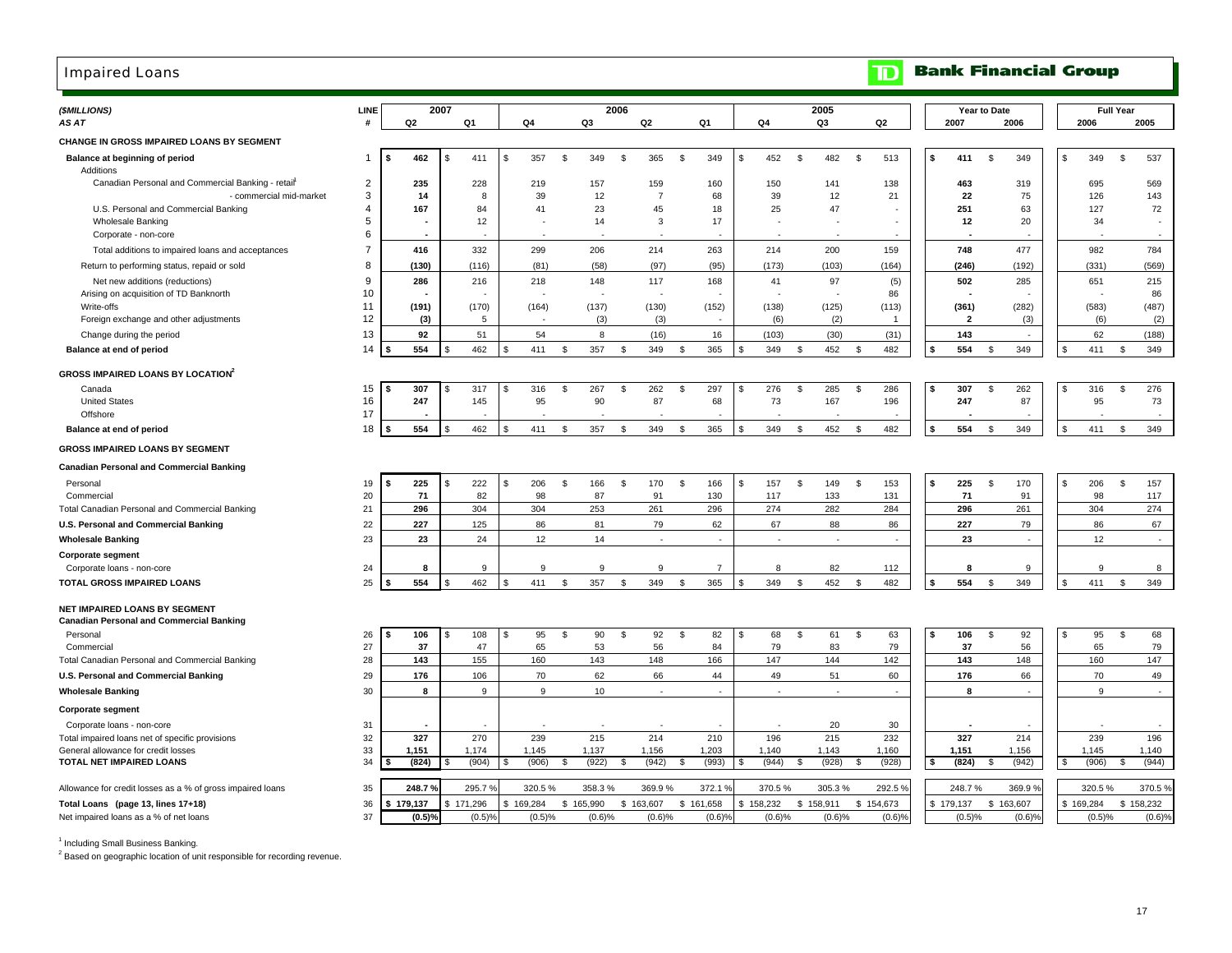# Impaired Loans

**TD Bank Financial Group**

| ($MILLIONS) AS AT | LINE # | 2007 Q2 | 2007 Q1 | 2006 Q4 | 2006 Q3 | 2006 Q2 | 2006 Q1 | 2005 Q4 | 2005 Q3 | 2005 Q2 | Year to Date 2007 | Year to Date 2006 | Full Year 2006 | Full Year 2005 |
|---|---|---|---|---|---|---|---|---|---|---|---|---|---|---|
| **CHANGE IN GROSS IMPAIRED LOANS BY SEGMENT** | | | | | | | | | | | | | | |
| **Balance at beginning of period** | 1 | $ 462 | $ 411 | $ 357 | $ 349 | $ 365 | $ 349 | $ 452 | $ 482 | $ 513 | $ 411 | $ 349 | $ 349 | $ 537 |
| Additions | | | | | | | | | | | | | | |
| Canadian Personal and Commercial Banking - retail[1] | 2 | 235 | 228 | 219 | 157 | 159 | 160 | 150 | 141 | 138 | 463 | 319 | 695 | 569 |
| - commercial mid-market | 3 | 14 | 8 | 39 | 12 | 7 | 68 | 39 | 12 | 21 | 22 | 75 | 126 | 143 |
| U.S. Personal and Commercial Banking | 4 | 167 | 84 | 41 | 23 | 45 | 18 | 25 | 47 | - | 251 | 63 | 127 | 72 |
| Wholesale Banking | 5 | - | 12 | - | 14 | 3 | 17 | - | - | - | 12 | 20 | 34 | - |
| Corporate - non-core | 6 | - | - | - | - | - | - | - | - | - | - | - | - | - |
| Total additions to impaired loans and acceptances | 7 | 416 | 332 | 299 | 206 | 214 | 263 | 214 | 200 | 159 | 748 | 477 | 982 | 784 |
| Return to performing status, repaid or sold | 8 | (130) | (116) | (81) | (58) | (97) | (95) | (173) | (103) | (164) | (246) | (192) | (331) | (569) |
| Net new additions (reductions) | 9 | 286 | 216 | 218 | 148 | 117 | 168 | 41 | 97 | (5) | 502 | 285 | 651 | 215 |
| Arising on acquisition of TD Banknorth | 10 | - | - | - | - | - | - | - | - | 86 | - | - | - | 86 |
| Write-offs | 11 | (191) | (170) | (164) | (137) | (130) | (152) | (138) | (125) | (113) | (361) | (282) | (583) | (487) |
| Foreign exchange and other adjustments | 12 | (3) | 5 | - | (3) | (3) | - | (6) | (2) | 1 | 2 | (3) | (6) | (2) |
| Change during the period | 13 | 92 | 51 | 54 | 8 | (16) | 16 | (103) | (30) | (31) | 143 | - | 62 | (188) |
| **Balance at end of period** | 14 | $ 554 | $ 462 | $ 411 | $ 357 | $ 349 | $ 365 | $ 349 | $ 452 | $ 482 | $ 554 | $ 349 | $ 411 | $ 349 |
| **GROSS IMPAIRED LOANS BY LOCATION[2]** | | | | | | | | | | | | | | |
| Canada | 15 | $ 307 | $ 317 | $ 316 | $ 267 | $ 262 | $ 297 | $ 276 | $ 285 | $ 286 | $ 307 | $ 262 | $ 316 | $ 276 |
| United States | 16 | 247 | 145 | 95 | 90 | 87 | 68 | 73 | 167 | 196 | 247 | 87 | 95 | 73 |
| Offshore | 17 | - | - | - | - | - | - | - | - | - | - | - | - | - |
| **Balance at end of period** | 18 | $ 554 | $ 462 | $ 411 | $ 357 | $ 349 | $ 365 | $ 349 | $ 452 | $ 482 | $ 554 | $ 349 | $ 411 | $ 349 |
| **GROSS IMPAIRED LOANS BY SEGMENT** | | | | | | | | | | | | | | |
| **Canadian Personal and Commercial Banking** | | | | | | | | | | | | | | |
| Personal | 19 | $ 225 | $ 222 | $ 206 | $ 166 | $ 170 | $ 166 | $ 157 | $ 149 | $ 153 | $ 225 | $ 170 | $ 206 | $ 157 |
| Commercial | 20 | 71 | 82 | 98 | 87 | 91 | 130 | 117 | 133 | 131 | 71 | 91 | 98 | 117 |
| Total Canadian Personal and Commercial Banking | 21 | 296 | 304 | 304 | 253 | 261 | 296 | 274 | 282 | 284 | 296 | 261 | 304 | 274 |
| **U.S. Personal and Commercial Banking** | 22 | 227 | 125 | 86 | 81 | 79 | 62 | 67 | 88 | 86 | 227 | 79 | 86 | 67 |
| **Wholesale Banking** | 23 | 23 | 24 | 12 | 14 | - | - | - | - | - | 23 | - | 12 | - |
| **Corporate segment** | | | | | | | | | | | | | | |
| Corporate loans - non-core | 24 | 8 | 9 | 9 | 9 | 9 | 7 | 8 | 82 | 112 | 8 | 9 | 9 | 8 |
| **TOTAL GROSS IMPAIRED LOANS** | 25 | $ 554 | $ 462 | $ 411 | $ 357 | $ 349 | $ 365 | $ 349 | $ 452 | $ 482 | $ 554 | $ 349 | $ 411 | $ 349 |
| **NET IMPAIRED LOANS BY SEGMENT** | | | | | | | | | | | | | | |
| **Canadian Personal and Commercial Banking** | | | | | | | | | | | | | | |
| Personal | 26 | $ 106 | $ 108 | $ 95 | $ 90 | $ 92 | $ 82 | $ 68 | $ 61 | $ 63 | $ 106 | $ 92 | $ 95 | $ 68 |
| Commercial | 27 | 37 | 47 | 65 | 53 | 56 | 84 | 79 | 83 | 79 | 37 | 56 | 65 | 79 |
| Total Canadian Personal and Commercial Banking | 28 | 143 | 155 | 160 | 143 | 148 | 166 | 147 | 144 | 142 | 143 | 148 | 160 | 147 |
| **U.S. Personal and Commercial Banking** | 29 | 176 | 106 | 70 | 62 | 66 | 44 | 49 | 51 | 60 | 176 | 66 | 70 | 49 |
| **Wholesale Banking** | 30 | 8 | 9 | 9 | 10 | - | - | - | - | - | 8 | - | 9 | - |
| **Corporate segment** | | | | | | | | | | | | | | |
| Corporate loans - non-core | 31 | - | - | - | - | - | - | - | 20 | 30 | - | - | - | - |
| Total impaired loans net of specific provisions | 32 | 327 | 270 | 239 | 215 | 214 | 210 | 196 | 215 | 232 | 327 | 214 | 239 | 196 |
| General allowance for credit losses | 33 | 1,151 | 1,174 | 1,145 | 1,137 | 1,156 | 1,203 | 1,140 | 1,143 | 1,160 | 1,151 | 1,156 | 1,145 | 1,140 |
| **TOTAL NET IMPAIRED LOANS** | 34 | $ (824) | $ (904) | $ (906) | $ (922) | $ (942) | $ (993) | $ (944) | $ (928) | $ (928) | $ (824) | $ (942) | $ (906) | $ (944) |
| Allowance for credit losses as a % of gross impaired loans | 35 | 248.7 % | 295.7 % | 320.5 % | 358.3 % | 369.9 % | 372.1 % | 370.5 % | 305.3 % | 292.5 % | 248.7 % | 369.9 % | 320.5 % | 370.5 % |
| **Total Loans (page 13, lines 17+18)** | 36 | $ 179,137 | $ 171,296 | $ 169,284 | $ 165,990 | $ 163,607 | $ 161,658 | $ 158,232 | $ 158,911 | $ 154,673 | $ 179,137 | $ 163,607 | $ 169,284 | $ 158,232 |
| Net impaired loans as a % of net loans | 37 | (0.5)% | (0.5)% | (0.5)% | (0.6)% | (0.6)% | (0.6)% | (0.6)% | (0.6)% | (0.6)% | (0.5)% | (0.6)% | (0.5)% | (0.6)% |

[1] Including Small Business Banking.

[2] Based on geographic location of unit responsible for recording revenue.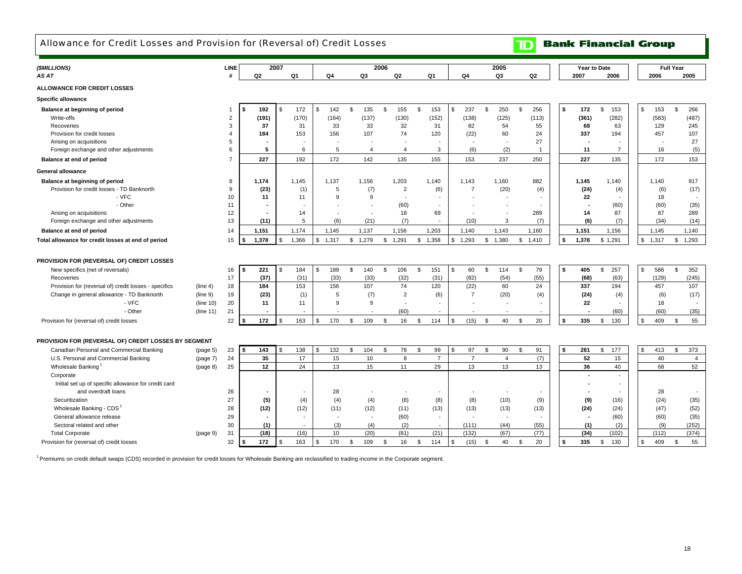# Allowance for Credit Losses and Provision for (Reversal of) Credit Losses

**TD Bank Financial Group**

| *($MILLIONS)* *AS AT* | | LINE # | 2007 Q2 | 2007 Q1 | 2006 Q4 | 2006 Q3 | 2006 Q2 | 2006 Q1 | 2005 Q4 | 2005 Q3 | 2005 Q2 | Year to Date 2007 | Year to Date 2006 | Full Year 2006 | Full Year 2005 |
|---|---|---|---|---|---|---|---|---|---|---|---|---|---|---|---|
| **ALLOWANCE FOR CREDIT LOSSES** | | | | | | | | | | | | | | | |
| **Specific allowance** | | | | | | | | | | | | | | | |
| **Balance at beginning of period** | | 1 | **$ 192** | $ 172 | $ 142 | $ 135 | $ 155 | $ 153 | $ 237 | $ 250 | $ 256 | **$ 172** | $ 153 | $ 153 | $ 266 |
| Write-offs | | 2 | **(191)** | (170) | (164) | (137) | (130) | (152) | (138) | (125) | (113) | **(361)** | (282) | (583) | (487) |
| Recoveries | | 3 | **37** | 31 | 33 | 33 | 32 | 31 | 82 | 54 | 55 | **68** | 63 | 129 | 245 |
| Provision for credit losses | | 4 | **184** | 153 | 156 | 107 | 74 | 120 | (22) | 60 | 24 | **337** | 194 | 457 | 107 |
| Arising on acquisitions | | 5 | **-** | - | - | - | - | - | - | - | 27 | **-** | - | - | 27 |
| Foreign exchange and other adjustments | | 6 | **5** | 6 | 5 | 4 | 4 | 3 | (6) | (2) | 1 | **11** | 7 | 16 | (5) |
| **Balance at end of period** | | 7 | **227** | 192 | 172 | 142 | 135 | 155 | 153 | 237 | 250 | **227** | 135 | 172 | 153 |
| **General allowance** | | | | | | | | | | | | | | | |
| **Balance at beginning of period** | | 8 | **1,174** | 1,145 | 1,137 | 1,156 | 1,203 | 1,140 | 1,143 | 1,160 | 882 | **1,145** | 1,140 | 1,140 | 917 |
| Provision for credit losses - TD Banknorth | | 9 | **(23)** | (1) | 5 | (7) | 2 | (6) | 7 | (20) | (4) | **(24)** | (4) | (6) | (17) |
| - VFC | | 10 | **11** | 11 | 9 | 9 | - | - | - | - | - | **22** | - | 18 | - |
| - Other | | 11 | **-** | - | - | - | (60) | - | - | - | - | **-** | (60) | (60) | (35) |
| Arising on acquisitions | | 12 | **-** | 14 | - | - | 18 | 69 | - | - | 289 | **14** | 87 | 87 | 289 |
| Foreign exchange and other adjustments | | 13 | **(11)** | 5 | (6) | (21) | (7) | - | (10) | 3 | (7) | **(6)** | (7) | (34) | (14) |
| **Balance at end of period** | | 14 | **1,151** | 1,174 | 1,145 | 1,137 | 1,156 | 1,203 | 1,140 | 1,143 | 1,160 | **1,151** | 1,156 | 1,145 | 1,140 |
| **Total allowance for credit losses at end of period** | | 15 | **$ 1,378** | $ 1,366 | $ 1,317 | $ 1,279 | $ 1,291 | $ 1,358 | $ 1,293 | $ 1,380 | $ 1,410 | **$ 1,378** | $ 1,291 | $ 1,317 | $ 1,293 |
| **PROVISION FOR (REVERSAL OF) CREDIT LOSSES** | | | | | | | | | | | | | | | |
| New specifics (net of reversals) | | 16 | **$ 221** | $ 184 | $ 189 | $ 140 | $ 106 | $ 151 | $ 60 | $ 114 | $ 79 | **$ 405** | $ 257 | $ 586 | $ 352 |
| Recoveries | | 17 | **(37)** | (31) | (33) | (33) | (32) | (31) | (82) | (54) | (55) | **(68)** | (63) | (129) | (245) |
| Provision for (reversal of) credit losses - specifics | (line 4) | 18 | **184** | 153 | 156 | 107 | 74 | 120 | (22) | 60 | 24 | **337** | 194 | 457 | 107 |
| Change in general allowance - TD Banknorth | (line 9) | 19 | **(23)** | (1) | 5 | (7) | 2 | (6) | 7 | (20) | (4) | **(24)** | (4) | (6) | (17) |
| - VFC | (line 10) | 20 | **11** | 11 | 9 | 9 | - | - | - | - | - | **22** | - | 18 | - |
| - Other | (line 11) | 21 | **-** | - | - | - | (60) | - | - | - | - | **-** | (60) | (60) | (35) |
| Provision for (reversal of) credit losses | | 22 | **$ 172** | $ 163 | $ 170 | $ 109 | $ 16 | $ 114 | $ (15) | $ 40 | $ 20 | **$ 335** | $ 130 | $ 409 | $ 55 |
| **PROVISION FOR (REVERSAL OF) CREDIT LOSSES BY SEGMENT** | | | | | | | | | | | | | | | |
| Canadian Personal and Commercial Banking | (page 5) | 23 | **$ 143** | $ 138 | $ 132 | $ 104 | $ 78 | $ 99 | $ 97 | $ 90 | $ 91 | **$ 281** | $ 177 | $ 413 | $ 373 |
| U.S. Personal and Commercial Banking | (page 7) | 24 | **35** | 17 | 15 | 10 | 8 | 7 | 7 | 4 | (7) | **52** | 15 | 40 | 4 |
| Wholesale Banking [1] | (page 8) | 25 | **12** | 24 | 13 | 15 | 11 | 29 | 13 | 13 | 13 | **36** | 40 | 68 | 52 |
| Corporate | | | | | | | | | | | | | | | |
| Initial set up of specific allowance for credit card and overdraft loans | | 26 | **-** | - | 28 | - | - | - | - | - | - | **-** | - | 28 | - |
| Securitization | | 27 | **(5)** | (4) | (4) | (4) | (8) | (8) | (8) | (10) | (9) | **(9)** | (16) | (24) | (35) |
| Wholesale Banking - CDS [1] | | 28 | **(12)** | (12) | (11) | (12) | (11) | (13) | (13) | (13) | (13) | **(24)** | (24) | (47) | (52) |
| General allowance release | | 29 | **-** | - | - | - | (60) | - | - | - | - | **-** | (60) | (60) | (35) |
| Sectoral related and other | | 30 | **(1)** | - | (3) | (4) | (2) | - | (111) | (44) | (55) | **(1)** | (2) | (9) | (252) |
| Total Corporate | (page 9) | 31 | **(18)** | (16) | 10 | (20) | (81) | (21) | (132) | (67) | (77) | **(34)** | (102) | (112) | (374) |
| Provision for (reversal of) credit losses | | 32 | **$ 172** | $ 163 | $ 170 | $ 109 | $ 16 | $ 114 | $ (15) | $ 40 | $ 20 | **$ 335** | $ 130 | $ 409 | $ 55 |

[1] Premiums on credit default swaps (CDS) recorded in provision for credit losses for Wholesale Banking are reclassified to trading income in the Corporate segment.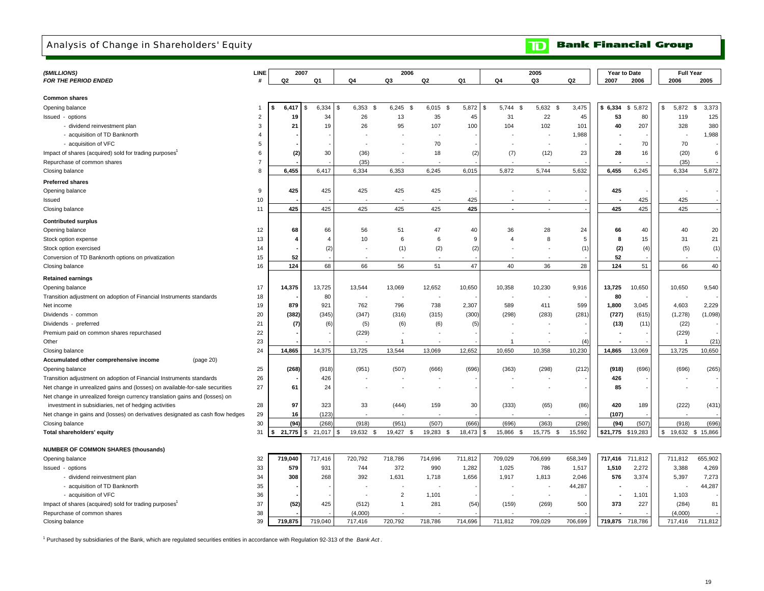# Analysis of Change in Shareholders' Equity

**TD Bank Financial Group**

| ($MILLIONS) FOR THE PERIOD ENDED | LINE # | 2007 Q2 | 2007 Q1 | 2006 Q4 | 2006 Q3 | 2006 Q2 | 2006 Q1 | 2005 Q4 | 2005 Q3 | 2005 Q2 | Year to Date 2007 | Year to Date 2006 | Full Year 2006 | Full Year 2005 |
|---|---|---|---|---|---|---|---|---|---|---|---|---|---|---|
| **Common shares** | | | | | | | | | | | | | | |
| Opening balance | 1 | $ 6,417 | $ 6,334 | $ 6,353 | $ 6,245 | $ 6,015 | $ 5,872 | $ 5,744 | $ 5,632 | $ 3,475 | $ 6,334 | $ 5,872 | $ 5,872 | $ 3,373 |
| Issued - options | 2 | 19 | 34 | 26 | 13 | 35 | 45 | 31 | 22 | 45 | 53 | 80 | 119 | 125 |
| - dividend reinvestment plan | 3 | 21 | 19 | 26 | 95 | 107 | 100 | 104 | 102 | 101 | 40 | 207 | 328 | 380 |
| - acquisition of TD Banknorth | 4 | - | - | - | - | - | - | - | - | 1,988 | - | - | - | 1,988 |
| - acquisition of VFC | 5 | - | - | - | - | 70 | - | - | - | - | - | 70 | 70 | - |
| Impact of shares (acquired) sold for trading purposes[1] | 6 | (2) | 30 | (36) | - | 18 | (2) | (7) | (12) | 23 | 28 | 16 | (20) | 6 |
| Repurchase of common shares | 7 | - | - | (35) | - | - | - | - | - | - | - | - | (35) | - |
| Closing balance | 8 | 6,455 | 6,417 | 6,334 | 6,353 | 6,245 | 6,015 | 5,872 | 5,744 | 5,632 | 6,455 | 6,245 | 6,334 | 5,872 |
| **Preferred shares** | | | | | | | | | | | | | | |
| Opening balance | 9 | 425 | 425 | 425 | 425 | 425 | - | - | - | - | 425 | - | - | - |
| Issued | 10 | - | - | - | - | - | 425 | - | - | - | - | 425 | 425 | - |
| Closing balance | 11 | 425 | 425 | 425 | 425 | 425 | 425 | - | - | - | 425 | 425 | 425 | - |
| **Contributed surplus** | | | | | | | | | | | | | | |
| Opening balance | 12 | 68 | 66 | 56 | 51 | 47 | 40 | 36 | 28 | 24 | 66 | 40 | 40 | 20 |
| Stock option expense | 13 | 4 | 4 | 10 | 6 | 6 | 9 | 4 | 8 | 5 | 8 | 15 | 31 | 21 |
| Stock option exercised | 14 | - | (2) | - | (1) | (2) | (2) | - | - | (1) | (2) | (4) | (5) | (1) |
| Conversion of TD Banknorth options on privatization | 15 | 52 | - | - | - | - | - | - | - | - | 52 | - | - | - |
| Closing balance | 16 | 124 | 68 | 66 | 56 | 51 | 47 | 40 | 36 | 28 | 124 | 51 | 66 | 40 |
| **Retained earnings** | | | | | | | | | | | | | | |
| Opening balance | 17 | 14,375 | 13,725 | 13,544 | 13,069 | 12,652 | 10,650 | 10,358 | 10,230 | 9,916 | 13,725 | 10,650 | 10,650 | 9,540 |
| Transition adjustment on adoption of Financial Instruments standards | 18 | - | 80 | - | - | - | - | - | - | - | 80 | - | - | - |
| Net income | 19 | 879 | 921 | 762 | 796 | 738 | 2,307 | 589 | 411 | 599 | 1,800 | 3,045 | 4,603 | 2,229 |
| Dividends - common | 20 | (382) | (345) | (347) | (316) | (315) | (300) | (298) | (283) | (281) | (727) | (615) | (1,278) | (1,098) |
| Dividends - preferred | 21 | (7) | (6) | (5) | (6) | (6) | (5) | - | - | - | (13) | (11) | (22) | - |
| Premium paid on common shares repurchased | 22 | - | - | (229) | - | - | - | - | - | - | - | - | (229) | - |
| Other | 23 | - | - | - | 1 | - | - | 1 | - | (4) | - | - | 1 | (21) |
| Closing balance | 24 | 14,865 | 14,375 | 13,725 | 13,544 | 13,069 | 12,652 | 10,650 | 10,358 | 10,230 | 14,865 | 13,069 | 13,725 | 10,650 |
| **Accumulated other comprehensive income** (page 20) | | | | | | | | | | | | | | |
| Opening balance | 25 | (268) | (918) | (951) | (507) | (666) | (696) | (363) | (298) | (212) | (918) | (696) | (696) | (265) |
| Transition adjustment on adoption of Financial Instruments standards | 26 | - | 426 | - | - | - | - | - | - | - | 426 | - | - | - |
| Net change in unrealized gains and (losses) on available-for-sale securities | 27 | 61 | 24 | - | - | - | - | - | - | - | 85 | - | - | - |
| Net change in unrealized foreign currency translation gains and (losses) on investment in subsidiaries, net of hedging activities | 28 | 97 | 323 | 33 | (444) | 159 | 30 | (333) | (65) | (86) | 420 | 189 | (222) | (431) |
| Net change in gains and (losses) on derivatives designated as cash flow hedges | 29 | 16 | (123) | - | - | - | - | - | - | - | (107) | - | - | - |
| Closing balance | 30 | (94) | (268) | (918) | (951) | (507) | (666) | (696) | (363) | (298) | (94) | (507) | (918) | (696) |
| **Total shareholders' equity** | 31 | $ 21,775 | $ 21,017 | $ 19,632 | $ 19,427 | $ 19,283 | $ 18,473 | $ 15,866 | $ 15,775 | $ 15,592 | $21,775 | $19,283 | $ 19,632 | $ 15,866 |
| **NUMBER OF COMMON SHARES (thousands)** | | | | | | | | | | | | | | |
| Opening balance | 32 | 719,040 | 717,416 | 720,792 | 718,786 | 714,696 | 711,812 | 709,029 | 706,699 | 658,349 | 717,416 | 711,812 | 711,812 | 655,902 |
| Issued - options | 33 | 579 | 931 | 744 | 372 | 990 | 1,282 | 1,025 | 786 | 1,517 | 1,510 | 2,272 | 3,388 | 4,269 |
| - dividend reinvestment plan | 34 | 308 | 268 | 392 | 1,631 | 1,718 | 1,656 | 1,917 | 1,813 | 2,046 | 576 | 3,374 | 5,397 | 7,273 |
| - acquisition of TD Banknorth | 35 | - | - | - | - | - | - | - | - | 44,287 | - | - | - | 44,287 |
| - acquisition of VFC | 36 | - | - | - | 2 | 1,101 | - | - | - | - | - | 1,101 | 1,103 | - |
| Impact of shares (acquired) sold for trading purposes[1] | 37 | (52) | 425 | (512) | 1 | 281 | (54) | (159) | (269) | 500 | 373 | 227 | (284) | 81 |
| Repurchase of common shares | 38 | - | - | (4,000) | - | - | - | - | - | - | - | - | (4,000) | - |
| Closing balance | 39 | 719,875 | 719,040 | 717,416 | 720,792 | 718,786 | 714,696 | 711,812 | 709,029 | 706,699 | 719,875 | 718,786 | 717,416 | 711,812 |

[1] Purchased by subsidiaries of the Bank, which are regulated securities entities in accordance with Regulation 92-313 of the *Bank Act*.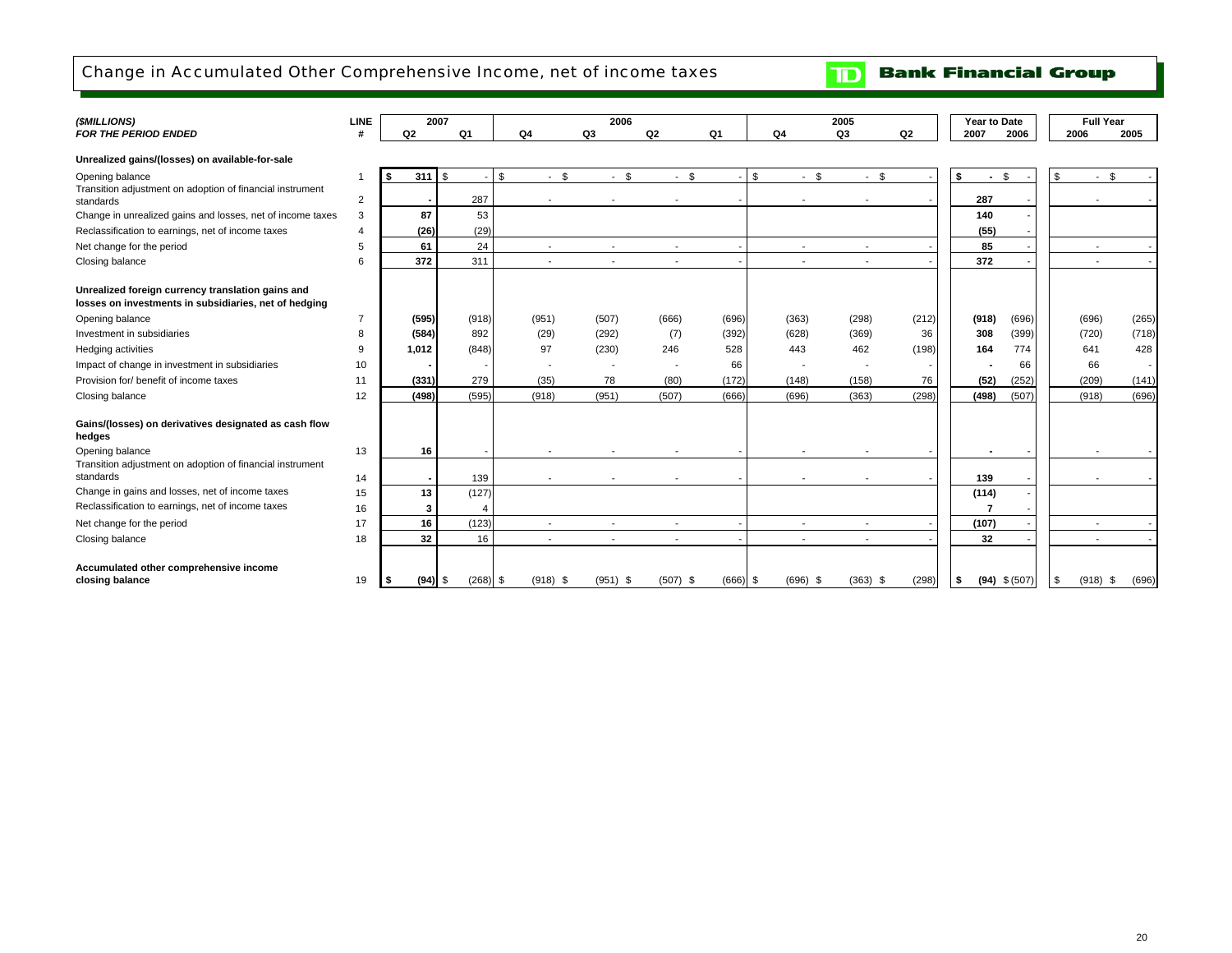# Change in Accumulated Other Comprehensive Income, net of income taxes

**TD Bank Financial Group**

| *($MILLIONS)* *FOR THE PERIOD ENDED* | LINE # | 2007 Q2 | 2007 Q1 | 2006 Q4 | 2006 Q3 | 2006 Q2 | 2006 Q1 | 2005 Q4 | 2005 Q3 | 2005 Q2 | Year to Date 2007 | Year to Date 2006 | Full Year 2006 | Full Year 2005 |
|---|---|---|---|---|---|---|---|---|---|---|---|---|---|---|
| **Unrealized gains/(losses) on available-for-sale** | | | | | | | | | | | | | | |
| Opening balance | 1 | **$ 311** | $ - | $ - | $ - | $ - | $ - | $ - | $ - | $ - | **$ -** | $ - | $ - | $ - |
| Transition adjustment on adoption of financial instrument standards | 2 | **-** | 287 | - | - | - | - | - | - | - | **287** | - | - | - |
| Change in unrealized gains and losses, net of income taxes | 3 | **87** | 53 | | | | | | | | **140** | - | | |
| Reclassification to earnings, net of income taxes | 4 | **(26)** | (29) | | | | | | | | **(55)** | - | | |
| Net change for the period | 5 | **61** | 24 | - | - | - | - | - | - | - | **85** | - | - | - |
| Closing balance | 6 | **372** | 311 | - | - | - | - | - | - | - | **372** | - | - | - |
| **Unrealized foreign currency translation gains and losses on investments in subsidiaries, net of hedging** | | | | | | | | | | | | | | |
| Opening balance | 7 | **(595)** | (918) | (951) | (507) | (666) | (696) | (363) | (298) | (212) | **(918)** | (696) | (696) | (265) |
| Investment in subsidiaries | 8 | **(584)** | 892 | (29) | (292) | (7) | (392) | (628) | (369) | 36 | **308** | (399) | (720) | (718) |
| Hedging activities | 9 | **1,012** | (848) | 97 | (230) | 246 | 528 | 443 | 462 | (198) | **164** | 774 | 641 | 428 |
| Impact of change in investment in subsidiaries | 10 | **-** | - | - | - | - | 66 | - | - | - | **-** | 66 | 66 | - |
| Provision for/ benefit of income taxes | 11 | **(331)** | 279 | (35) | 78 | (80) | (172) | (148) | (158) | 76 | **(52)** | (252) | (209) | (141) |
| Closing balance | 12 | **(498)** | (595) | (918) | (951) | (507) | (666) | (696) | (363) | (298) | **(498)** | (507) | (918) | (696) |
| **Gains/(losses) on derivatives designated as cash flow hedges** | | | | | | | | | | | | | | |
| Opening balance | 13 | **16** | - | - | - | - | - | - | - | - | **-** | - | - | - |
| Transition adjustment on adoption of financial instrument standards | 14 | **-** | 139 | - | - | - | - | - | - | - | **139** | - | - | - |
| Change in gains and losses, net of income taxes | 15 | **13** | (127) | | | | | | | | **(114)** | - | | |
| Reclassification to earnings, net of income taxes | 16 | **3** | 4 | | | | | | | | **7** | - | | |
| Net change for the period | 17 | **16** | (123) | - | - | - | - | - | - | - | **(107)** | - | - | - |
| Closing balance | 18 | **32** | 16 | - | - | - | - | - | - | - | **32** | - | - | - |
| **Accumulated other comprehensive income closing balance** | 19 | **$ (94)** | $ (268) | $ (918) | $ (951) | $ (507) | $ (666) | $ (696) | $ (363) | $ (298) | **$ (94)** | $ (507) | $ (918) | $ (696) |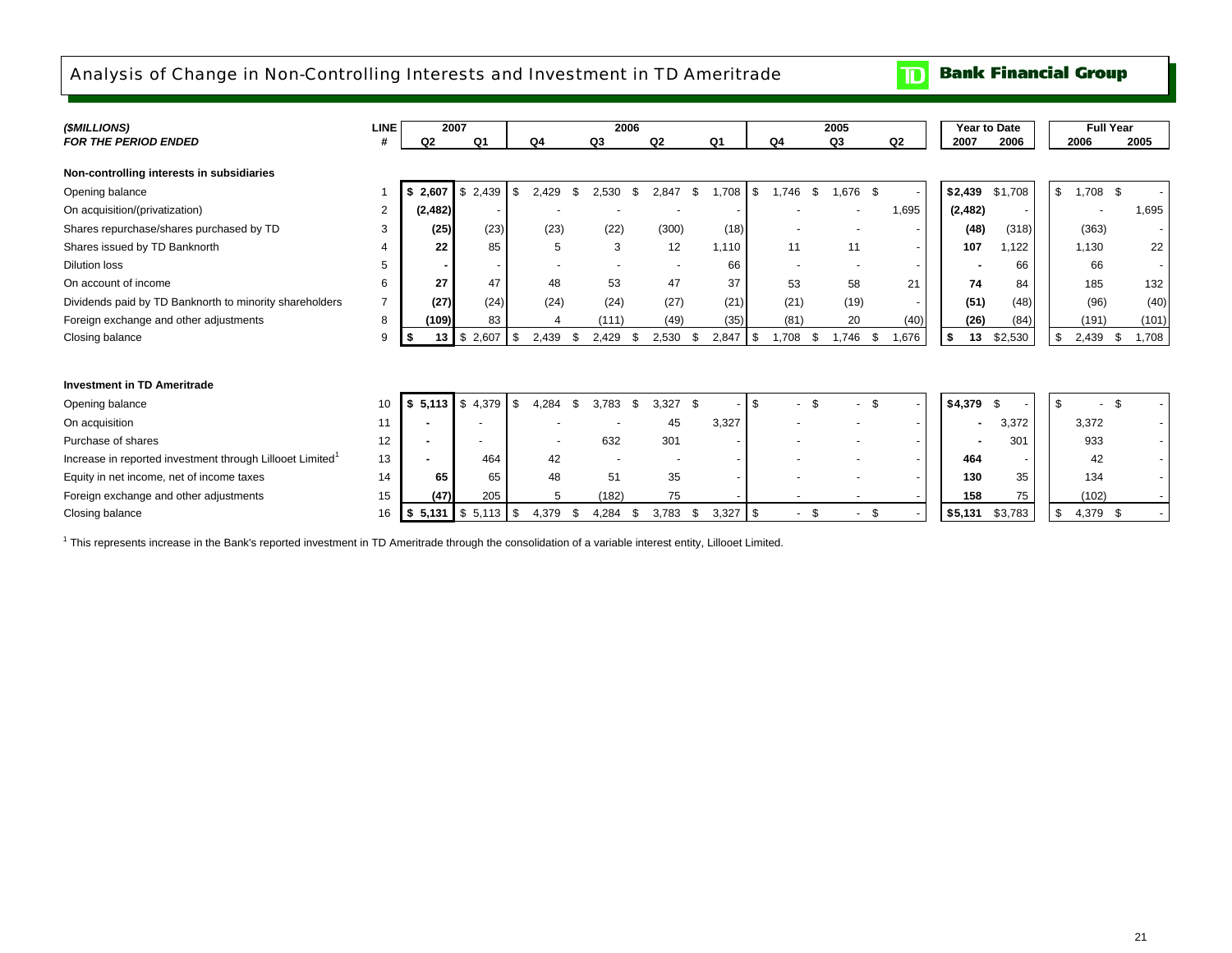# Analysis of Change in Non-Controlling Interests and Investment in TD Ameritrade

**TD Bank Financial Group**

| *($MILLIONS)* | LINE | 2007 | | 2006 | | | | 2005 | | | Year to Date | | Full Year | |
|---|---|---|---|---|---|---|---|---|---|---|---|---|---|---|
| *FOR THE PERIOD ENDED* | # | Q2 | Q1 | Q4 | Q3 | Q2 | Q1 | Q4 | Q3 | Q2 | 2007 | 2006 | 2006 | 2005 |
| **Non-controlling interests in subsidiaries** | | | | | | | | | | | | | | |
| Opening balance | 1 | **$ 2,607** | $ 2,439 | $ 2,429 | $ 2,530 | $ 2,847 | $ 1,708 | $ 1,746 | $ 1,676 | $ - | **$2,439** | $1,708 | $ 1,708 | $ - |
| On acquisition/(privatization) | 2 | **(2,482)** | - | - | - | - | - | - | - | 1,695 | **(2,482)** | - | - | 1,695 |
| Shares repurchase/shares purchased by TD | 3 | **(25)** | (23) | (23) | (22) | (300) | (18) | - | - | - | **(48)** | (318) | (363) | - |
| Shares issued by TD Banknorth | 4 | **22** | 85 | 5 | 3 | 12 | 1,110 | 11 | 11 | - | **107** | 1,122 | 1,130 | 22 |
| Dilution loss | 5 | **-** | - | - | - | - | 66 | - | - | - | **-** | 66 | 66 | - |
| On account of income | 6 | **27** | 47 | 48 | 53 | 47 | 37 | 53 | 58 | 21 | **74** | 84 | 185 | 132 |
| Dividends paid by TD Banknorth to minority shareholders | 7 | **(27)** | (24) | (24) | (24) | (27) | (21) | (21) | (19) | - | **(51)** | (48) | (96) | (40) |
| Foreign exchange and other adjustments | 8 | **(109)** | 83 | 4 | (111) | (49) | (35) | (81) | 20 | (40) | **(26)** | (84) | (191) | (101) |
| Closing balance | 9 | **$ 13** | $ 2,607 | $ 2,439 | $ 2,429 | $ 2,530 | $ 2,847 | $ 1,708 | $ 1,746 | $ 1,676 | **$ 13** | $2,530 | $ 2,439 | $ 1,708 |
| **Investment in TD Ameritrade** | | | | | | | | | | | | | | |
| Opening balance | 10 | **$ 5,113** | $ 4,379 | $ 4,284 | $ 3,783 | $ 3,327 | $ - | $ - | $ - | $ - | **$4,379** | $ - | $ - | $ - |
| On acquisition | 11 | **-** | - | - | - | 45 | 3,327 | - | - | - | **-** | 3,372 | 3,372 | - |
| Purchase of shares | 12 | **-** | - | - | 632 | 301 | - | - | - | - | **-** | 301 | 933 | - |
| Increase in reported investment through Lillooet Limited[1] | 13 | **-** | 464 | 42 | - | - | - | - | - | - | **464** | - | 42 | - |
| Equity in net income, net of income taxes | 14 | **65** | 65 | 48 | 51 | 35 | - | - | - | - | **130** | 35 | 134 | - |
| Foreign exchange and other adjustments | 15 | **(47)** | 205 | 5 | (182) | 75 | - | - | - | - | **158** | 75 | (102) | - |
| Closing balance | 16 | **$ 5,131** | $ 5,113 | $ 4,379 | $ 4,284 | $ 3,783 | $ 3,327 | $ - | $ - | $ - | **$5,131** | $3,783 | $ 4,379 | $ - |

[1] This represents increase in the Bank's reported investment in TD Ameritrade through the consolidation of a variable interest entity, Lillooet Limited.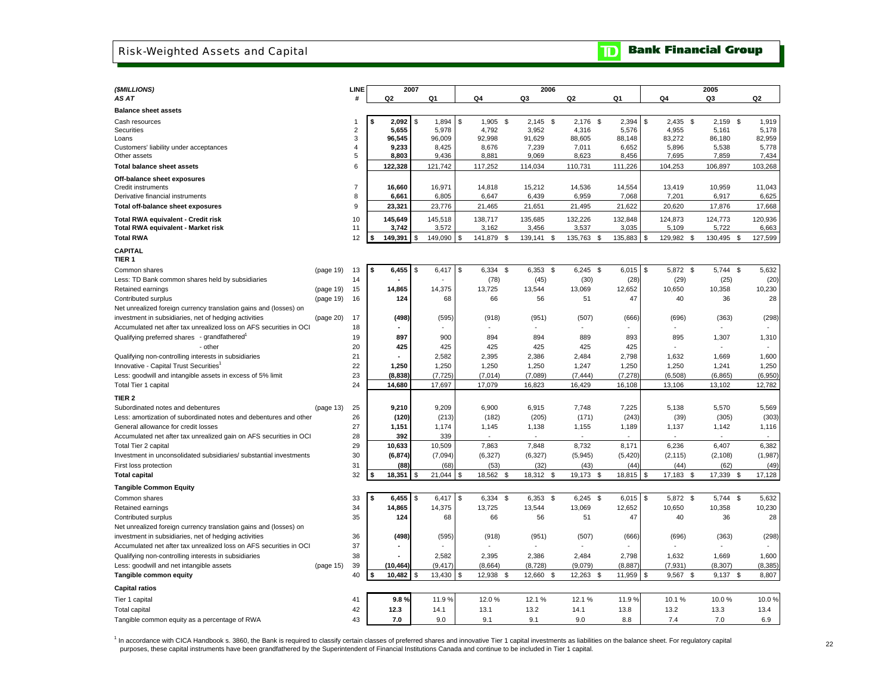# Risk-Weighted Assets and Capital

**TD Bank Financial Group**

| ($MILLIONS) | | LINE | 2007 | | 2006 | | | | 2005 | | |
|---|---|---|---|---|---|---|---|---|---|---|---|
| AS AT | | # | Q2 | Q1 | Q4 | Q3 | Q2 | Q1 | Q4 | Q3 | Q2 |
| **Balance sheet assets** | | | | | | | | | | | |
| Cash resources | | 1 | $ 2,092 | $ 1,894 | $ 1,905 | $ 2,145 | $ 2,176 | $ 2,394 | $ 2,435 | $ 2,159 | $ 1,919 |
| Securities | | 2 | 5,655 | 5,978 | 4,792 | 3,952 | 4,316 | 5,576 | 4,955 | 5,161 | 5,178 |
| Loans | | 3 | 96,545 | 96,009 | 92,998 | 91,629 | 88,605 | 88,148 | 83,272 | 86,180 | 82,959 |
| Customers' liability under acceptances | | 4 | 9,233 | 8,425 | 8,676 | 7,239 | 7,011 | 6,652 | 5,896 | 5,538 | 5,778 |
| Other assets | | 5 | 8,803 | 9,436 | 8,881 | 9,069 | 8,623 | 8,456 | 7,695 | 7,859 | 7,434 |
| **Total balance sheet assets** | | 6 | 122,328 | 121,742 | 117,252 | 114,034 | 110,731 | 111,226 | 104,253 | 106,897 | 103,268 |
| **Off-balance sheet exposures** | | | | | | | | | | | |
| Credit instruments | | 7 | 16,660 | 16,971 | 14,818 | 15,212 | 14,536 | 14,554 | 13,419 | 10,959 | 11,043 |
| Derivative financial instruments | | 8 | 6,661 | 6,805 | 6,647 | 6,439 | 6,959 | 7,068 | 7,201 | 6,917 | 6,625 |
| **Total off-balance sheet exposures** | | 9 | 23,321 | 23,776 | 21,465 | 21,651 | 21,495 | 21,622 | 20,620 | 17,876 | 17,668 |
| **Total RWA equivalent - Credit risk** | | 10 | 145,649 | 145,518 | 138,717 | 135,685 | 132,226 | 132,848 | 124,873 | 124,773 | 120,936 |
| **Total RWA equivalent - Market risk** | | 11 | 3,742 | 3,572 | 3,162 | 3,456 | 3,537 | 3,035 | 5,109 | 5,722 | 6,663 |
| **Total RWA** | | 12 | $ 149,391 | $ 149,090 | $ 141,879 | $ 139,141 | $ 135,763 | $ 135,883 | $ 129,982 | $ 130,495 | $ 127,599 |
| **CAPITAL** | | | | | | | | | | | |
| **TIER 1** | | | | | | | | | | | |
| Common shares | (page 19) | 13 | $ 6,455 | $ 6,417 | $ 6,334 | $ 6,353 | $ 6,245 | $ 6,015 | $ 5,872 | $ 5,744 | $ 5,632 |
| Less: TD Bank common shares held by subsidiaries | | 14 | - | - | (78) | (45) | (30) | (28) | (29) | (25) | (20) |
| Retained earnings | (page 19) | 15 | 14,865 | 14,375 | 13,725 | 13,544 | 13,069 | 12,652 | 10,650 | 10,358 | 10,230 |
| Contributed surplus | (page 19) | 16 | 124 | 68 | 66 | 56 | 51 | 47 | 40 | 36 | 28 |
| Net unrealized foreign currency translation gains and (losses) on investment in subsidiaries, net of hedging activities | (page 20) | 17 | (498) | (595) | (918) | (951) | (507) | (666) | (696) | (363) | (298) |
| Accumulated net after tax unrealized loss on AFS securities in OCI | | 18 | - | - | - | - | - | - | - | - | - |
| Qualifying preferred shares - grandfathered[1] | | 19 | 897 | 900 | 894 | 894 | 889 | 893 | 895 | 1,307 | 1,310 |
| - other | | 20 | 425 | 425 | 425 | 425 | 425 | 425 | - | - | - |
| Qualifying non-controlling interests in subsidiaries | | 21 | - | 2,582 | 2,395 | 2,386 | 2,484 | 2,798 | 1,632 | 1,669 | 1,600 |
| Innovative - Capital Trust Securities[1] | | 22 | 1,250 | 1,250 | 1,250 | 1,250 | 1,247 | 1,250 | 1,250 | 1,241 | 1,250 |
| Less: goodwill and intangible assets in excess of 5% limit | | 23 | (8,838) | (7,725) | (7,014) | (7,089) | (7,444) | (7,278) | (6,508) | (6,865) | (6,950) |
| Total Tier 1 capital | | 24 | 14,680 | 17,697 | 17,079 | 16,823 | 16,429 | 16,108 | 13,106 | 13,102 | 12,782 |
| **TIER 2** | | | | | | | | | | | |
| Subordinated notes and debentures | (page 13) | 25 | 9,210 | 9,209 | 6,900 | 6,915 | 7,748 | 7,225 | 5,138 | 5,570 | 5,569 |
| Less: amortization of subordinated notes and debentures and other | | 26 | (120) | (213) | (182) | (205) | (171) | (243) | (39) | (305) | (303) |
| General allowance for credit losses | | 27 | 1,151 | 1,174 | 1,145 | 1,138 | 1,155 | 1,189 | 1,137 | 1,142 | 1,116 |
| Accumulated net after tax unrealized gain on AFS securities in OCI | | 28 | 392 | 339 | - | - | - | - | - | - | - |
| Total Tier 2 capital | | 29 | 10,633 | 10,509 | 7,863 | 7,848 | 8,732 | 8,171 | 6,236 | 6,407 | 6,382 |
| Investment in unconsolidated subsidiaries/ substantial investments | | 30 | (6,874) | (7,094) | (6,327) | (6,327) | (5,945) | (5,420) | (2,115) | (2,108) | (1,987) |
| First loss protection | | 31 | (88) | (68) | (53) | (32) | (43) | (44) | (44) | (62) | (49) |
| **Total capital** | | 32 | $ 18,351 | $ 21,044 | $ 18,562 | $ 18,312 | $ 19,173 | $ 18,815 | $ 17,183 | $ 17,339 | $ 17,128 |
| **Tangible Common Equity** | | | | | | | | | | | |
| Common shares | | 33 | $ 6,455 | $ 6,417 | $ 6,334 | $ 6,353 | $ 6,245 | $ 6,015 | $ 5,872 | $ 5,744 | $ 5,632 |
| Retained earnings | | 34 | 14,865 | 14,375 | 13,725 | 13,544 | 13,069 | 12,652 | 10,650 | 10,358 | 10,230 |
| Contributed surplus | | 35 | 124 | 68 | 66 | 56 | 51 | 47 | 40 | 36 | 28 |
| Net unrealized foreign currency translation gains and (losses) on investment in subsidiaries, net of hedging activities | | 36 | (498) | (595) | (918) | (951) | (507) | (666) | (696) | (363) | (298) |
| Accumulated net after tax unrealized loss on AFS securities in OCI | | 37 | - | - | - | - | - | - | - | - | - |
| Qualifying non-controlling interests in subsidiaries | | 38 | - | 2,582 | 2,395 | 2,386 | 2,484 | 2,798 | 1,632 | 1,669 | 1,600 |
| Less: goodwill and net intangible assets | (page 15) | 39 | (10,464) | (9,417) | (8,664) | (8,728) | (9,079) | (8,887) | (7,931) | (8,307) | (8,385) |
| **Tangible common equity** | | 40 | $ 10,482 | $ 13,430 | $ 12,938 | $ 12,660 | $ 12,263 | $ 11,959 | $ 9,567 | $ 9,137 | $ 8,807 |
| **Capital ratios** | | | | | | | | | | | |
| Tier 1 capital | | 41 | 9.8 % | 11.9 % | 12.0 % | 12.1 % | 12.1 % | 11.9 % | 10.1 % | 10.0 % | 10.0 % |
| Total capital | | 42 | 12.3 | 14.1 | 13.1 | 13.2 | 14.1 | 13.8 | 13.2 | 13.3 | 13.4 |
| Tangible common equity as a percentage of RWA | | 43 | 7.0 | 9.0 | 9.1 | 9.1 | 9.0 | 8.8 | 7.4 | 7.0 | 6.9 |

[1] In accordance with CICA Handbook s. 3860, the Bank is required to classify certain classes of preferred shares and innovative Tier 1 capital investments as liabilities on the balance sheet. For regulatory capital purposes, these capital instruments have been grandfathered by the Superintendent of Financial Institutions Canada and continue to be included in Tier 1 capital.